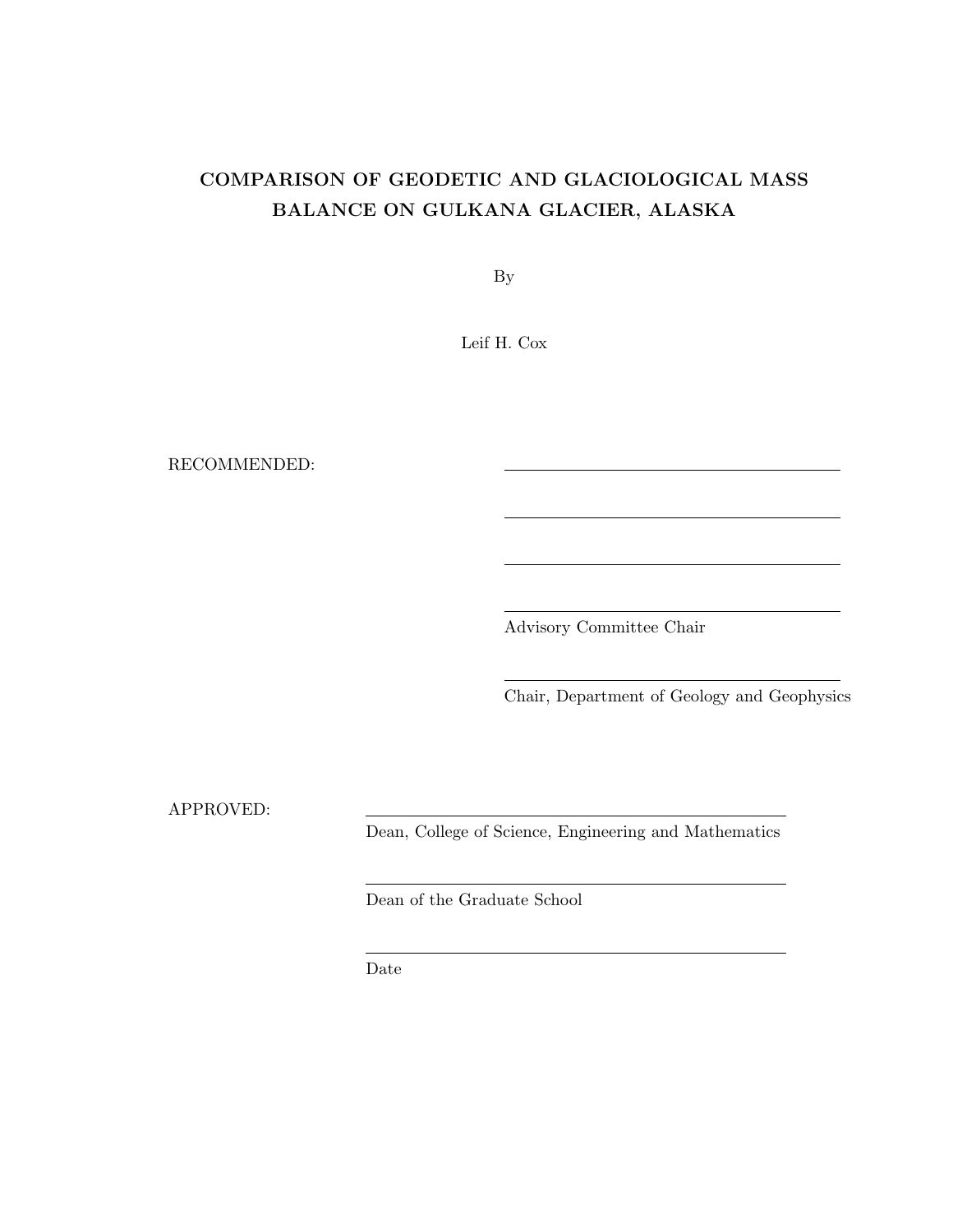# COMPARISON OF GEODETIC AND GLACIOLOGICAL MASS BALANCE ON GULKANA GLACIER, ALASKA

By

Leif H. Cox

RECOMMENDED:

\_\_\_\_\_\_\_\_\_\_\_\_\_\_\_\_\_\_\_\_\_\_\_\_\_\_\_\_\_\_\_\_\_\_\_\_\_\_\_\_

\_\_\_\_\_\_\_\_\_\_\_\_\_\_\_\_\_\_\_\_\_\_\_\_\_\_\_\_\_\_\_\_\_\_\_\_\_\_\_\_

\_\_\_\_\_\_\_\_\_\_\_\_\_\_\_\_\_\_\_\_\_\_\_\_\_\_\_\_\_\_\_\_\_\_\_\_\_\_\_\_

\_\_\_\_\_\_\_\_\_\_\_\_\_\_\_\_\_\_\_\_\_\_\_\_\_\_\_\_\_\_\_\_\_\_\_\_\_\_\_\_
Advisory Committee Chair

\_\_\_\_\_\_\_\_\_\_\_\_\_\_\_\_\_\_\_\_\_\_\_\_\_\_\_\_\_\_\_\_\_\_\_\_\_\_\_\_
Chair, Department of Geology and Geophysics

APPROVED:

\_\_\_\_\_\_\_\_\_\_\_\_\_\_\_\_\_\_\_\_\_\_\_\_\_\_\_\_\_\_\_\_\_\_\_\_\_\_\_\_
Dean, College of Science, Engineering and Mathematics

\_\_\_\_\_\_\_\_\_\_\_\_\_\_\_\_\_\_\_\_\_\_\_\_\_\_\_\_\_\_\_\_\_\_\_\_\_\_\_\_
Dean of the Graduate School

\_\_\_\_\_\_\_\_\_\_\_\_\_\_\_\_\_\_\_\_\_\_\_\_\_\_\_\_\_\_\_\_\_\_\_\_\_\_\_\_
Date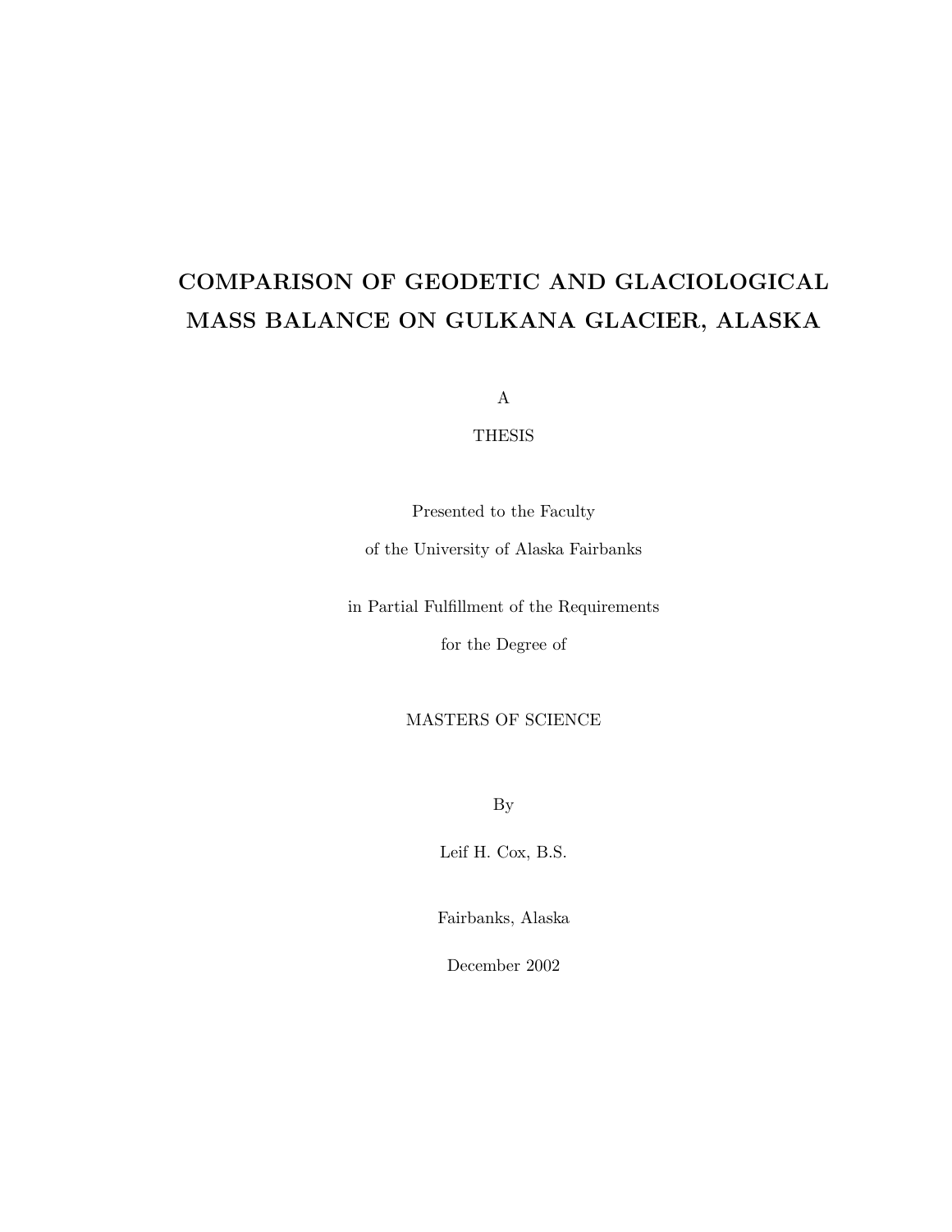# COMPARISON OF GEODETIC AND GLACIOLOGICAL MASS BALANCE ON GULKANA GLACIER, ALASKA

A

THESIS

Presented to the Faculty

of the University of Alaska Fairbanks

in Partial Fulfillment of the Requirements

for the Degree of

MASTERS OF SCIENCE

By

Leif H. Cox, B.S.

Fairbanks, Alaska

December 2002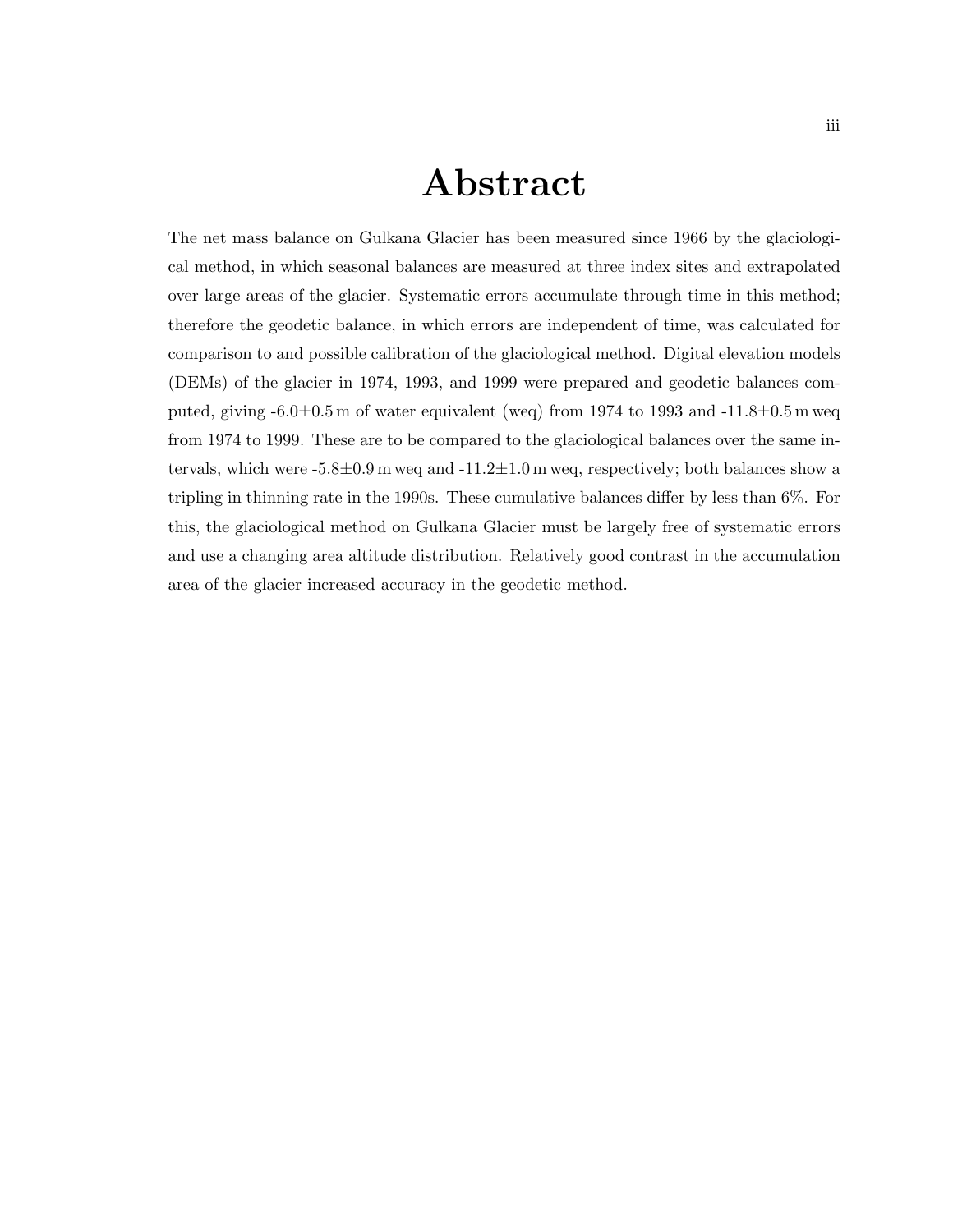# Abstract

The net mass balance on Gulkana Glacier has been measured since 1966 by the glaciological method, in which seasonal balances are measured at three index sites and extrapolated over large areas of the glacier. Systematic errors accumulate through time in this method; therefore the geodetic balance, in which errors are independent of time, was calculated for comparison to and possible calibration of the glaciological method. Digital elevation models (DEMs) of the glacier in 1974, 1993, and 1999 were prepared and geodetic balances computed, giving $-6.0\pm0.5$ m of water equivalent (weq) from 1974 to 1993 and $-11.8\pm0.5$ m weq from 1974 to 1999. These are to be compared to the glaciological balances over the same intervals, which were $-5.8\pm0.9$ m weq and $-11.2\pm1.0$ m weq, respectively; both balances show a tripling in thinning rate in the 1990s. These cumulative balances differ by less than 6%. For this, the glaciological method on Gulkana Glacier must be largely free of systematic errors and use a changing area altitude distribution. Relatively good contrast in the accumulation area of the glacier increased accuracy in the geodetic method.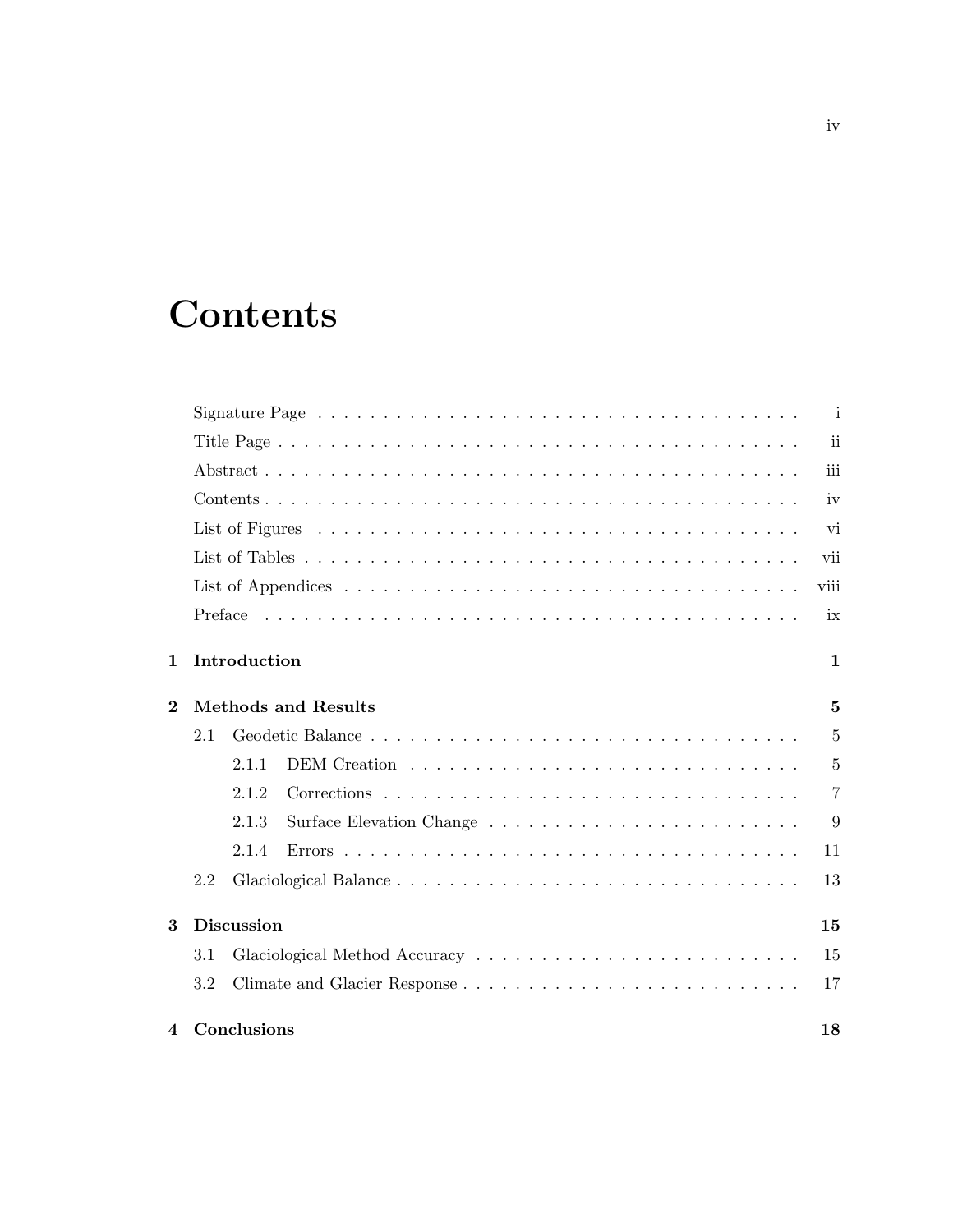# Contents

Signature Page . . . . . . . . . . . . . . . . . . . . . . . . . . . . . . . . . . . . . . . i
Title Page . . . . . . . . . . . . . . . . . . . . . . . . . . . . . . . . . . . . . . . . . ii
Abstract . . . . . . . . . . . . . . . . . . . . . . . . . . . . . . . . . . . . . . . . . . iii
Contents . . . . . . . . . . . . . . . . . . . . . . . . . . . . . . . . . . . . . . . . . . iv
List of Figures . . . . . . . . . . . . . . . . . . . . . . . . . . . . . . . . . . . . . . vi
List of Tables . . . . . . . . . . . . . . . . . . . . . . . . . . . . . . . . . . . . . . . vii
List of Appendices . . . . . . . . . . . . . . . . . . . . . . . . . . . . . . . . . . . . viii
Preface . . . . . . . . . . . . . . . . . . . . . . . . . . . . . . . . . . . . . . . . . . ix

**1 Introduction** **1**

**2 Methods and Results** **5**

- 2.1 Geodetic Balance . . . . . . . . . . . . . . . . . . . . . . . . . . . . . . . . . 5
  - 2.1.1 DEM Creation . . . . . . . . . . . . . . . . . . . . . . . . . . . . . . 5
  - 2.1.2 Corrections . . . . . . . . . . . . . . . . . . . . . . . . . . . . . . . 7
  - 2.1.3 Surface Elevation Change . . . . . . . . . . . . . . . . . . . . . . . . 9
  - 2.1.4 Errors . . . . . . . . . . . . . . . . . . . . . . . . . . . . . . . . . . 11
- 2.2 Glaciological Balance . . . . . . . . . . . . . . . . . . . . . . . . . . . . . . 13

**3 Discussion** **15**

- 3.1 Glaciological Method Accuracy . . . . . . . . . . . . . . . . . . . . . . . . . 15
- 3.2 Climate and Glacier Response . . . . . . . . . . . . . . . . . . . . . . . . . . 17

**4 Conclusions** **18**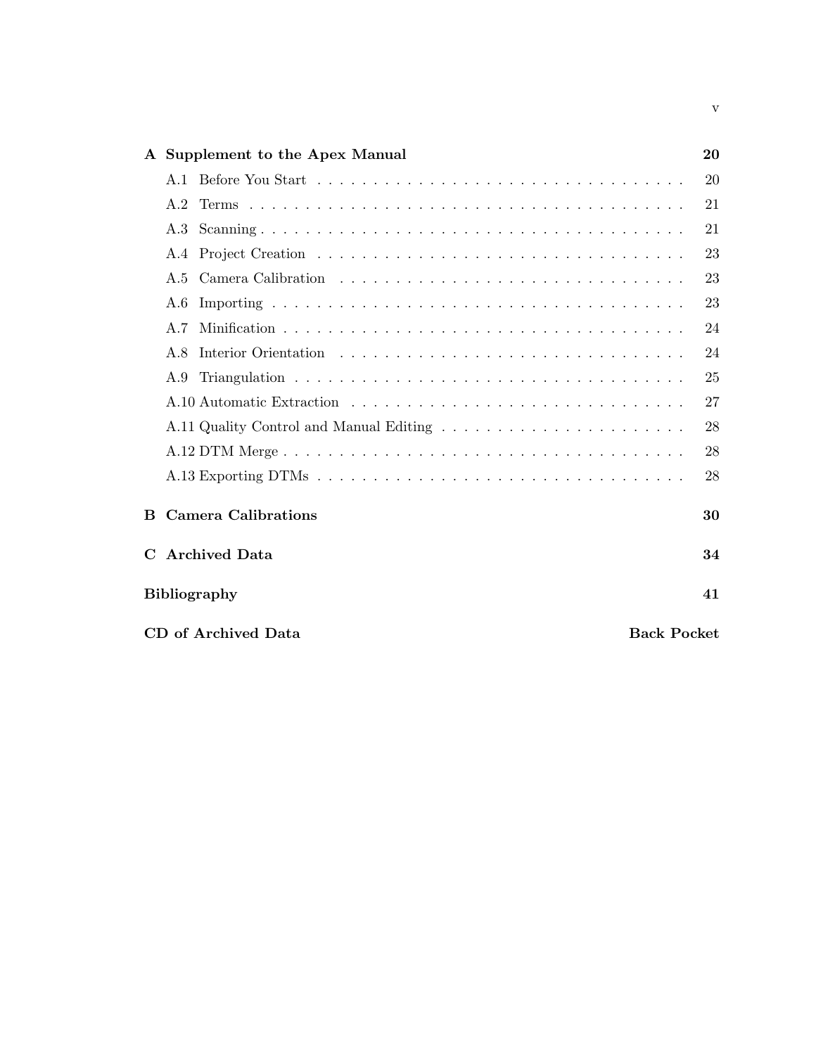| | |
|---|---|
| **A Supplement to the Apex Manual** | **20** |
| A.1 Before You Start | 20 |
| A.2 Terms | 21 |
| A.3 Scanning | 21 |
| A.4 Project Creation | 23 |
| A.5 Camera Calibration | 23 |
| A.6 Importing | 23 |
| A.7 Minification | 24 |
| A.8 Interior Orientation | 24 |
| A.9 Triangulation | 25 |
| A.10 Automatic Extraction | 27 |
| A.11 Quality Control and Manual Editing | 28 |
| A.12 DTM Merge | 28 |
| A.13 Exporting DTMs | 28 |
| **B Camera Calibrations** | **30** |
| **C Archived Data** | **34** |
| **Bibliography** | **41** |
| **CD of Archived Data** | **Back Pocket** |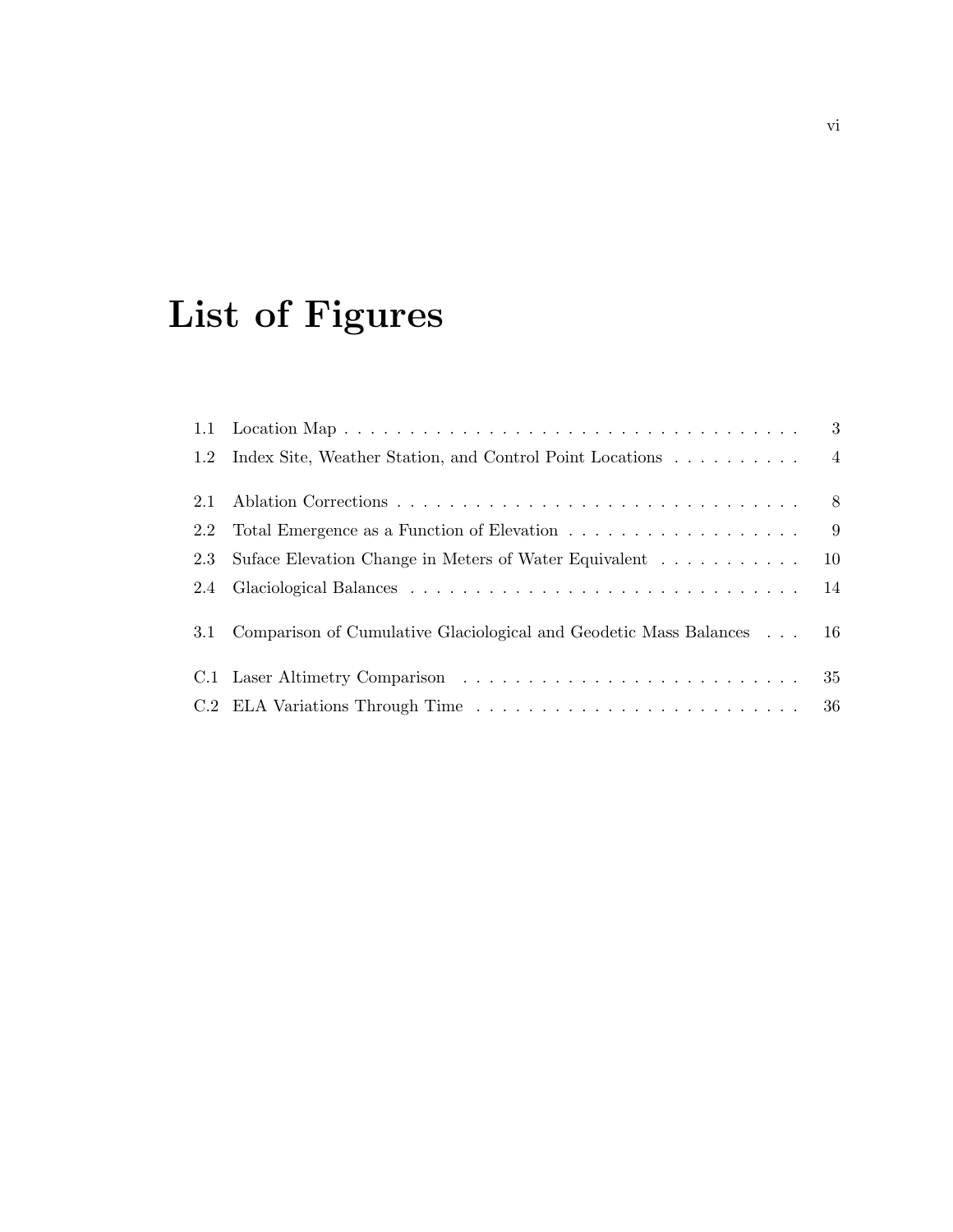# List of Figures

1.1 Location Map . . . . . . . . . . . . . . . . . . . . . . . . . . . . . . . . . . . 3
1.2 Index Site, Weather Station, and Control Point Locations . . . . . . . . . . 4

2.1 Ablation Corrections . . . . . . . . . . . . . . . . . . . . . . . . . . . . . . . 8
2.2 Total Emergence as a Function of Elevation . . . . . . . . . . . . . . . . . . 9
2.3 Suface Elevation Change in Meters of Water Equivalent . . . . . . . . . . . 10
2.4 Glaciological Balances . . . . . . . . . . . . . . . . . . . . . . . . . . . . . . 14

3.1 Comparison of Cumulative Glaciological and Geodetic Mass Balances . . . 16

C.1 Laser Altimetry Comparison . . . . . . . . . . . . . . . . . . . . . . . . . . 35
C.2 ELA Variations Through Time . . . . . . . . . . . . . . . . . . . . . . . . . 36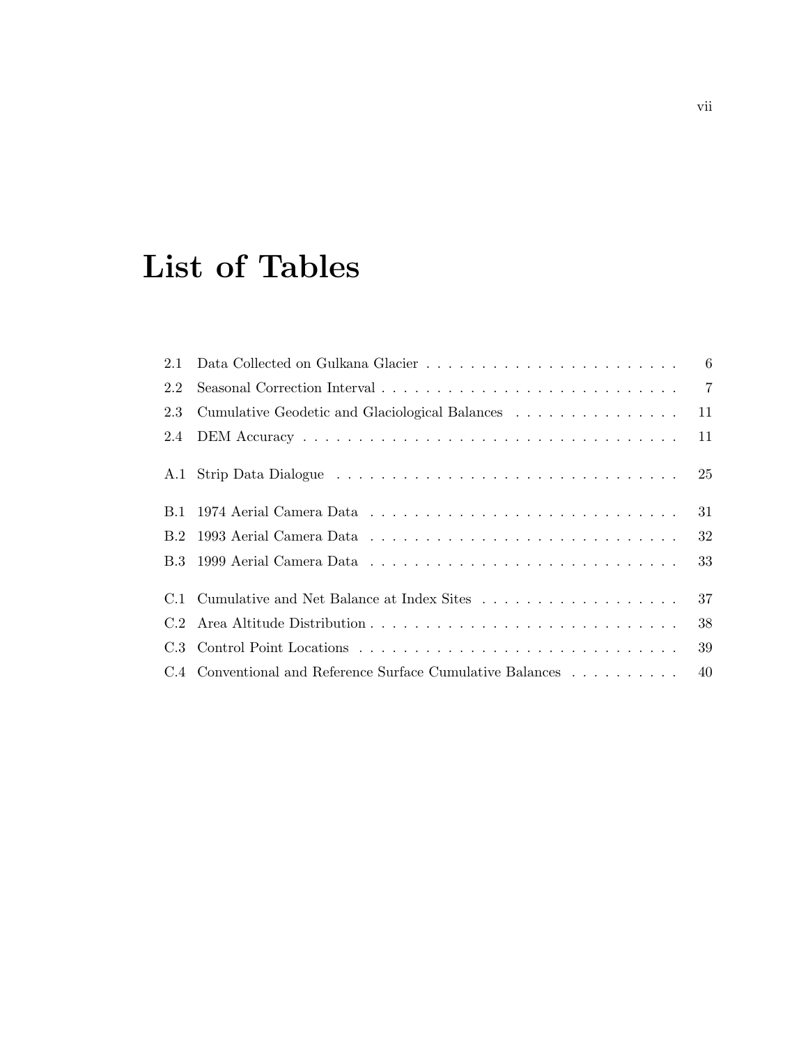# List of Tables

| | | |
|---|---|---|
| 2.1 | Data Collected on Gulkana Glacier | 6 |
| 2.2 | Seasonal Correction Interval | 7 |
| 2.3 | Cumulative Geodetic and Glaciological Balances | 11 |
| 2.4 | DEM Accuracy | 11 |
| A.1 | Strip Data Dialogue | 25 |
| B.1 | 1974 Aerial Camera Data | 31 |
| B.2 | 1993 Aerial Camera Data | 32 |
| B.3 | 1999 Aerial Camera Data | 33 |
| C.1 | Cumulative and Net Balance at Index Sites | 37 |
| C.2 | Area Altitude Distribution | 38 |
| C.3 | Control Point Locations | 39 |
| C.4 | Conventional and Reference Surface Cumulative Balances | 40 |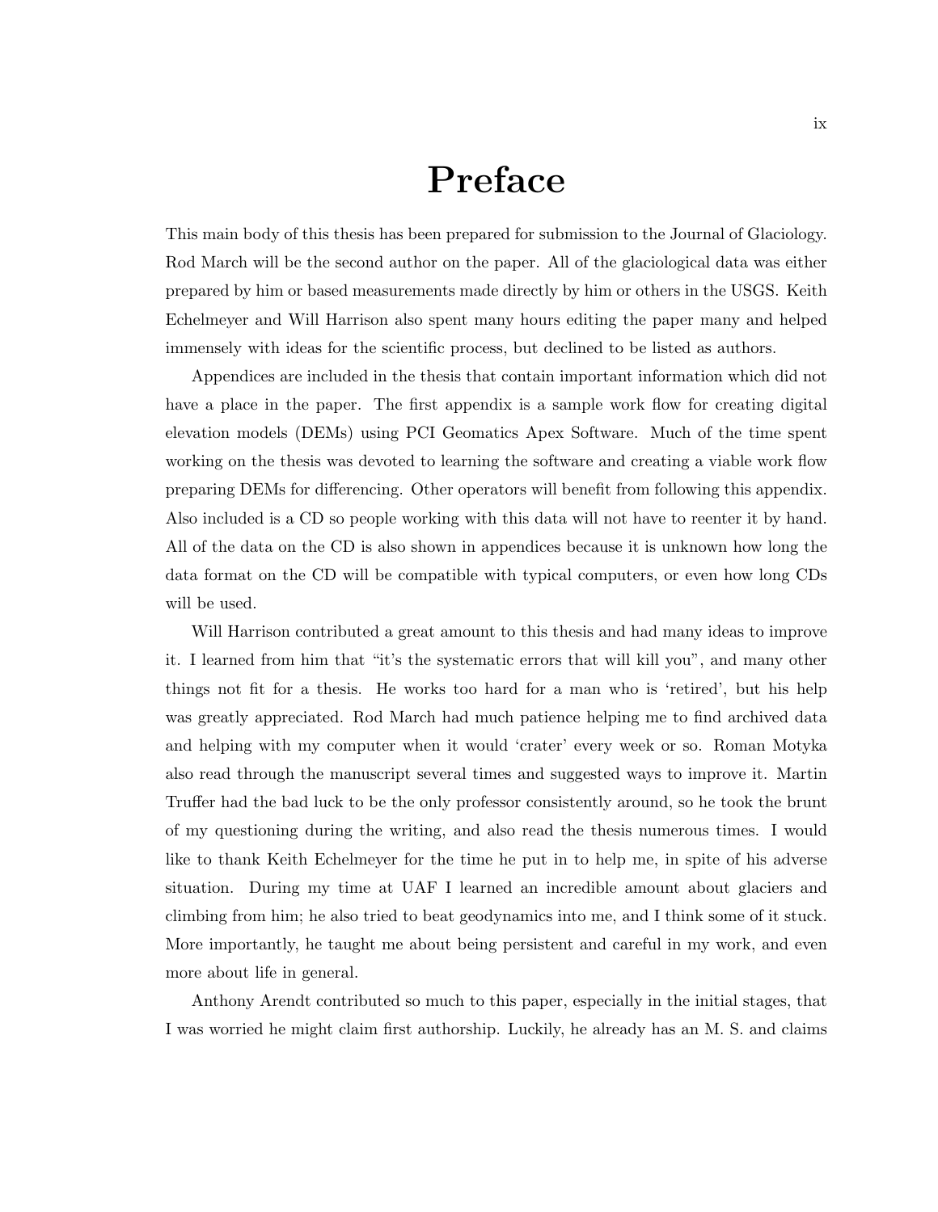# Preface

This main body of this thesis has been prepared for submission to the Journal of Glaciology. Rod March will be the second author on the paper. All of the glaciological data was either prepared by him or based measurements made directly by him or others in the USGS. Keith Echelmeyer and Will Harrison also spent many hours editing the paper many and helped immensely with ideas for the scientific process, but declined to be listed as authors.

Appendices are included in the thesis that contain important information which did not have a place in the paper. The first appendix is a sample work flow for creating digital elevation models (DEMs) using PCI Geomatics Apex Software. Much of the time spent working on the thesis was devoted to learning the software and creating a viable work flow preparing DEMs for differencing. Other operators will benefit from following this appendix. Also included is a CD so people working with this data will not have to reenter it by hand. All of the data on the CD is also shown in appendices because it is unknown how long the data format on the CD will be compatible with typical computers, or even how long CDs will be used.

Will Harrison contributed a great amount to this thesis and had many ideas to improve it. I learned from him that "it's the systematic errors that will kill you", and many other things not fit for a thesis. He works too hard for a man who is 'retired', but his help was greatly appreciated. Rod March had much patience helping me to find archived data and helping with my computer when it would 'crater' every week or so. Roman Motyka also read through the manuscript several times and suggested ways to improve it. Martin Truffer had the bad luck to be the only professor consistently around, so he took the brunt of my questioning during the writing, and also read the thesis numerous times. I would like to thank Keith Echelmeyer for the time he put in to help me, in spite of his adverse situation. During my time at UAF I learned an incredible amount about glaciers and climbing from him; he also tried to beat geodynamics into me, and I think some of it stuck. More importantly, he taught me about being persistent and careful in my work, and even more about life in general.

Anthony Arendt contributed so much to this paper, especially in the initial stages, that I was worried he might claim first authorship. Luckily, he already has an M. S. and claims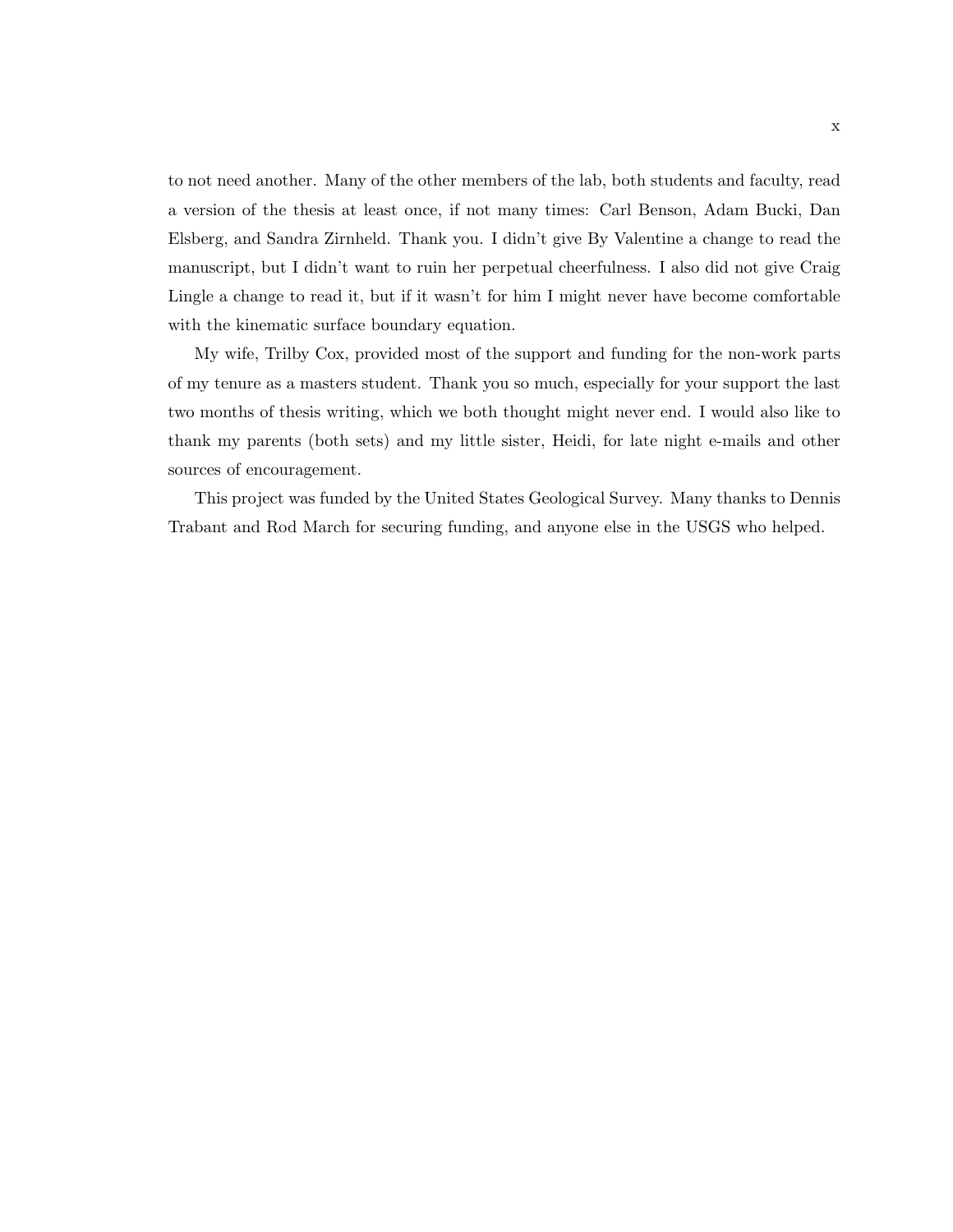to not need another. Many of the other members of the lab, both students and faculty, read a version of the thesis at least once, if not many times: Carl Benson, Adam Bucki, Dan Elsberg, and Sandra Zirnheld. Thank you. I didn't give By Valentine a change to read the manuscript, but I didn't want to ruin her perpetual cheerfulness. I also did not give Craig Lingle a change to read it, but if it wasn't for him I might never have become comfortable with the kinematic surface boundary equation.

My wife, Trilby Cox, provided most of the support and funding for the non-work parts of my tenure as a masters student. Thank you so much, especially for your support the last two months of thesis writing, which we both thought might never end. I would also like to thank my parents (both sets) and my little sister, Heidi, for late night e-mails and other sources of encouragement.

This project was funded by the United States Geological Survey. Many thanks to Dennis Trabant and Rod March for securing funding, and anyone else in the USGS who helped.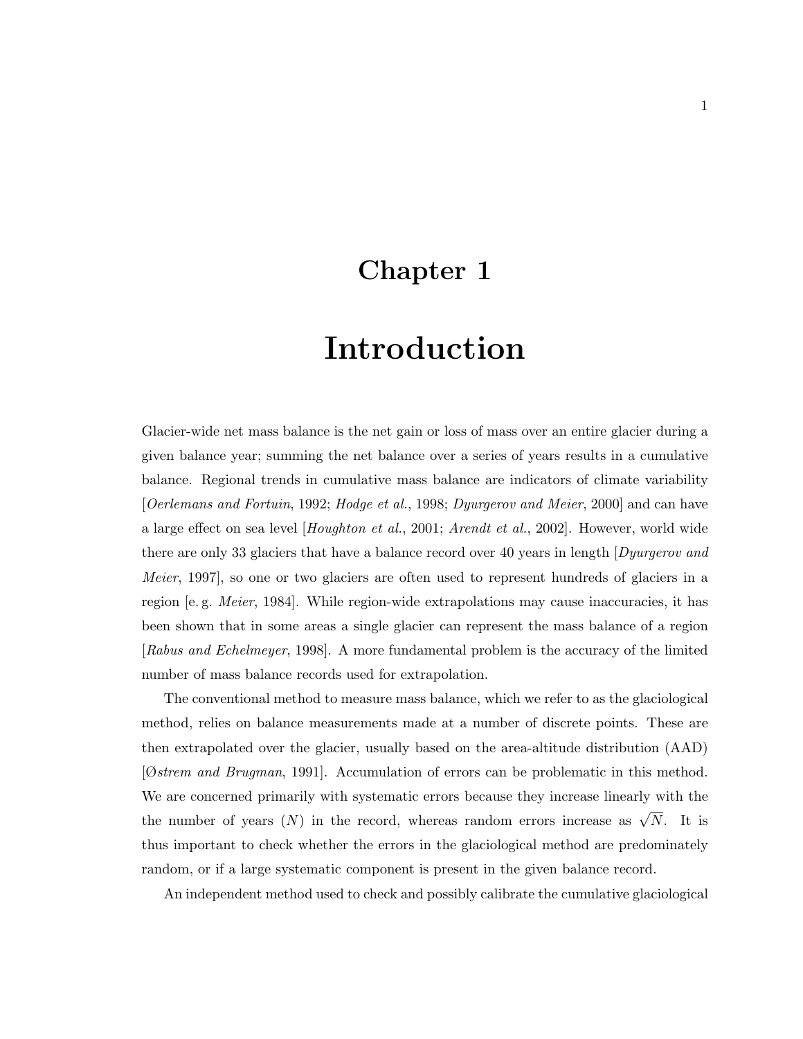# Chapter 1

# Introduction

Glacier-wide net mass balance is the net gain or loss of mass over an entire glacier during a given balance year; summing the net balance over a series of years results in a cumulative balance. Regional trends in cumulative mass balance are indicators of climate variability [*Oerlemans and Fortuin*, 1992; *Hodge et al.*, 1998; *Dyurgerov and Meier*, 2000] and can have a large effect on sea level [*Houghton et al.*, 2001; *Arendt et al.*, 2002]. However, world wide there are only 33 glaciers that have a balance record over 40 years in length [*Dyurgerov and Meier*, 1997], so one or two glaciers are often used to represent hundreds of glaciers in a region [e. g. *Meier*, 1984]. While region-wide extrapolations may cause inaccuracies, it has been shown that in some areas a single glacier can represent the mass balance of a region [*Rabus and Echelmeyer*, 1998]. A more fundamental problem is the accuracy of the limited number of mass balance records used for extrapolation.

The conventional method to measure mass balance, which we refer to as the glaciological method, relies on balance measurements made at a number of discrete points. These are then extrapolated over the glacier, usually based on the area-altitude distribution (AAD) [*Østrem and Brugman*, 1991]. Accumulation of errors can be problematic in this method. We are concerned primarily with systematic errors because they increase linearly with the the number of years ($N$) in the record, whereas random errors increase as $\sqrt{N}$. It is thus important to check whether the errors in the glaciological method are predominately random, or if a large systematic component is present in the given balance record.

An independent method used to check and possibly calibrate the cumulative glaciological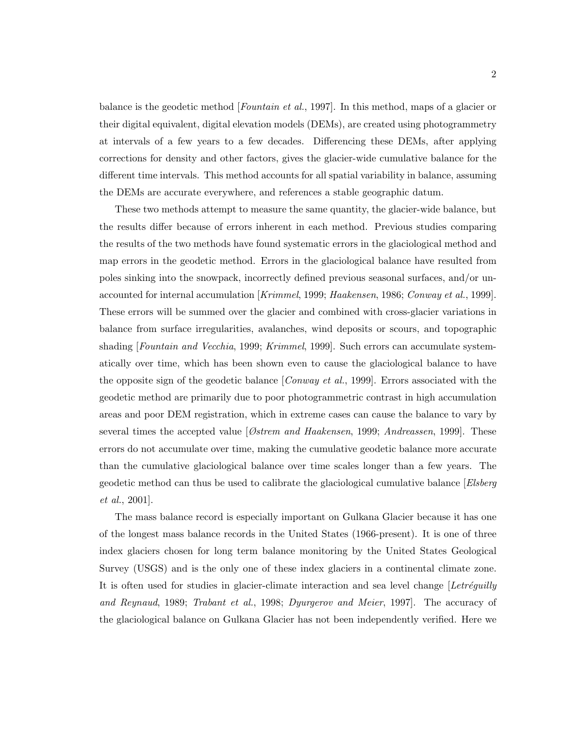balance is the geodetic method [*Fountain et al.*, 1997]. In this method, maps of a glacier or their digital equivalent, digital elevation models (DEMs), are created using photogrammetry at intervals of a few years to a few decades. Differencing these DEMs, after applying corrections for density and other factors, gives the glacier-wide cumulative balance for the different time intervals. This method accounts for all spatial variability in balance, assuming the DEMs are accurate everywhere, and references a stable geographic datum.

These two methods attempt to measure the same quantity, the glacier-wide balance, but the results differ because of errors inherent in each method. Previous studies comparing the results of the two methods have found systematic errors in the glaciological method and map errors in the geodetic method. Errors in the glaciological balance have resulted from poles sinking into the snowpack, incorrectly defined previous seasonal surfaces, and/or unaccounted for internal accumulation [*Krimmel*, 1999; *Haakensen*, 1986; *Conway et al.*, 1999]. These errors will be summed over the glacier and combined with cross-glacier variations in balance from surface irregularities, avalanches, wind deposits or scours, and topographic shading [*Fountain and Vecchia*, 1999; *Krimmel*, 1999]. Such errors can accumulate systematically over time, which has been shown even to cause the glaciological balance to have the opposite sign of the geodetic balance [*Conway et al.*, 1999]. Errors associated with the geodetic method are primarily due to poor photogrammetric contrast in high accumulation areas and poor DEM registration, which in extreme cases can cause the balance to vary by several times the accepted value [*Østrem and Haakensen*, 1999; *Andreassen*, 1999]. These errors do not accumulate over time, making the cumulative geodetic balance more accurate than the cumulative glaciological balance over time scales longer than a few years. The geodetic method can thus be used to calibrate the glaciological cumulative balance [*Elsberg et al.*, 2001].

The mass balance record is especially important on Gulkana Glacier because it has one of the longest mass balance records in the United States (1966-present). It is one of three index glaciers chosen for long term balance monitoring by the United States Geological Survey (USGS) and is the only one of these index glaciers in a continental climate zone. It is often used for studies in glacier-climate interaction and sea level change [*Letréguilly and Reynaud*, 1989; *Trabant et al.*, 1998; *Dyurgerov and Meier*, 1997]. The accuracy of the glaciological balance on Gulkana Glacier has not been independently verified. Here we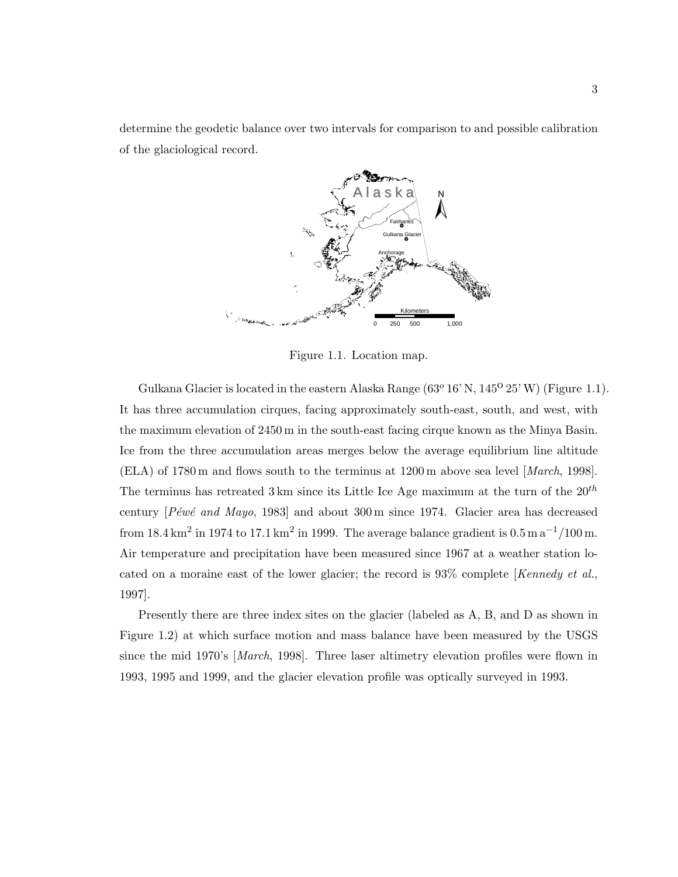determine the geodetic balance over two intervals for comparison to and possible calibration of the glaciological record.

Figure 1.1. Location map.

Gulkana Glacier is located in the eastern Alaska Range ($63^o$ 16' N, $145^O$ 25' W) (Figure 1.1). It has three accumulation cirques, facing approximately south-east, south, and west, with the maximum elevation of 2450 m in the south-east facing cirque known as the Minya Basin. Ice from the three accumulation areas merges below the average equilibrium line altitude (ELA) of 1780 m and flows south to the terminus at 1200 m above sea level [*March*, 1998]. The terminus has retreated 3 km since its Little Ice Age maximum at the turn of the $20^{th}$ century [*Péwé and Mayo*, 1983] and about 300 m since 1974. Glacier area has decreased from 18.4 $km^2$ in 1974 to 17.1 $km^2$ in 1999. The average balance gradient is $0.5\,m\,a^{-1}/100\,m$. Air temperature and precipitation have been measured since 1967 at a weather station located on a moraine east of the lower glacier; the record is 93% complete [*Kennedy et al.*, 1997].

Presently there are three index sites on the glacier (labeled as A, B, and D as shown in Figure 1.2) at which surface motion and mass balance have been measured by the USGS since the mid 1970's [*March*, 1998]. Three laser altimetry elevation profiles were flown in 1993, 1995 and 1999, and the glacier elevation profile was optically surveyed in 1993.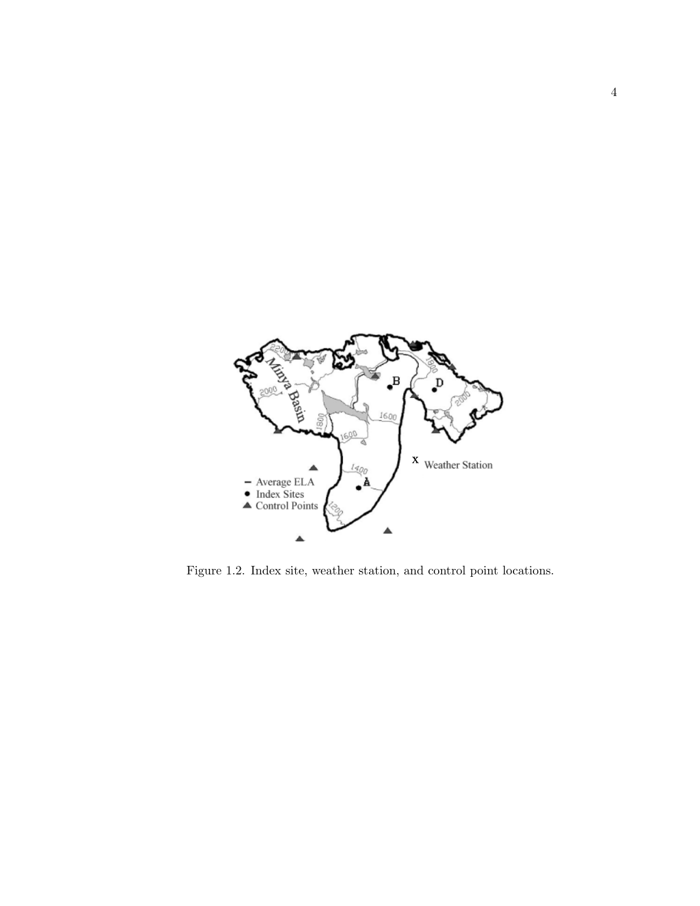Figure 1.2. Index site, weather station, and control point locations.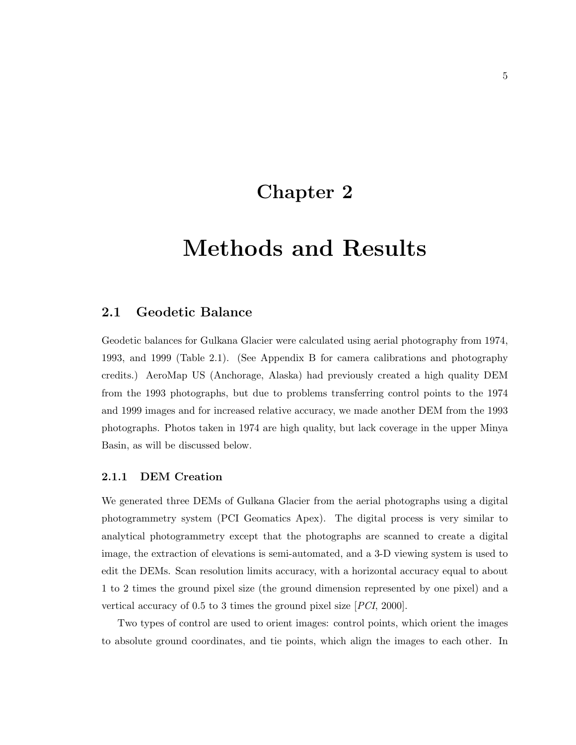# Chapter 2

# Methods and Results

## 2.1 Geodetic Balance

Geodetic balances for Gulkana Glacier were calculated using aerial photography from 1974, 1993, and 1999 (Table 2.1). (See Appendix B for camera calibrations and photography credits.) AeroMap US (Anchorage, Alaska) had previously created a high quality DEM from the 1993 photographs, but due to problems transferring control points to the 1974 and 1999 images and for increased relative accuracy, we made another DEM from the 1993 photographs. Photos taken in 1974 are high quality, but lack coverage in the upper Minya Basin, as will be discussed below.

### 2.1.1 DEM Creation

We generated three DEMs of Gulkana Glacier from the aerial photographs using a digital photogrammetry system (PCI Geomatics Apex). The digital process is very similar to analytical photogrammetry except that the photographs are scanned to create a digital image, the extraction of elevations is semi-automated, and a 3-D viewing system is used to edit the DEMs. Scan resolution limits accuracy, with a horizontal accuracy equal to about 1 to 2 times the ground pixel size (the ground dimension represented by one pixel) and a vertical accuracy of 0.5 to 3 times the ground pixel size [*PCI*, 2000].

Two types of control are used to orient images: control points, which orient the images to absolute ground coordinates, and tie points, which align the images to each other. In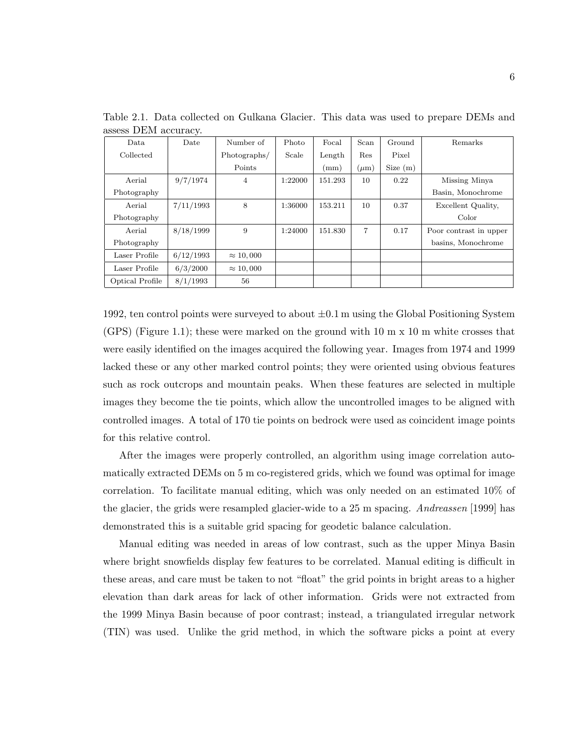Table 2.1. Data collected on Gulkana Glacier. This data was used to prepare DEMs and assess DEM accuracy.

| Data Collected | Date | Number of Photographs/ Points | Photo Scale | Focal Length (mm) | Scan Res ($\mu$m) | Ground Pixel Size (m) | Remarks |
|---|---|---|---|---|---|---|---|
| Aerial Photography | 9/7/1974 | 4 | 1:22000 | 151.293 | 10 | 0.22 | Missing Minya Basin, Monochrome |
| Aerial Photography | 7/11/1993 | 8 | 1:36000 | 153.211 | 10 | 0.37 | Excellent Quality, Color |
| Aerial Photography | 8/18/1999 | 9 | 1:24000 | 151.830 | 7 | 0.17 | Poor contrast in upper basins, Monochrome |
| Laser Profile | 6/12/1993 | $\approx 10,000$ | | | | | |
| Laser Profile | 6/3/2000 | $\approx 10,000$ | | | | | |
| Optical Profile | 8/1/1993 | 56 | | | | | |

1992, ten control points were surveyed to about $\pm 0.1$ m using the Global Positioning System (GPS) (Figure 1.1); these were marked on the ground with 10 m x 10 m white crosses that were easily identified on the images acquired the following year. Images from 1974 and 1999 lacked these or any other marked control points; they were oriented using obvious features such as rock outcrops and mountain peaks. When these features are selected in multiple images they become the tie points, which allow the uncontrolled images to be aligned with controlled images. A total of 170 tie points on bedrock were used as coincident image points for this relative control.

After the images were properly controlled, an algorithm using image correlation automatically extracted DEMs on 5 m co-registered grids, which we found was optimal for image correlation. To facilitate manual editing, which was only needed on an estimated 10% of the glacier, the grids were resampled glacier-wide to a 25 m spacing. *Andreassen* [1999] has demonstrated this is a suitable grid spacing for geodetic balance calculation.

Manual editing was needed in areas of low contrast, such as the upper Minya Basin where bright snowfields display few features to be correlated. Manual editing is difficult in these areas, and care must be taken to not "float" the grid points in bright areas to a higher elevation than dark areas for lack of other information. Grids were not extracted from the 1999 Minya Basin because of poor contrast; instead, a triangulated irregular network (TIN) was used. Unlike the grid method, in which the software picks a point at every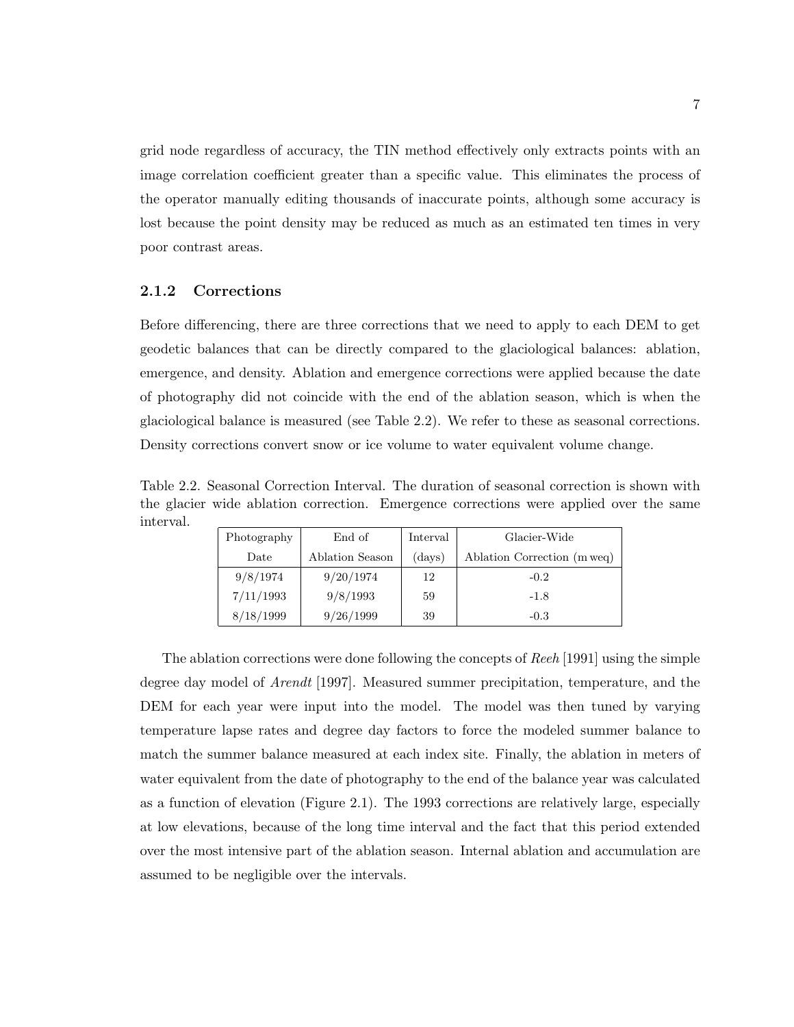grid node regardless of accuracy, the TIN method effectively only extracts points with an image correlation coefficient greater than a specific value. This eliminates the process of the operator manually editing thousands of inaccurate points, although some accuracy is lost because the point density may be reduced as much as an estimated ten times in very poor contrast areas.

### 2.1.2 Corrections

Before differencing, there are three corrections that we need to apply to each DEM to get geodetic balances that can be directly compared to the glaciological balances: ablation, emergence, and density. Ablation and emergence corrections were applied because the date of photography did not coincide with the end of the ablation season, which is when the glaciological balance is measured (see Table 2.2). We refer to these as seasonal corrections. Density corrections convert snow or ice volume to water equivalent volume change.

Table 2.2. Seasonal Correction Interval. The duration of seasonal correction is shown with the glacier wide ablation correction. Emergence corrections were applied over the same interval.

| Photography Date | End of Ablation Season | Interval (days) | Glacier-Wide Ablation Correction (m weq) |
|---|---|---|---|
| 9/8/1974 | 9/20/1974 | 12 | -0.2 |
| 7/11/1993 | 9/8/1993 | 59 | -1.8 |
| 8/18/1999 | 9/26/1999 | 39 | -0.3 |

The ablation corrections were done following the concepts of *Reeh* [1991] using the simple degree day model of *Arendt* [1997]. Measured summer precipitation, temperature, and the DEM for each year were input into the model. The model was then tuned by varying temperature lapse rates and degree day factors to force the modeled summer balance to match the summer balance measured at each index site. Finally, the ablation in meters of water equivalent from the date of photography to the end of the balance year was calculated as a function of elevation (Figure 2.1). The 1993 corrections are relatively large, especially at low elevations, because of the long time interval and the fact that this period extended over the most intensive part of the ablation season. Internal ablation and accumulation are assumed to be negligible over the intervals.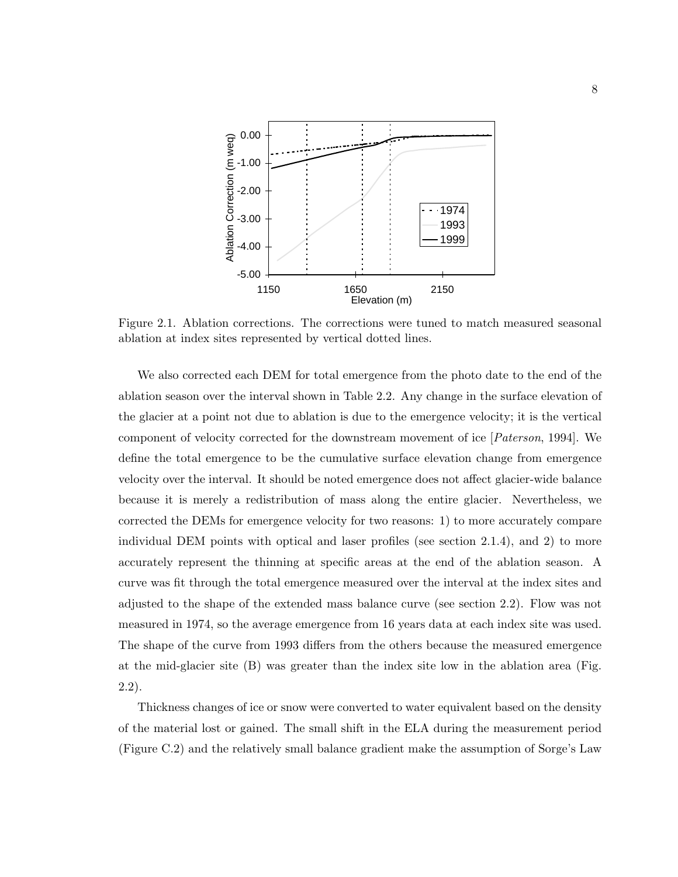Figure 2.1. Ablation corrections. The corrections were tuned to match measured seasonal ablation at index sites represented by vertical dotted lines.

We also corrected each DEM for total emergence from the photo date to the end of the ablation season over the interval shown in Table 2.2. Any change in the surface elevation of the glacier at a point not due to ablation is due to the emergence velocity; it is the vertical component of velocity corrected for the downstream movement of ice [*Paterson*, 1994]. We define the total emergence to be the cumulative surface elevation change from emergence velocity over the interval. It should be noted emergence does not affect glacier-wide balance because it is merely a redistribution of mass along the entire glacier. Nevertheless, we corrected the DEMs for emergence velocity for two reasons: 1) to more accurately compare individual DEM points with optical and laser profiles (see section 2.1.4), and 2) to more accurately represent the thinning at specific areas at the end of the ablation season. A curve was fit through the total emergence measured over the interval at the index sites and adjusted to the shape of the extended mass balance curve (see section 2.2). Flow was not measured in 1974, so the average emergence from 16 years data at each index site was used. The shape of the curve from 1993 differs from the others because the measured emergence at the mid-glacier site (B) was greater than the index site low in the ablation area (Fig. 2.2).

Thickness changes of ice or snow were converted to water equivalent based on the density of the material lost or gained. The small shift in the ELA during the measurement period (Figure C.2) and the relatively small balance gradient make the assumption of Sorge's Law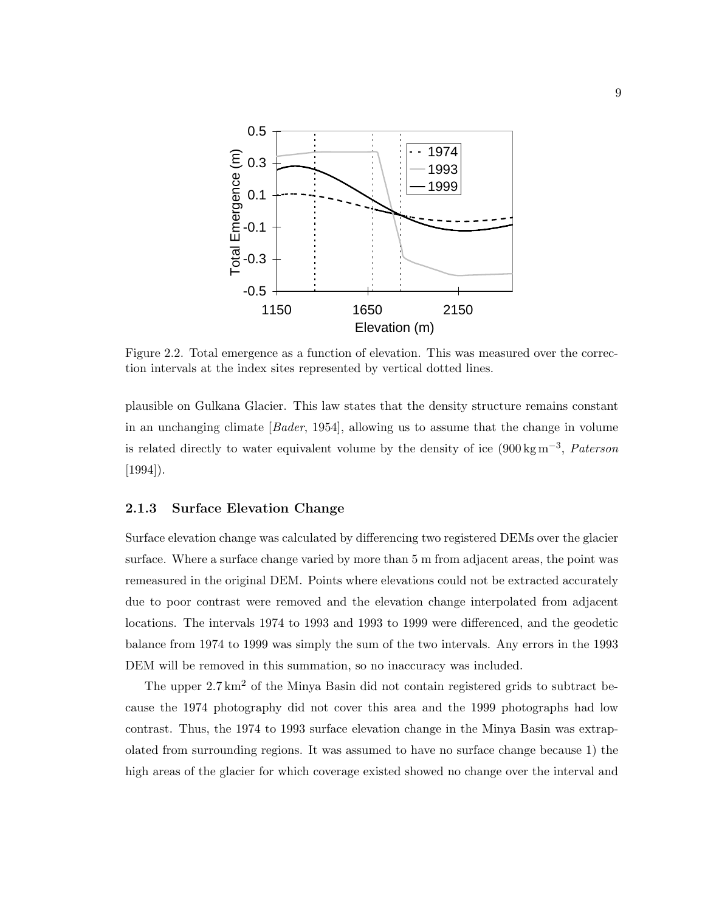Figure 2.2. Total emergence as a function of elevation. This was measured over the correction intervals at the index sites represented by vertical dotted lines.

plausible on Gulkana Glacier. This law states that the density structure remains constant in an unchanging climate [*Bader*, 1954], allowing us to assume that the change in volume is related directly to water equivalent volume by the density of ice ($900\,\mathrm{kg\,m^{-3}}$, *Paterson* [1994]).

### 2.1.3 Surface Elevation Change

Surface elevation change was calculated by differencing two registered DEMs over the glacier surface. Where a surface change varied by more than 5 m from adjacent areas, the point was remeasured in the original DEM. Points where elevations could not be extracted accurately due to poor contrast were removed and the elevation change interpolated from adjacent locations. The intervals 1974 to 1993 and 1993 to 1999 were differenced, and the geodetic balance from 1974 to 1999 was simply the sum of the two intervals. Any errors in the 1993 DEM will be removed in this summation, so no inaccuracy was included.

The upper $2.7\,\mathrm{km}^2$ of the Minya Basin did not contain registered grids to subtract because the 1974 photography did not cover this area and the 1999 photographs had low contrast. Thus, the 1974 to 1993 surface elevation change in the Minya Basin was extrapolated from surrounding regions. It was assumed to have no surface change because 1) the high areas of the glacier for which coverage existed showed no change over the interval and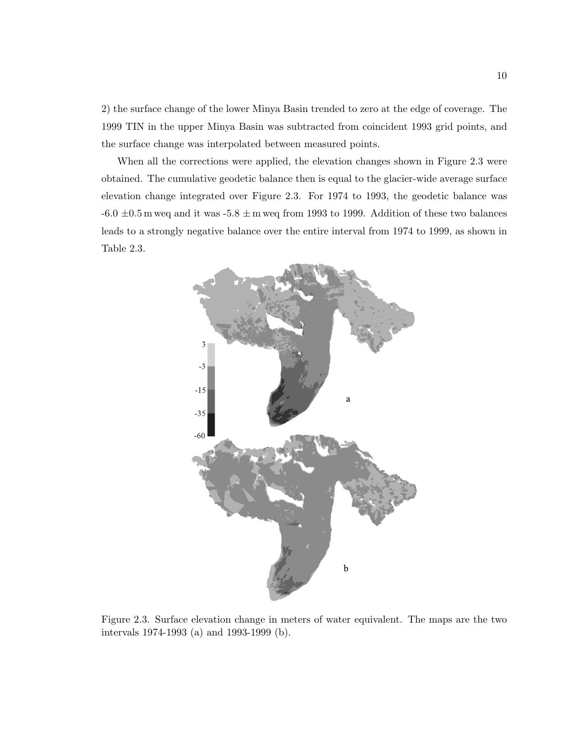2) the surface change of the lower Minya Basin trended to zero at the edge of coverage. The 1999 TIN in the upper Minya Basin was subtracted from coincident 1993 grid points, and the surface change was interpolated between measured points.

When all the corrections were applied, the elevation changes shown in Figure 2.3 were obtained. The cumulative geodetic balance then is equal to the glacier-wide average surface elevation change integrated over Figure 2.3. For 1974 to 1993, the geodetic balance was -6.0 $\pm$0.5 m weq and it was -5.8 $\pm$ m weq from 1993 to 1999. Addition of these two balances leads to a strongly negative balance over the entire interval from 1974 to 1999, as shown in Table 2.3.

Figure 2.3. Surface elevation change in meters of water equivalent. The maps are the two intervals 1974-1993 (a) and 1993-1999 (b).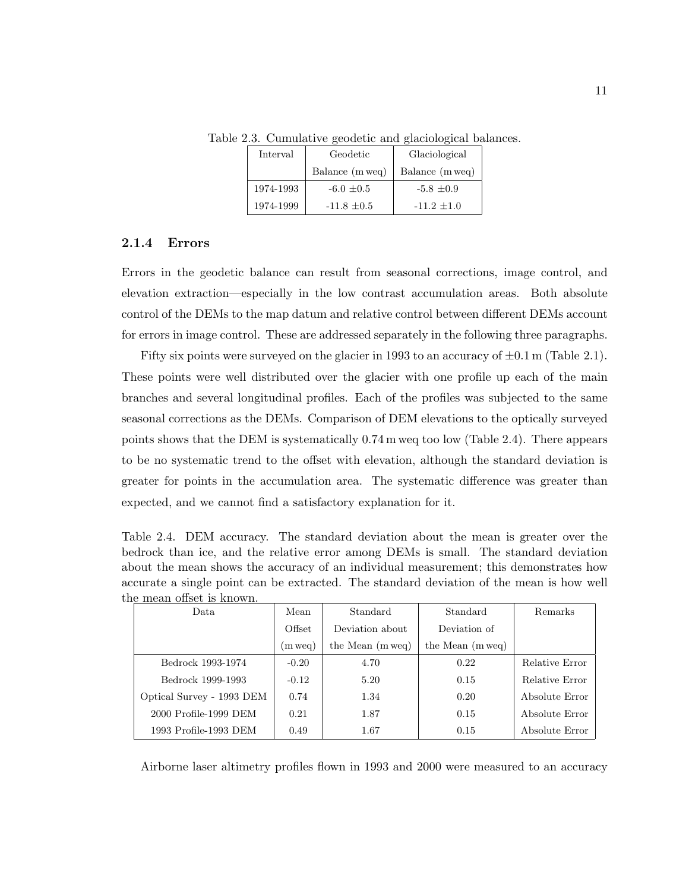Table 2.3. Cumulative geodetic and glaciological balances.

| Interval | Geodetic Balance (m weq) | Glaciological Balance (m weq) |
|---|---|---|
| 1974-1993 | -6.0 ±0.5 | -5.8 ±0.9 |
| 1974-1999 | -11.8 ±0.5 | -11.2 ±1.0 |

### 2.1.4 Errors

Errors in the geodetic balance can result from seasonal corrections, image control, and elevation extraction—especially in the low contrast accumulation areas. Both absolute control of the DEMs to the map datum and relative control between different DEMs account for errors in image control. These are addressed separately in the following three paragraphs.

Fifty six points were surveyed on the glacier in 1993 to an accuracy of ±0.1 m (Table 2.1). These points were well distributed over the glacier with one profile up each of the main branches and several longitudinal profiles. Each of the profiles was subjected to the same seasonal corrections as the DEMs. Comparison of DEM elevations to the optically surveyed points shows that the DEM is systematically 0.74 m weq too low (Table 2.4). There appears to be no systematic trend to the offset with elevation, although the standard deviation is greater for points in the accumulation area. The systematic difference was greater than expected, and we cannot find a satisfactory explanation for it.

Table 2.4. DEM accuracy. The standard deviation about the mean is greater over the bedrock than ice, and the relative error among DEMs is small. The standard deviation about the mean shows the accuracy of an individual measurement; this demonstrates how accurate a single point can be extracted. The standard deviation of the mean is how well the mean offset is known.

| Data | Mean Offset (m weq) | Standard Deviation about the Mean (m weq) | Standard Deviation of the Mean (m weq) | Remarks |
|---|---|---|---|---|
| Bedrock 1993-1974 | -0.20 | 4.70 | 0.22 | Relative Error |
| Bedrock 1999-1993 | -0.12 | 5.20 | 0.15 | Relative Error |
| Optical Survey - 1993 DEM | 0.74 | 1.34 | 0.20 | Absolute Error |
| 2000 Profile-1999 DEM | 0.21 | 1.87 | 0.15 | Absolute Error |
| 1993 Profile-1993 DEM | 0.49 | 1.67 | 0.15 | Absolute Error |

Airborne laser altimetry profiles flown in 1993 and 2000 were measured to an accuracy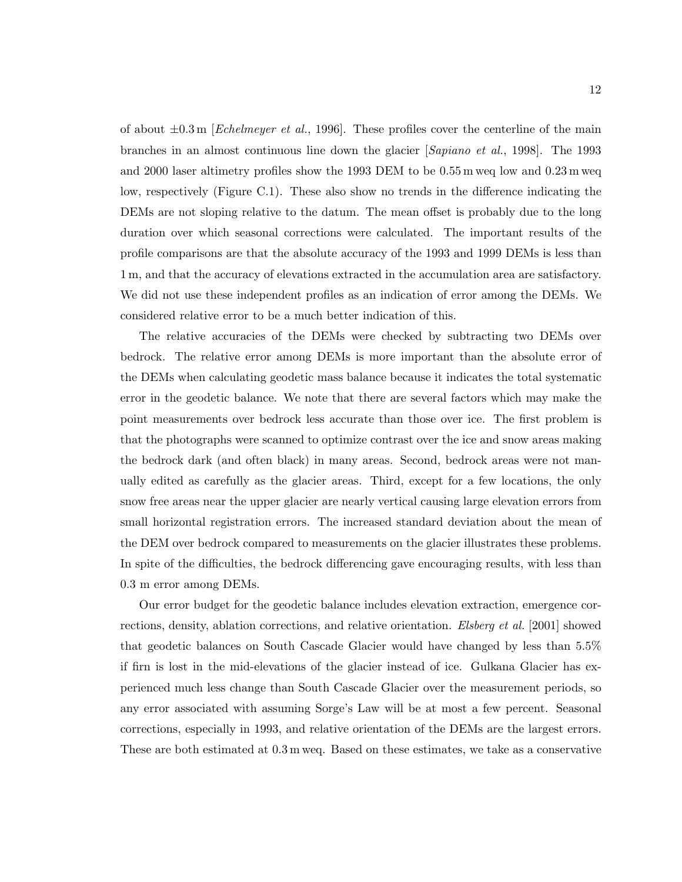of about $\pm 0.3$ m [*Echelmeyer et al.*, 1996]. These profiles cover the centerline of the main branches in an almost continuous line down the glacier [*Sapiano et al.*, 1998]. The 1993 and 2000 laser altimetry profiles show the 1993 DEM to be 0.55 m weq low and 0.23 m weq low, respectively (Figure C.1). These also show no trends in the difference indicating the DEMs are not sloping relative to the datum. The mean offset is probably due to the long duration over which seasonal corrections were calculated. The important results of the profile comparisons are that the absolute accuracy of the 1993 and 1999 DEMs is less than 1 m, and that the accuracy of elevations extracted in the accumulation area are satisfactory. We did not use these independent profiles as an indication of error among the DEMs. We considered relative error to be a much better indication of this.

The relative accuracies of the DEMs were checked by subtracting two DEMs over bedrock. The relative error among DEMs is more important than the absolute error of the DEMs when calculating geodetic mass balance because it indicates the total systematic error in the geodetic balance. We note that there are several factors which may make the point measurements over bedrock less accurate than those over ice. The first problem is that the photographs were scanned to optimize contrast over the ice and snow areas making the bedrock dark (and often black) in many areas. Second, bedrock areas were not manually edited as carefully as the glacier areas. Third, except for a few locations, the only snow free areas near the upper glacier are nearly vertical causing large elevation errors from small horizontal registration errors. The increased standard deviation about the mean of the DEM over bedrock compared to measurements on the glacier illustrates these problems. In spite of the difficulties, the bedrock differencing gave encouraging results, with less than 0.3 m error among DEMs.

Our error budget for the geodetic balance includes elevation extraction, emergence corrections, density, ablation corrections, and relative orientation. *Elsberg et al.* [2001] showed that geodetic balances on South Cascade Glacier would have changed by less than 5.5% if firn is lost in the mid-elevations of the glacier instead of ice. Gulkana Glacier has experienced much less change than South Cascade Glacier over the measurement periods, so any error associated with assuming Sorge's Law will be at most a few percent. Seasonal corrections, especially in 1993, and relative orientation of the DEMs are the largest errors. These are both estimated at 0.3 m weq. Based on these estimates, we take as a conservative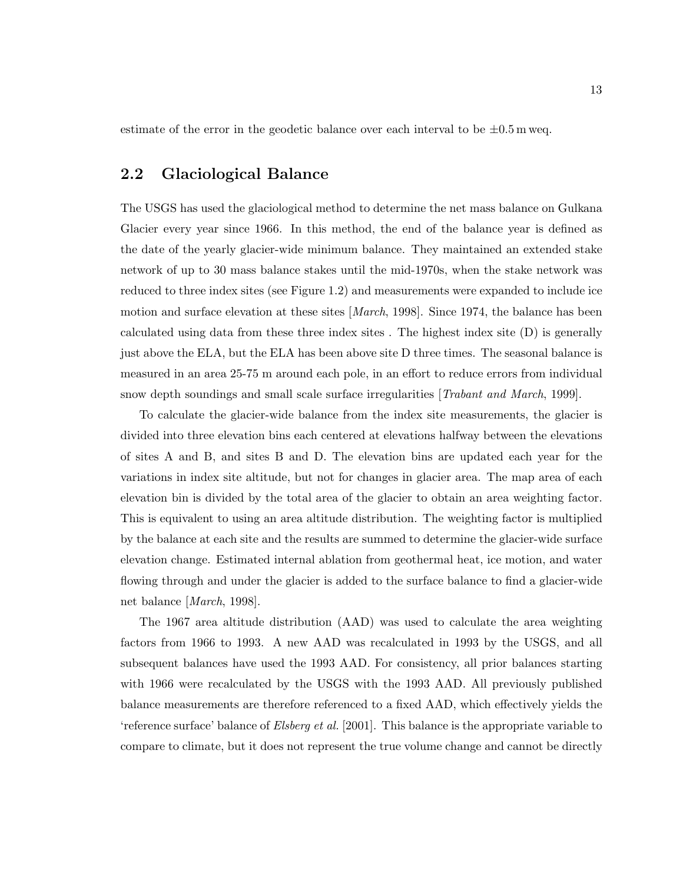estimate of the error in the geodetic balance over each interval to be $\pm 0.5$ m weq.

## 2.2 Glaciological Balance

The USGS has used the glaciological method to determine the net mass balance on Gulkana Glacier every year since 1966. In this method, the end of the balance year is defined as the date of the yearly glacier-wide minimum balance. They maintained an extended stake network of up to 30 mass balance stakes until the mid-1970s, when the stake network was reduced to three index sites (see Figure 1.2) and measurements were expanded to include ice motion and surface elevation at these sites [*March*, 1998]. Since 1974, the balance has been calculated using data from these three index sites . The highest index site (D) is generally just above the ELA, but the ELA has been above site D three times. The seasonal balance is measured in an area 25-75 m around each pole, in an effort to reduce errors from individual snow depth soundings and small scale surface irregularities [*Trabant and March*, 1999].

To calculate the glacier-wide balance from the index site measurements, the glacier is divided into three elevation bins each centered at elevations halfway between the elevations of sites A and B, and sites B and D. The elevation bins are updated each year for the variations in index site altitude, but not for changes in glacier area. The map area of each elevation bin is divided by the total area of the glacier to obtain an area weighting factor. This is equivalent to using an area altitude distribution. The weighting factor is multiplied by the balance at each site and the results are summed to determine the glacier-wide surface elevation change. Estimated internal ablation from geothermal heat, ice motion, and water flowing through and under the glacier is added to the surface balance to find a glacier-wide net balance [*March*, 1998].

The 1967 area altitude distribution (AAD) was used to calculate the area weighting factors from 1966 to 1993. A new AAD was recalculated in 1993 by the USGS, and all subsequent balances have used the 1993 AAD. For consistency, all prior balances starting with 1966 were recalculated by the USGS with the 1993 AAD. All previously published balance measurements are therefore referenced to a fixed AAD, which effectively yields the 'reference surface' balance of *Elsberg et al.* [2001]. This balance is the appropriate variable to compare to climate, but it does not represent the true volume change and cannot be directly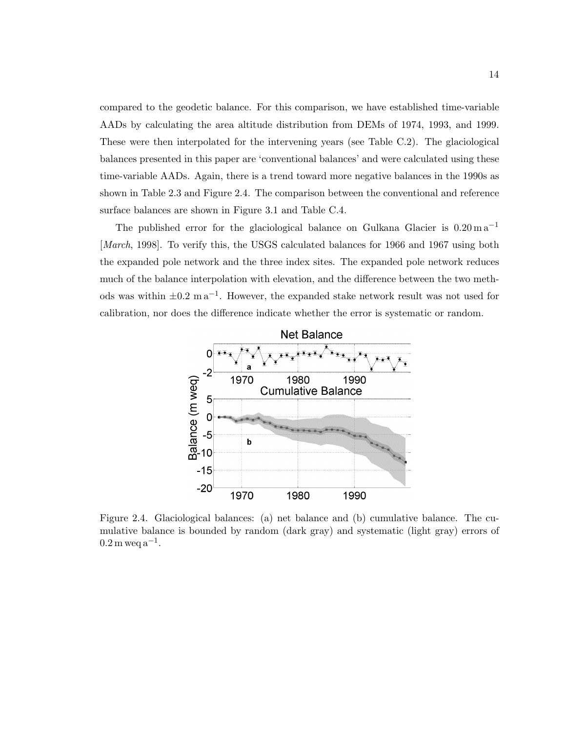compared to the geodetic balance. For this comparison, we have established time-variable AADs by calculating the area altitude distribution from DEMs of 1974, 1993, and 1999. These were then interpolated for the intervening years (see Table C.2). The glaciological balances presented in this paper are 'conventional balances' and were calculated using these time-variable AADs. Again, there is a trend toward more negative balances in the 1990s as shown in Table 2.3 and Figure 2.4. The comparison between the conventional and reference surface balances are shown in Figure 3.1 and Table C.4.

The published error for the glaciological balance on Gulkana Glacier is $0.20\,\mathrm{m\,a^{-1}}$ [*March*, 1998]. To verify this, the USGS calculated balances for 1966 and 1967 using both the expanded pole network and the three index sites. The expanded pole network reduces much of the balance interpolation with elevation, and the difference between the two methods was within $\pm 0.2\ \mathrm{m\,a^{-1}}$. However, the expanded stake network result was not used for calibration, nor does the difference indicate whether the error is systematic or random.

Figure 2.4. Glaciological balances: (a) net balance and (b) cumulative balance. The cumulative balance is bounded by random (dark gray) and systematic (light gray) errors of $0.2\,\mathrm{m\,weq\,a^{-1}}$.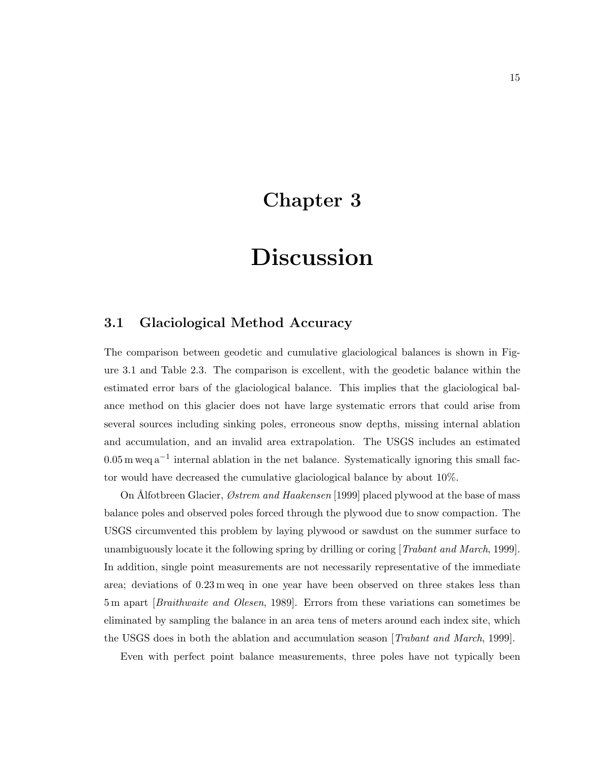# Chapter 3

# Discussion

## 3.1 Glaciological Method Accuracy

The comparison between geodetic and cumulative glaciological balances is shown in Figure 3.1 and Table 2.3. The comparison is excellent, with the geodetic balance within the estimated error bars of the glaciological balance. This implies that the glaciological balance method on this glacier does not have large systematic errors that could arise from several sources including sinking poles, erroneous snow depths, missing internal ablation and accumulation, and an invalid area extrapolation. The USGS includes an estimated $0.05\,\mathrm{m\,weq\,a^{-1}}$ internal ablation in the net balance. Systematically ignoring this small factor would have decreased the cumulative glaciological balance by about 10%.

On Ålfotbreen Glacier, *Østrem and Haakensen* [1999] placed plywood at the base of mass balance poles and observed poles forced through the plywood due to snow compaction. The USGS circumvented this problem by laying plywood or sawdust on the summer surface to unambiguously locate it the following spring by drilling or coring [*Trabant and March*, 1999]. In addition, single point measurements are not necessarily representative of the immediate area; deviations of 0.23 m weq in one year have been observed on three stakes less than 5 m apart [*Braithwaite and Olesen*, 1989]. Errors from these variations can sometimes be eliminated by sampling the balance in an area tens of meters around each index site, which the USGS does in both the ablation and accumulation season [*Trabant and March*, 1999].

Even with perfect point balance measurements, three poles have not typically been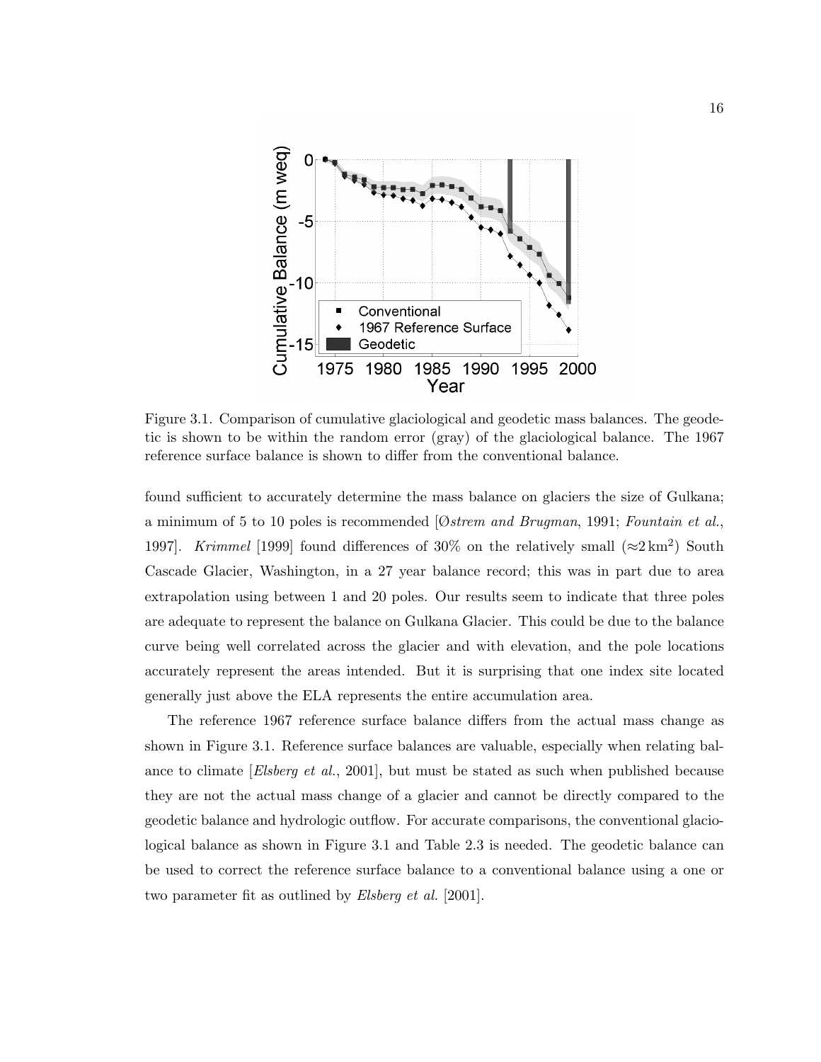Figure 3.1. Comparison of cumulative glaciological and geodetic mass balances. The geodetic is shown to be within the random error (gray) of the glaciological balance. The 1967 reference surface balance is shown to differ from the conventional balance.

found sufficient to accurately determine the mass balance on glaciers the size of Gulkana; a minimum of 5 to 10 poles is recommended [*Østrem and Brugman*, 1991; *Fountain et al.*, 1997]. *Krimmel* [1999] found differences of 30% on the relatively small ($\approx 2\,\mathrm{km}^2$) South Cascade Glacier, Washington, in a 27 year balance record; this was in part due to area extrapolation using between 1 and 20 poles. Our results seem to indicate that three poles are adequate to represent the balance on Gulkana Glacier. This could be due to the balance curve being well correlated across the glacier and with elevation, and the pole locations accurately represent the areas intended. But it is surprising that one index site located generally just above the ELA represents the entire accumulation area.

The reference 1967 reference surface balance differs from the actual mass change as shown in Figure 3.1. Reference surface balances are valuable, especially when relating balance to climate [*Elsberg et al.*, 2001], but must be stated as such when published because they are not the actual mass change of a glacier and cannot be directly compared to the geodetic balance and hydrologic outflow. For accurate comparisons, the conventional glaciological balance as shown in Figure 3.1 and Table 2.3 is needed. The geodetic balance can be used to correct the reference surface balance to a conventional balance using a one or two parameter fit as outlined by *Elsberg et al.* [2001].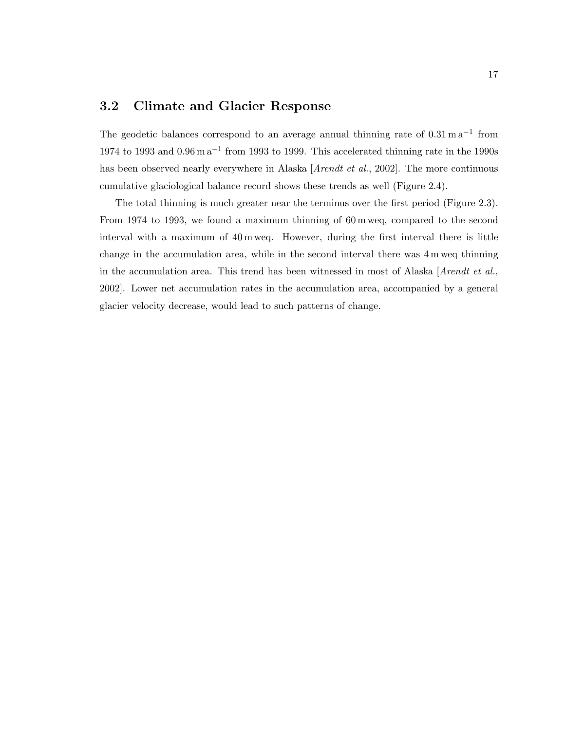## 3.2 Climate and Glacier Response

The geodetic balances correspond to an average annual thinning rate of $0.31\,\mathrm{m\,a^{-1}}$ from 1974 to 1993 and $0.96\,\mathrm{m\,a^{-1}}$ from 1993 to 1999. This accelerated thinning rate in the 1990s has been observed nearly everywhere in Alaska [*Arendt et al.*, 2002]. The more continuous cumulative glaciological balance record shows these trends as well (Figure 2.4).

The total thinning is much greater near the terminus over the first period (Figure 2.3). From 1974 to 1993, we found a maximum thinning of 60 m weq, compared to the second interval with a maximum of 40 m weq. However, during the first interval there is little change in the accumulation area, while in the second interval there was 4 m weq thinning in the accumulation area. This trend has been witnessed in most of Alaska [*Arendt et al.*, 2002]. Lower net accumulation rates in the accumulation area, accompanied by a general glacier velocity decrease, would lead to such patterns of change.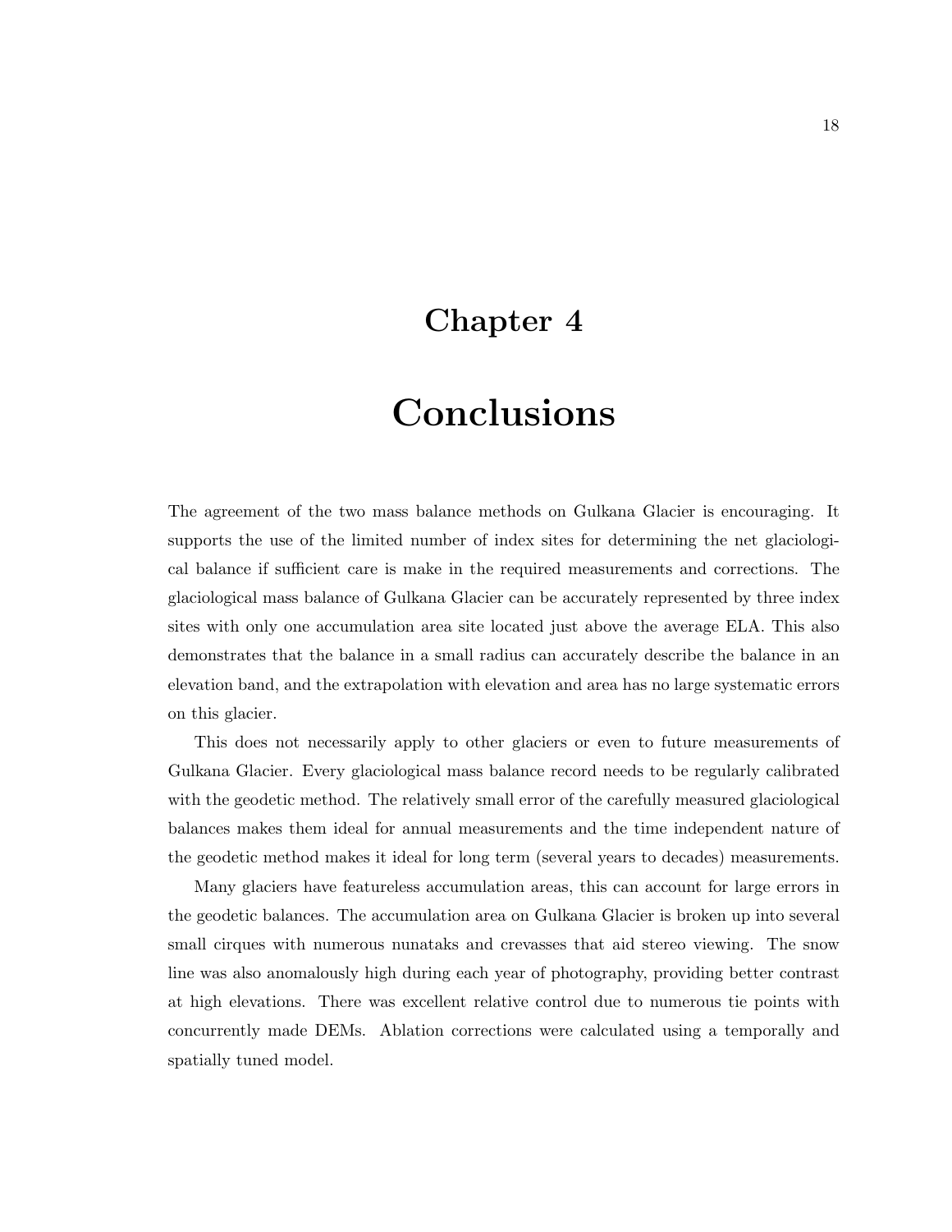# Chapter 4

# Conclusions

The agreement of the two mass balance methods on Gulkana Glacier is encouraging. It supports the use of the limited number of index sites for determining the net glaciological balance if sufficient care is make in the required measurements and corrections. The glaciological mass balance of Gulkana Glacier can be accurately represented by three index sites with only one accumulation area site located just above the average ELA. This also demonstrates that the balance in a small radius can accurately describe the balance in an elevation band, and the extrapolation with elevation and area has no large systematic errors on this glacier.

This does not necessarily apply to other glaciers or even to future measurements of Gulkana Glacier. Every glaciological mass balance record needs to be regularly calibrated with the geodetic method. The relatively small error of the carefully measured glaciological balances makes them ideal for annual measurements and the time independent nature of the geodetic method makes it ideal for long term (several years to decades) measurements.

Many glaciers have featureless accumulation areas, this can account for large errors in the geodetic balances. The accumulation area on Gulkana Glacier is broken up into several small cirques with numerous nunataks and crevasses that aid stereo viewing. The snow line was also anomalously high during each year of photography, providing better contrast at high elevations. There was excellent relative control due to numerous tie points with concurrently made DEMs. Ablation corrections were calculated using a temporally and spatially tuned model.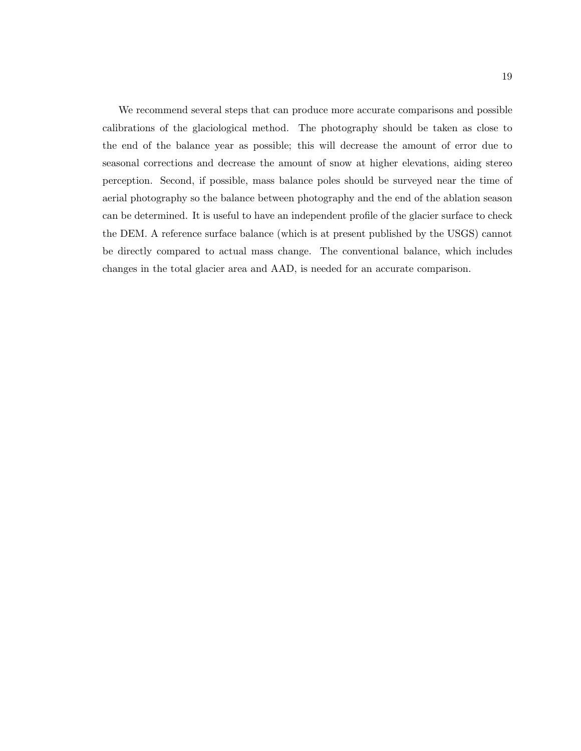We recommend several steps that can produce more accurate comparisons and possible calibrations of the glaciological method. The photography should be taken as close to the end of the balance year as possible; this will decrease the amount of error due to seasonal corrections and decrease the amount of snow at higher elevations, aiding stereo perception. Second, if possible, mass balance poles should be surveyed near the time of aerial photography so the balance between photography and the end of the ablation season can be determined. It is useful to have an independent profile of the glacier surface to check the DEM. A reference surface balance (which is at present published by the USGS) cannot be directly compared to actual mass change. The conventional balance, which includes changes in the total glacier area and AAD, is needed for an accurate comparison.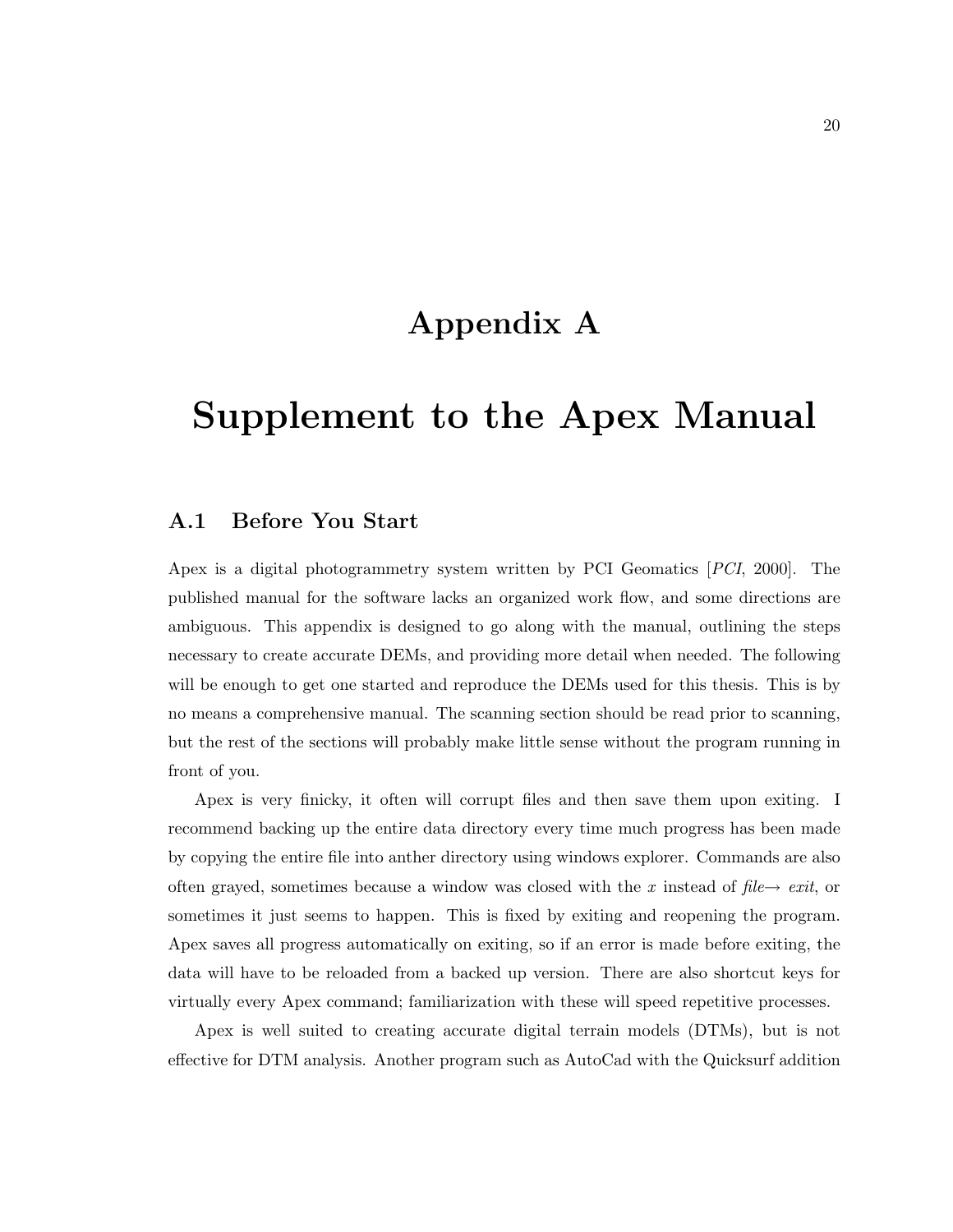# Appendix A

# Supplement to the Apex Manual

## A.1 Before You Start

Apex is a digital photogrammetry system written by PCI Geomatics [*PCI*, 2000]. The published manual for the software lacks an organized work flow, and some directions are ambiguous. This appendix is designed to go along with the manual, outlining the steps necessary to create accurate DEMs, and providing more detail when needed. The following will be enough to get one started and reproduce the DEMs used for this thesis. This is by no means a comprehensive manual. The scanning section should be read prior to scanning, but the rest of the sections will probably make little sense without the program running in front of you.

Apex is very finicky, it often will corrupt files and then save them upon exiting. I recommend backing up the entire data directory every time much progress has been made by copying the entire file into anther directory using windows explorer. Commands are also often grayed, sometimes because a window was closed with the *x* instead of *file→ exit*, or sometimes it just seems to happen. This is fixed by exiting and reopening the program. Apex saves all progress automatically on exiting, so if an error is made before exiting, the data will have to be reloaded from a backed up version. There are also shortcut keys for virtually every Apex command; familiarization with these will speed repetitive processes.

Apex is well suited to creating accurate digital terrain models (DTMs), but is not effective for DTM analysis. Another program such as AutoCad with the Quicksurf addition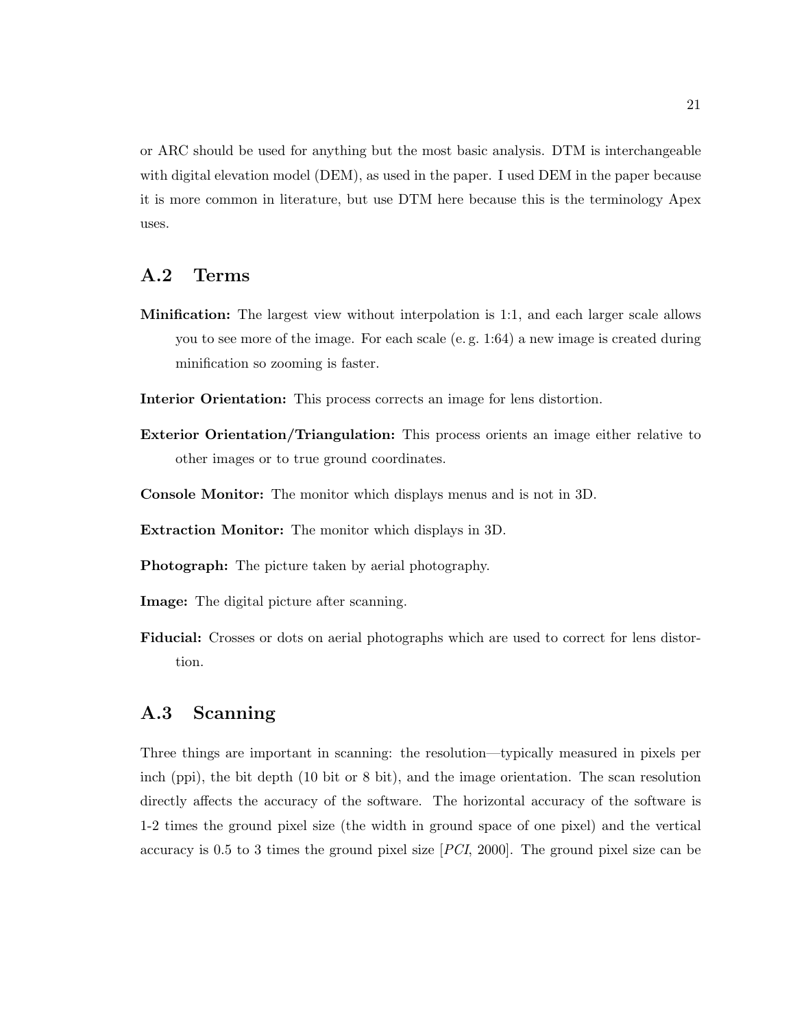or ARC should be used for anything but the most basic analysis. DTM is interchangeable with digital elevation model (DEM), as used in the paper. I used DEM in the paper because it is more common in literature, but use DTM here because this is the terminology Apex uses.

## A.2 Terms

**Minification:** The largest view without interpolation is 1:1, and each larger scale allows you to see more of the image. For each scale (e. g. 1:64) a new image is created during minification so zooming is faster.

**Interior Orientation:** This process corrects an image for lens distortion.

**Exterior Orientation/Triangulation:** This process orients an image either relative to other images or to true ground coordinates.

**Console Monitor:** The monitor which displays menus and is not in 3D.

**Extraction Monitor:** The monitor which displays in 3D.

**Photograph:** The picture taken by aerial photography.

**Image:** The digital picture after scanning.

**Fiducial:** Crosses or dots on aerial photographs which are used to correct for lens distortion.

## A.3 Scanning

Three things are important in scanning: the resolution—typically measured in pixels per inch (ppi), the bit depth (10 bit or 8 bit), and the image orientation. The scan resolution directly affects the accuracy of the software. The horizontal accuracy of the software is 1-2 times the ground pixel size (the width in ground space of one pixel) and the vertical accuracy is 0.5 to 3 times the ground pixel size [*PCI*, 2000]. The ground pixel size can be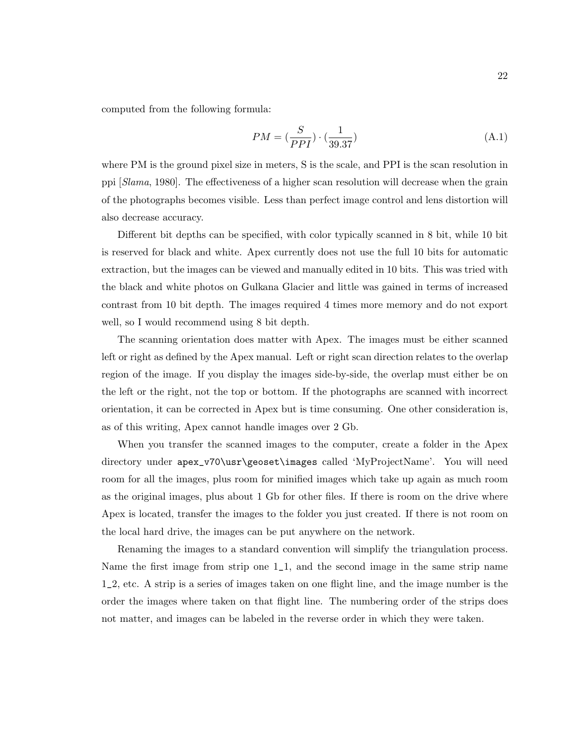computed from the following formula:

$$PM = (\frac{S}{PPI}) \cdot (\frac{1}{39.37}) \tag{A.1}$$

where PM is the ground pixel size in meters, S is the scale, and PPI is the scan resolution in ppi [*Slama*, 1980]. The effectiveness of a higher scan resolution will decrease when the grain of the photographs becomes visible. Less than perfect image control and lens distortion will also decrease accuracy.

Different bit depths can be specified, with color typically scanned in 8 bit, while 10 bit is reserved for black and white. Apex currently does not use the full 10 bits for automatic extraction, but the images can be viewed and manually edited in 10 bits. This was tried with the black and white photos on Gulkana Glacier and little was gained in terms of increased contrast from 10 bit depth. The images required 4 times more memory and do not export well, so I would recommend using 8 bit depth.

The scanning orientation does matter with Apex. The images must be either scanned left or right as defined by the Apex manual. Left or right scan direction relates to the overlap region of the image. If you display the images side-by-side, the overlap must either be on the left or the right, not the top or bottom. If the photographs are scanned with incorrect orientation, it can be corrected in Apex but is time consuming. One other consideration is, as of this writing, Apex cannot handle images over 2 Gb.

When you transfer the scanned images to the computer, create a folder in the Apex directory under `apex_v70\usr\geoset\images` called 'MyProjectName'. You will need room for all the images, plus room for minified images which take up again as much room as the original images, plus about 1 Gb for other files. If there is room on the drive where Apex is located, transfer the images to the folder you just created. If there is not room on the local hard drive, the images can be put anywhere on the network.

Renaming the images to a standard convention will simplify the triangulation process. Name the first image from strip one 1_1, and the second image in the same strip name 1_2, etc. A strip is a series of images taken on one flight line, and the image number is the order the images where taken on that flight line. The numbering order of the strips does not matter, and images can be labeled in the reverse order in which they were taken.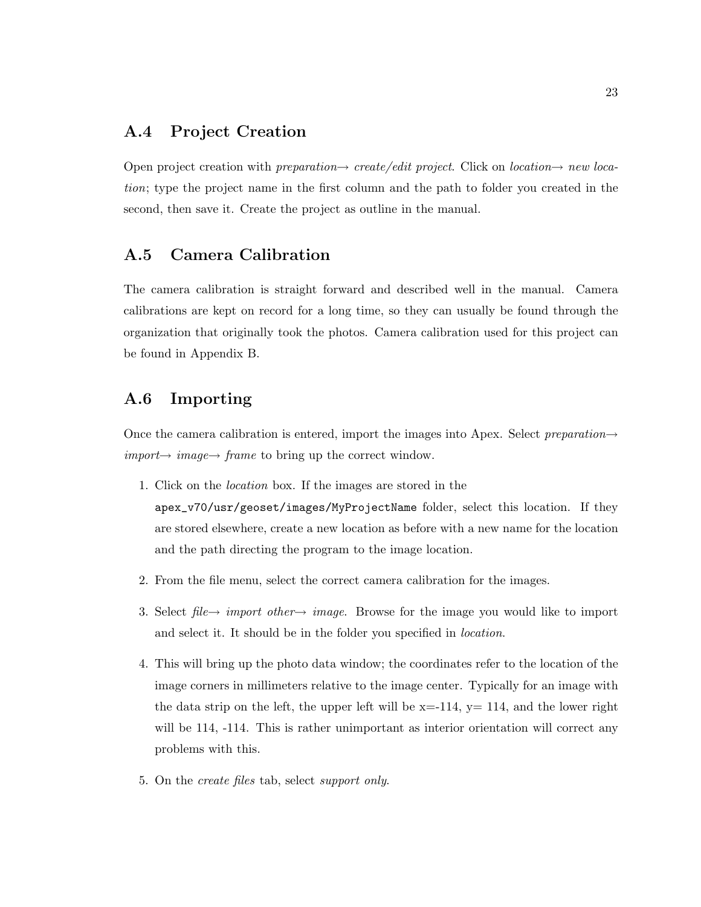## A.4 Project Creation

Open project creation with *preparation→ create/edit project*. Click on *location→ new location*; type the project name in the first column and the path to folder you created in the second, then save it. Create the project as outline in the manual.

## A.5 Camera Calibration

The camera calibration is straight forward and described well in the manual. Camera calibrations are kept on record for a long time, so they can usually be found through the organization that originally took the photos. Camera calibration used for this project can be found in Appendix B.

## A.6 Importing

Once the camera calibration is entered, import the images into Apex. Select *preparation→ import→ image→ frame* to bring up the correct window.

1. Click on the *location* box. If the images are stored in the `apex_v70/usr/geoset/images/MyProjectName` folder, select this location. If they are stored elsewhere, create a new location as before with a new name for the location and the path directing the program to the image location.
2. From the file menu, select the correct camera calibration for the images.
3. Select *file→ import other→ image.* Browse for the image you would like to import and select it. It should be in the folder you specified in *location*.
4. This will bring up the photo data window; the coordinates refer to the location of the image corners in millimeters relative to the image center. Typically for an image with the data strip on the left, the upper left will be x=-114, y= 114, and the lower right will be 114, -114. This is rather unimportant as interior orientation will correct any problems with this.
5. On the *create files* tab, select *support only*.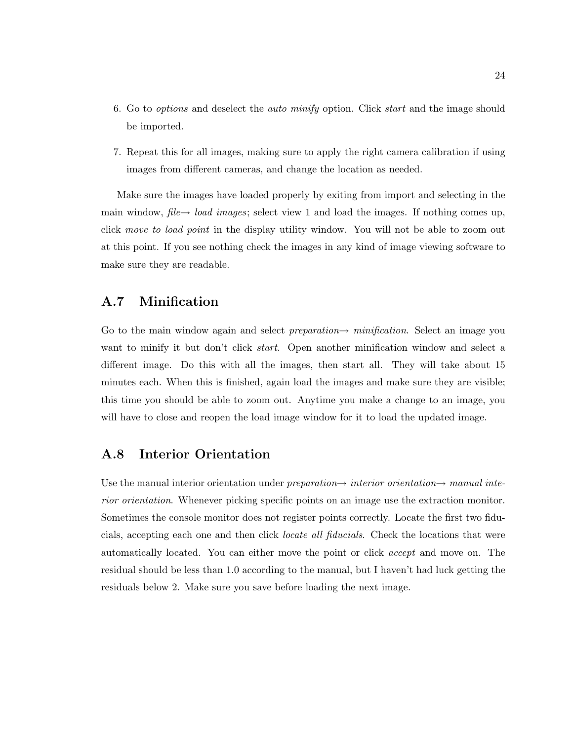6. Go to *options* and deselect the *auto minify* option. Click *start* and the image should be imported.
7. Repeat this for all images, making sure to apply the right camera calibration if using images from different cameras, and change the location as needed.

Make sure the images have loaded properly by exiting from import and selecting in the main window, *file*→ *load images*; select view 1 and load the images. If nothing comes up, click *move to load point* in the display utility window. You will not be able to zoom out at this point. If you see nothing check the images in any kind of image viewing software to make sure they are readable.

## A.7 Minification

Go to the main window again and select *preparation*→ *minification*. Select an image you want to minify it but don't click *start*. Open another minification window and select a different image. Do this with all the images, then start all. They will take about 15 minutes each. When this is finished, again load the images and make sure they are visible; this time you should be able to zoom out. Anytime you make a change to an image, you will have to close and reopen the load image window for it to load the updated image.

## A.8 Interior Orientation

Use the manual interior orientation under *preparation*→ *interior orientation*→ *manual interior orientation*. Whenever picking specific points on an image use the extraction monitor. Sometimes the console monitor does not register points correctly. Locate the first two fiducials, accepting each one and then click *locate all fiducials*. Check the locations that were automatically located. You can either move the point or click *accept* and move on. The residual should be less than 1.0 according to the manual, but I haven't had luck getting the residuals below 2. Make sure you save before loading the next image.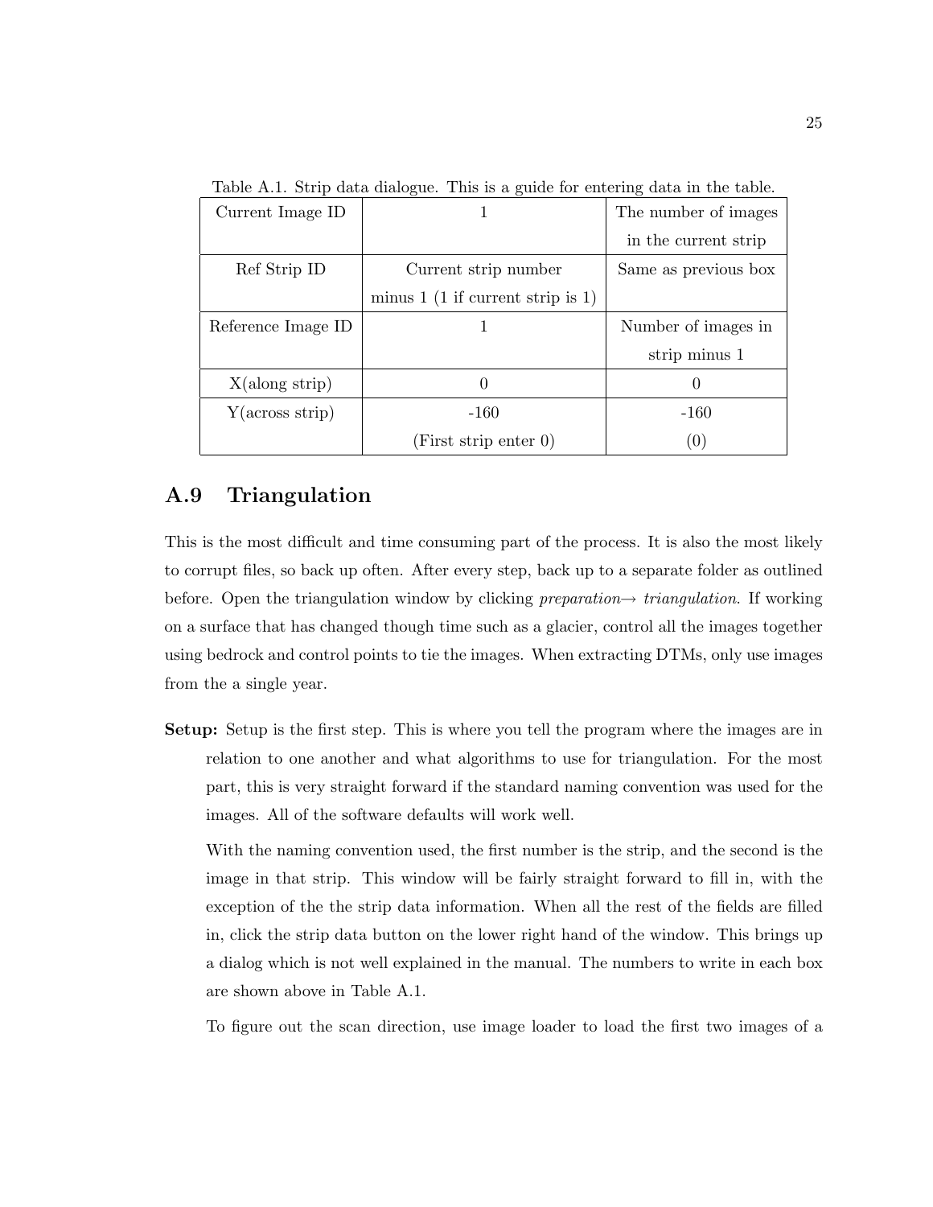Table A.1. Strip data dialogue. This is a guide for entering data in the table.

| | | |
|---|---|---|
| Current Image ID | 1 | The number of images in the current strip |
| Ref Strip ID | Current strip number minus 1 (1 if current strip is 1) | Same as previous box |
| Reference Image ID | 1 | Number of images in strip minus 1 |
| X(along strip) | 0 | 0 |
| Y(across strip) | -160 (First strip enter 0) | -160 (0) |

## A.9 Triangulation

This is the most difficult and time consuming part of the process. It is also the most likely to corrupt files, so back up often. After every step, back up to a separate folder as outlined before. Open the triangulation window by clicking *preparation→ triangulation*. If working on a surface that has changed though time such as a glacier, control all the images together using bedrock and control points to tie the images. When extracting DTMs, only use images from the a single year.

**Setup:** Setup is the first step. This is where you tell the program where the images are in relation to one another and what algorithms to use for triangulation. For the most part, this is very straight forward if the standard naming convention was used for the images. All of the software defaults will work well.

With the naming convention used, the first number is the strip, and the second is the image in that strip. This window will be fairly straight forward to fill in, with the exception of the the strip data information. When all the rest of the fields are filled in, click the strip data button on the lower right hand of the window. This brings up a dialog which is not well explained in the manual. The numbers to write in each box are shown above in Table A.1.

To figure out the scan direction, use image loader to load the first two images of a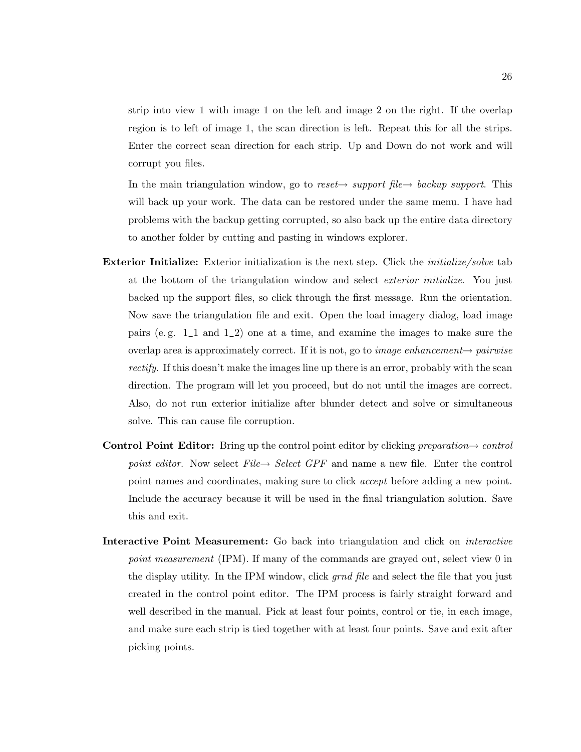strip into view 1 with image 1 on the left and image 2 on the right. If the overlap region is to left of image 1, the scan direction is left. Repeat this for all the strips. Enter the correct scan direction for each strip. Up and Down do not work and will corrupt you files.

In the main triangulation window, go to *reset→ support file→ backup support*. This will back up your work. The data can be restored under the same menu. I have had problems with the backup getting corrupted, so also back up the entire data directory to another folder by cutting and pasting in windows explorer.

**Exterior Initialize:** Exterior initialization is the next step. Click the *initialize/solve* tab at the bottom of the triangulation window and select *exterior initialize*. You just backed up the support files, so click through the first message. Run the orientation. Now save the triangulation file and exit. Open the load imagery dialog, load image pairs (e. g. 1_1 and 1_2) one at a time, and examine the images to make sure the overlap area is approximately correct. If it is not, go to *image enhancement→ pairwise rectify*. If this doesn't make the images line up there is an error, probably with the scan direction. The program will let you proceed, but do not until the images are correct. Also, do not run exterior initialize after blunder detect and solve or simultaneous solve. This can cause file corruption.

**Control Point Editor:** Bring up the control point editor by clicking *preparation→ control point editor*. Now select *File→ Select GPF* and name a new file. Enter the control point names and coordinates, making sure to click *accept* before adding a new point. Include the accuracy because it will be used in the final triangulation solution. Save this and exit.

**Interactive Point Measurement:** Go back into triangulation and click on *interactive point measurement* (IPM). If many of the commands are grayed out, select view 0 in the display utility. In the IPM window, click *grnd file* and select the file that you just created in the control point editor. The IPM process is fairly straight forward and well described in the manual. Pick at least four points, control or tie, in each image, and make sure each strip is tied together with at least four points. Save and exit after picking points.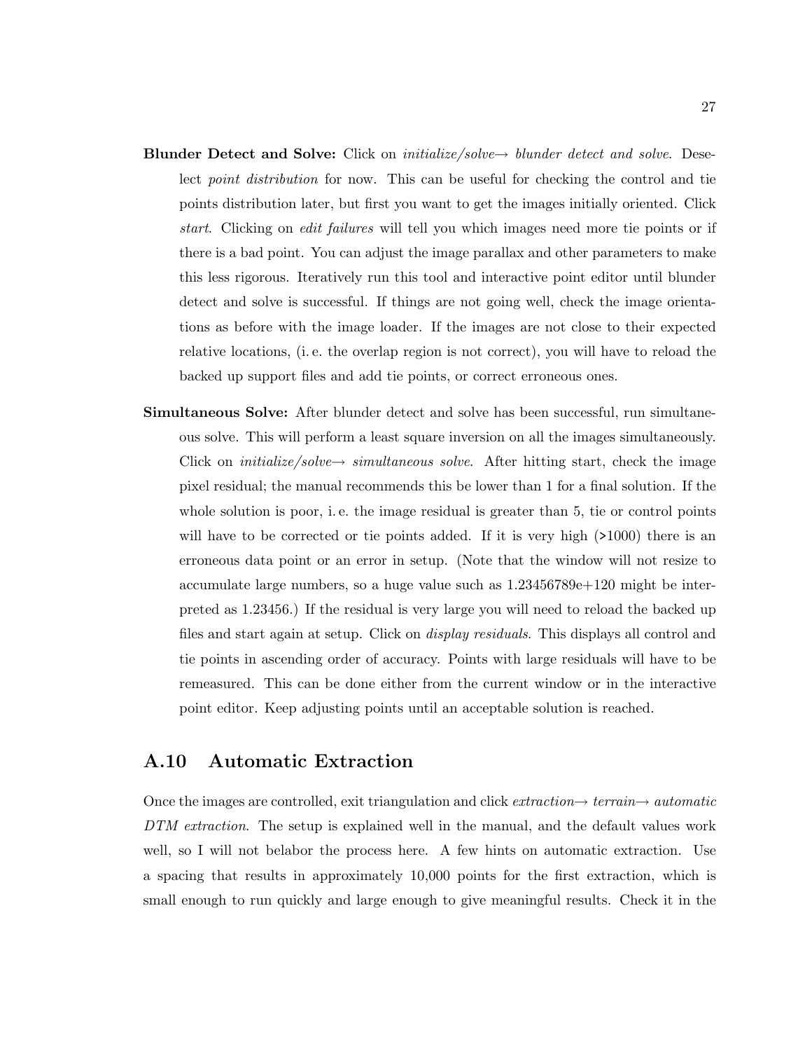**Blunder Detect and Solve:** Click on *initialize/solve→ blunder detect and solve*. Deselect *point distribution* for now. This can be useful for checking the control and tie points distribution later, but first you want to get the images initially oriented. Click *start*. Clicking on *edit failures* will tell you which images need more tie points or if there is a bad point. You can adjust the image parallax and other parameters to make this less rigorous. Iteratively run this tool and interactive point editor until blunder detect and solve is successful. If things are not going well, check the image orientations as before with the image loader. If the images are not close to their expected relative locations, (i. e. the overlap region is not correct), you will have to reload the backed up support files and add tie points, or correct erroneous ones.

**Simultaneous Solve:** After blunder detect and solve has been successful, run simultaneous solve. This will perform a least square inversion on all the images simultaneously. Click on *initialize/solve→ simultaneous solve*. After hitting start, check the image pixel residual; the manual recommends this be lower than 1 for a final solution. If the whole solution is poor, i. e. the image residual is greater than 5, tie or control points will have to be corrected or tie points added. If it is very high (>1000) there is an erroneous data point or an error in setup. (Note that the window will not resize to accumulate large numbers, so a huge value such as 1.23456789e+120 might be interpreted as 1.23456.) If the residual is very large you will need to reload the backed up files and start again at setup. Click on *display residuals*. This displays all control and tie points in ascending order of accuracy. Points with large residuals will have to be remeasured. This can be done either from the current window or in the interactive point editor. Keep adjusting points until an acceptable solution is reached.

## A.10 Automatic Extraction

Once the images are controlled, exit triangulation and click *extraction→ terrain→ automatic DTM extraction*. The setup is explained well in the manual, and the default values work well, so I will not belabor the process here. A few hints on automatic extraction. Use a spacing that results in approximately 10,000 points for the first extraction, which is small enough to run quickly and large enough to give meaningful results. Check it in the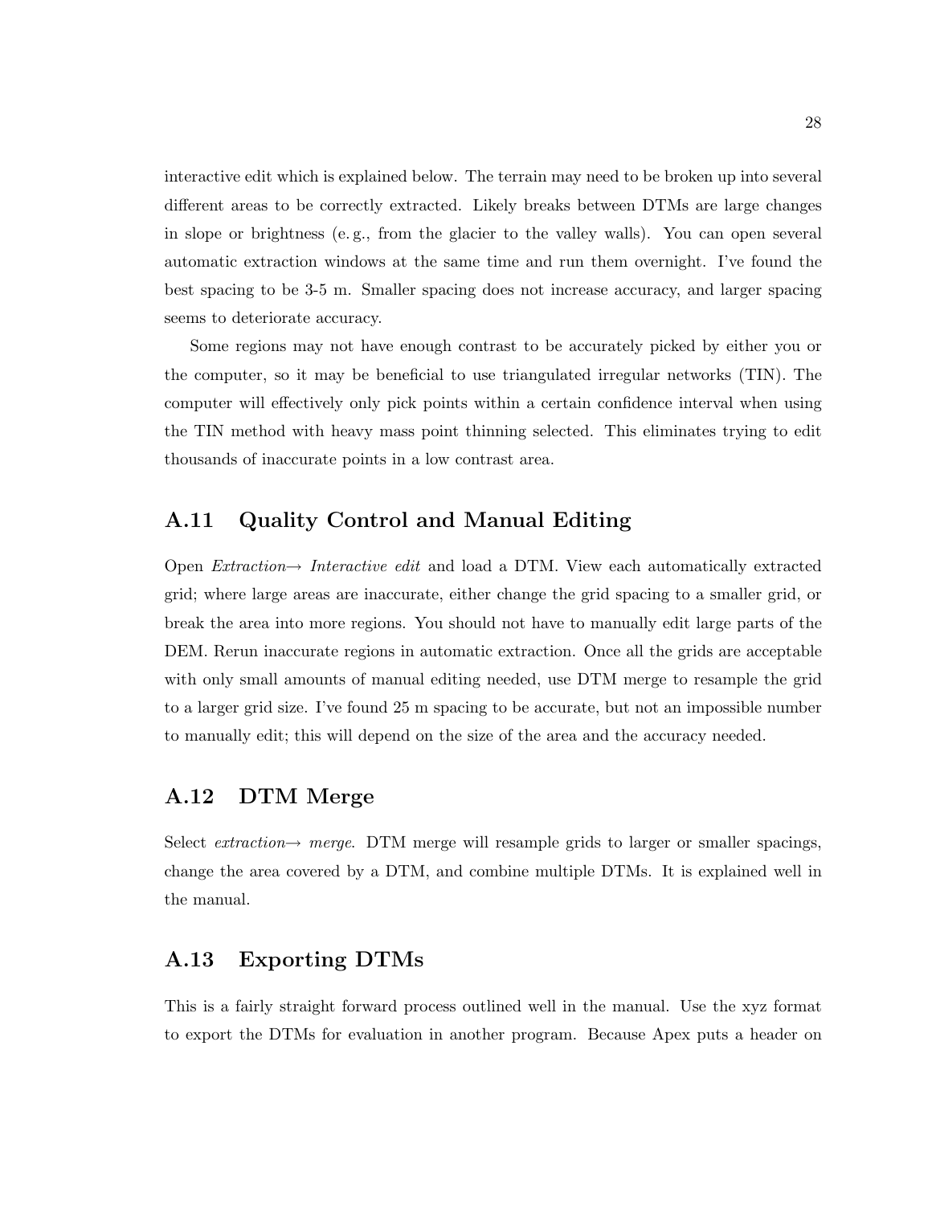interactive edit which is explained below. The terrain may need to be broken up into several different areas to be correctly extracted. Likely breaks between DTMs are large changes in slope or brightness (e. g., from the glacier to the valley walls). You can open several automatic extraction windows at the same time and run them overnight. I've found the best spacing to be 3-5 m. Smaller spacing does not increase accuracy, and larger spacing seems to deteriorate accuracy.

Some regions may not have enough contrast to be accurately picked by either you or the computer, so it may be beneficial to use triangulated irregular networks (TIN). The computer will effectively only pick points within a certain confidence interval when using the TIN method with heavy mass point thinning selected. This eliminates trying to edit thousands of inaccurate points in a low contrast area.

## A.11 Quality Control and Manual Editing

Open *Extraction→ Interactive edit* and load a DTM. View each automatically extracted grid; where large areas are inaccurate, either change the grid spacing to a smaller grid, or break the area into more regions. You should not have to manually edit large parts of the DEM. Rerun inaccurate regions in automatic extraction. Once all the grids are acceptable with only small amounts of manual editing needed, use DTM merge to resample the grid to a larger grid size. I've found 25 m spacing to be accurate, but not an impossible number to manually edit; this will depend on the size of the area and the accuracy needed.

## A.12 DTM Merge

Select *extraction→ merge*. DTM merge will resample grids to larger or smaller spacings, change the area covered by a DTM, and combine multiple DTMs. It is explained well in the manual.

## A.13 Exporting DTMs

This is a fairly straight forward process outlined well in the manual. Use the xyz format to export the DTMs for evaluation in another program. Because Apex puts a header on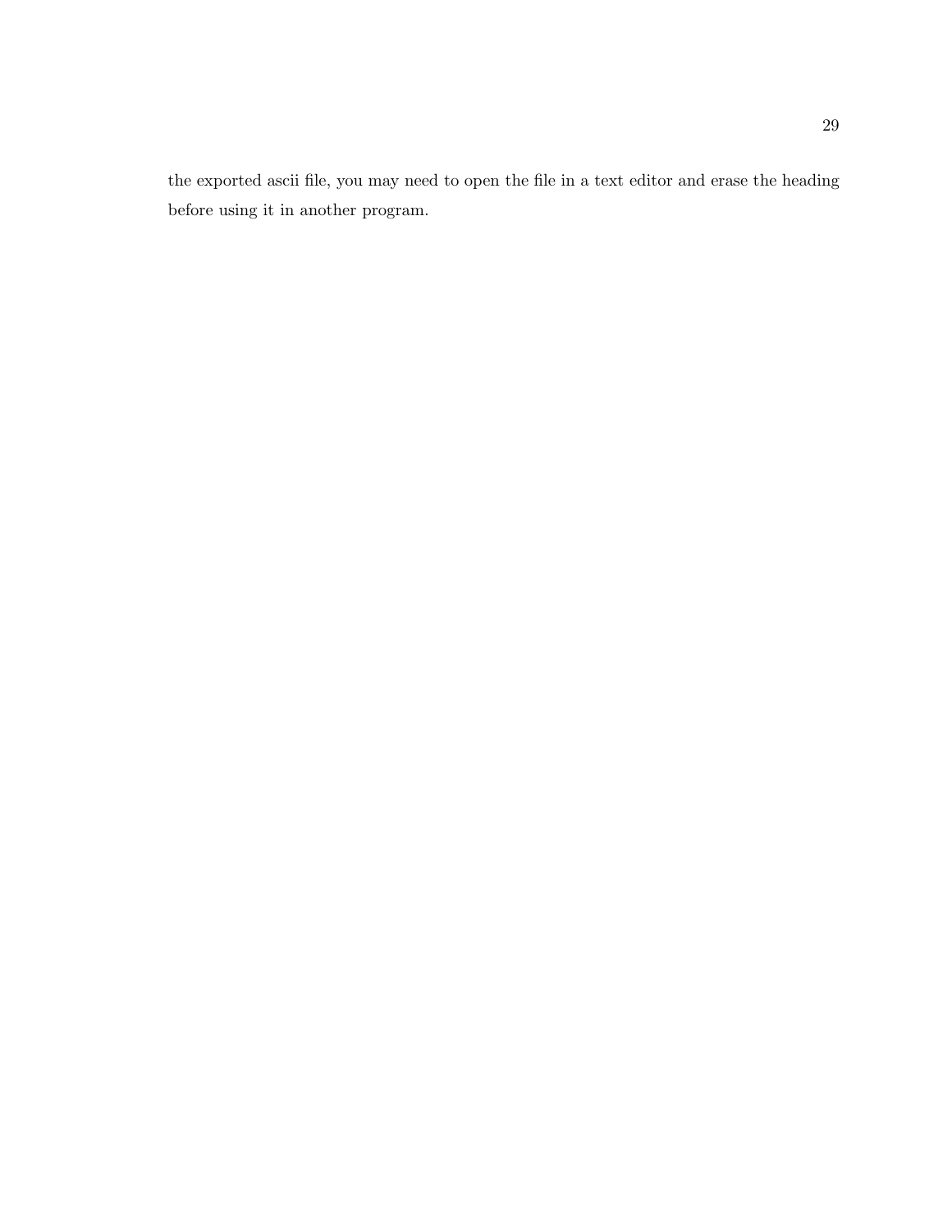the exported ascii file, you may need to open the file in a text editor and erase the heading before using it in another program.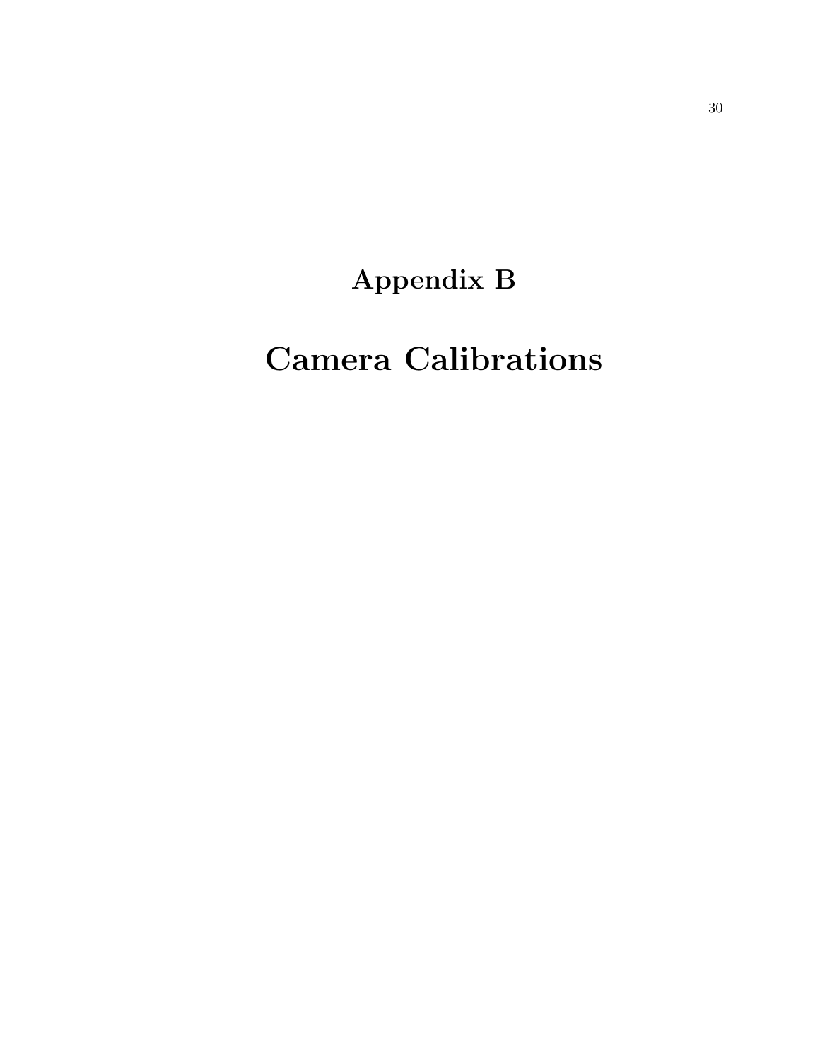# Appendix B

# Camera Calibrations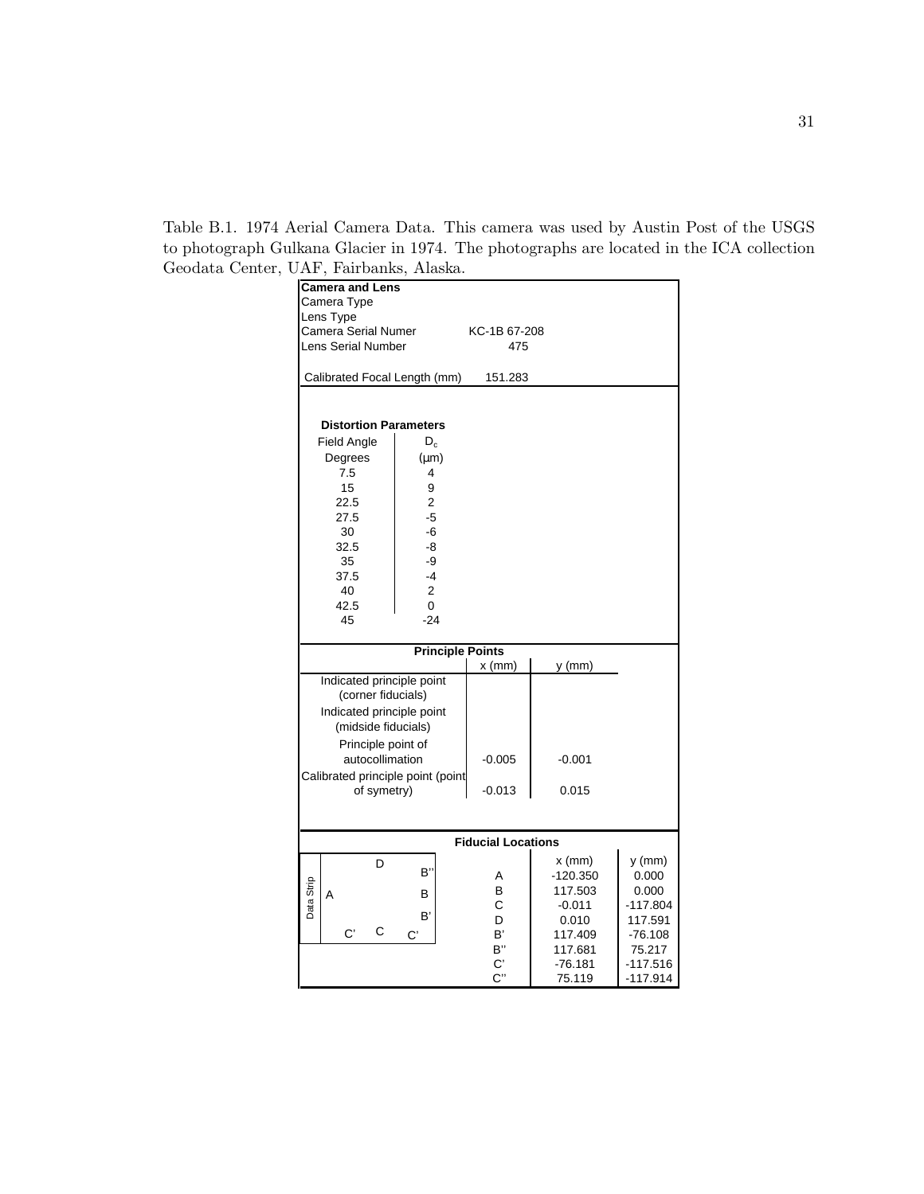Table B.1. 1974 Aerial Camera Data. This camera was used by Austin Post of the USGS to photograph Gulkana Glacier in 1974. The photographs are located in the ICA collection Geodata Center, UAF, Fairbanks, Alaska.

**Camera and Lens**

| | |
|---|---|
| Camera Type | |
| Lens Type | |
| Camera Serial Numer | KC-1B 67-208 |
| Lens Serial Number | 475 |
| Calibrated Focal Length (mm) | 151.283 |

**Distortion Parameters**

| Field Angle Degrees | $D_c$ (μm) |
|---|---|
| 7.5 | 4 |
| 15 | 9 |
| 22.5 | 2 |
| 27.5 | -5 |
| 30 | -6 |
| 32.5 | -8 |
| 35 | -9 |
| 37.5 | -4 |
| 40 | 2 |
| 42.5 | 0 |
| 45 | -24 |

**Principle Points**

| | x (mm) | y (mm) |
|---|---|---|
| Indicated principle point (corner fiducials) | | |
| Indicated principle point (midside fiducials) | | |
| Principle point of autocollimation | -0.005 | -0.001 |
| Calibrated principle point (point of symetry) | -0.013 | 0.015 |

**Fiducial Locations**

Layout diagram (Data Strip on left side): D at top center, B'' at top right; A at left, B at right; B' at lower right; C', C, C' along bottom.

| | x (mm) | y (mm) |
|---|---|---|
| A | -120.350 | 0.000 |
| B | 117.503 | 0.000 |
| C | -0.011 | -117.804 |
| D | 0.010 | 117.591 |
| B' | 117.409 | -76.108 |
| B'' | 117.681 | 75.217 |
| C' | -76.181 | -117.516 |
| C'' | 75.119 | -117.914 |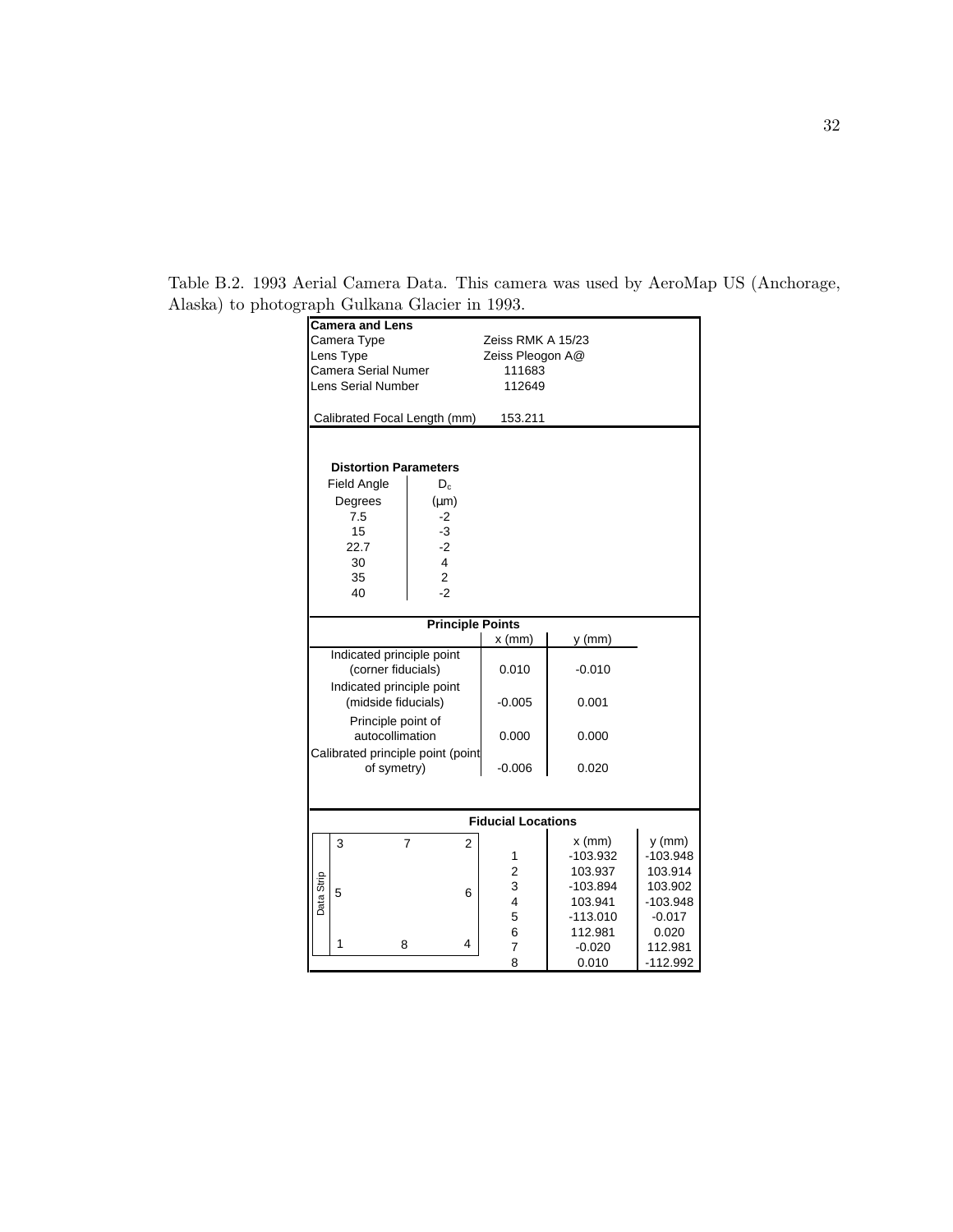Table B.2. 1993 Aerial Camera Data. This camera was used by AeroMap US (Anchorage, Alaska) to photograph Gulkana Glacier in 1993.

**Camera and Lens**

| | |
|---|---|
| Camera Type | Zeiss RMK A 15/23 |
| Lens Type | Zeiss Pleogon A@ |
| Camera Serial Numer | 111683 |
| Lens Serial Number | 112649 |
| Calibrated Focal Length (mm) | 153.211 |

**Distortion Parameters**

| Field Angle Degrees | $D_c$ (µm) |
|---|---|
| 7.5 | -2 |
| 15 | -3 |
| 22.7 | -2 |
| 30 | 4 |
| 35 | 2 |
| 40 | -2 |

**Principle Points**

| | x (mm) | y (mm) |
|---|---|---|
| Indicated principle point (corner fiducials) | 0.010 | -0.010 |
| Indicated principle point (midside fiducials) | -0.005 | 0.001 |
| Principle point of autocollimation | 0.000 | 0.000 |
| Calibrated principle point (point of symetry) | -0.006 | 0.020 |

**Fiducial Locations**

Fiducial layout (Data Strip on left side):

| | | |
|---|---|---|
| 3 | 7 | 2 |
| 5 | | 6 |
| 1 | 8 | 4 |

| | x (mm) | y (mm) |
|---|---|---|
| 1 | -103.932 | -103.948 |
| 2 | 103.937 | 103.914 |
| 3 | -103.894 | 103.902 |
| 4 | 103.941 | -103.948 |
| 5 | -113.010 | -0.017 |
| 6 | 112.981 | 0.020 |
| 7 | -0.020 | 112.981 |
| 8 | 0.010 | -112.992 |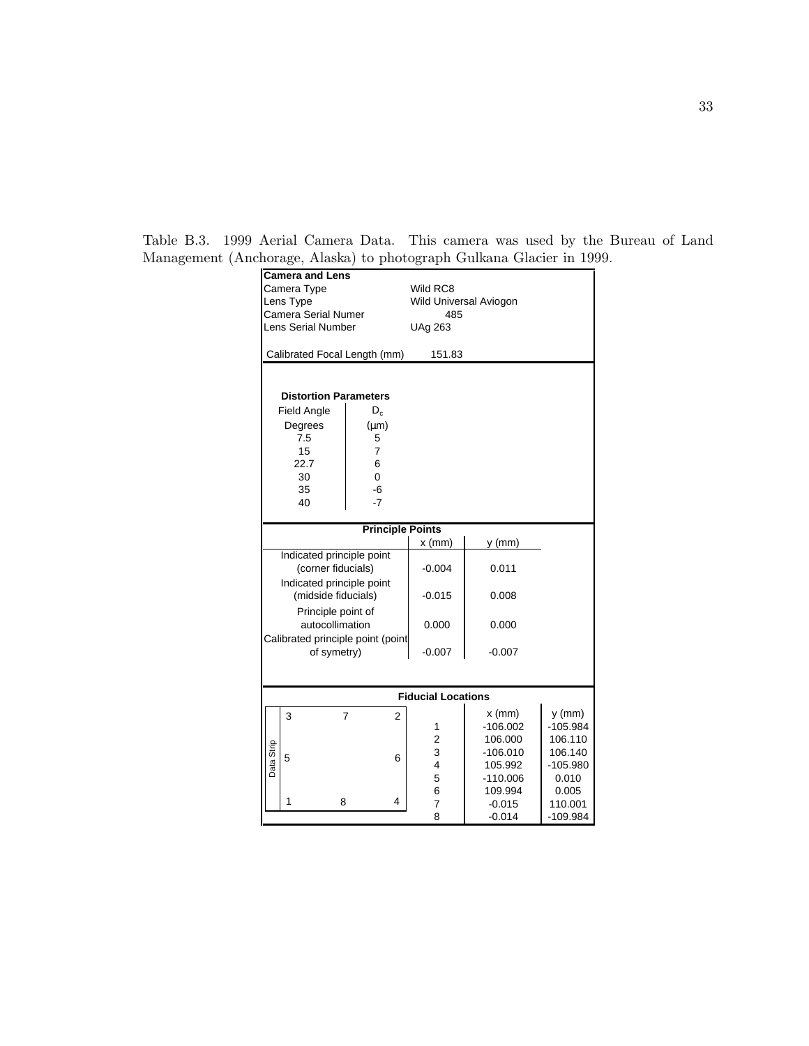Table B.3. 1999 Aerial Camera Data. This camera was used by the Bureau of Land Management (Anchorage, Alaska) to photograph Gulkana Glacier in 1999.

**Camera and Lens**

| | |
|---|---|
| Camera Type | Wild RC8 |
| Lens Type | Wild Universal Aviogon |
| Camera Serial Numer | 485 |
| Lens Serial Number | UAg 263 |
| Calibrated Focal Length (mm) | 151.83 |

**Distortion Parameters**

| Field Angle Degrees | $D_c$ (μm) |
|---|---|
| 7.5 | 5 |
| 15 | 7 |
| 22.7 | 6 |
| 30 | 0 |
| 35 | -6 |
| 40 | -7 |

**Principle Points**

| | x (mm) | y (mm) |
|---|---|---|
| Indicated principle point (corner fiducials) | -0.004 | 0.011 |
| Indicated principle point (midside fiducials) | -0.015 | 0.008 |
| Principle point of autocollimation | 0.000 | 0.000 |
| Calibrated principle point (point of symetry) | -0.007 | -0.007 |

**Fiducial Locations**

Fiducial layout (Data Strip on left side):

| | | |
|---|---|---|
| 3 | 7 | 2 |
| 5 | | 6 |
| 1 | 8 | 4 |

| | x (mm) | y (mm) |
|---|---|---|
| 1 | -106.002 | -105.984 |
| 2 | 106.000 | 106.110 |
| 3 | -106.010 | 106.140 |
| 4 | 105.992 | -105.980 |
| 5 | -110.006 | 0.010 |
| 6 | 109.994 | 0.005 |
| 7 | -0.015 | 110.001 |
| 8 | -0.014 | -109.984 |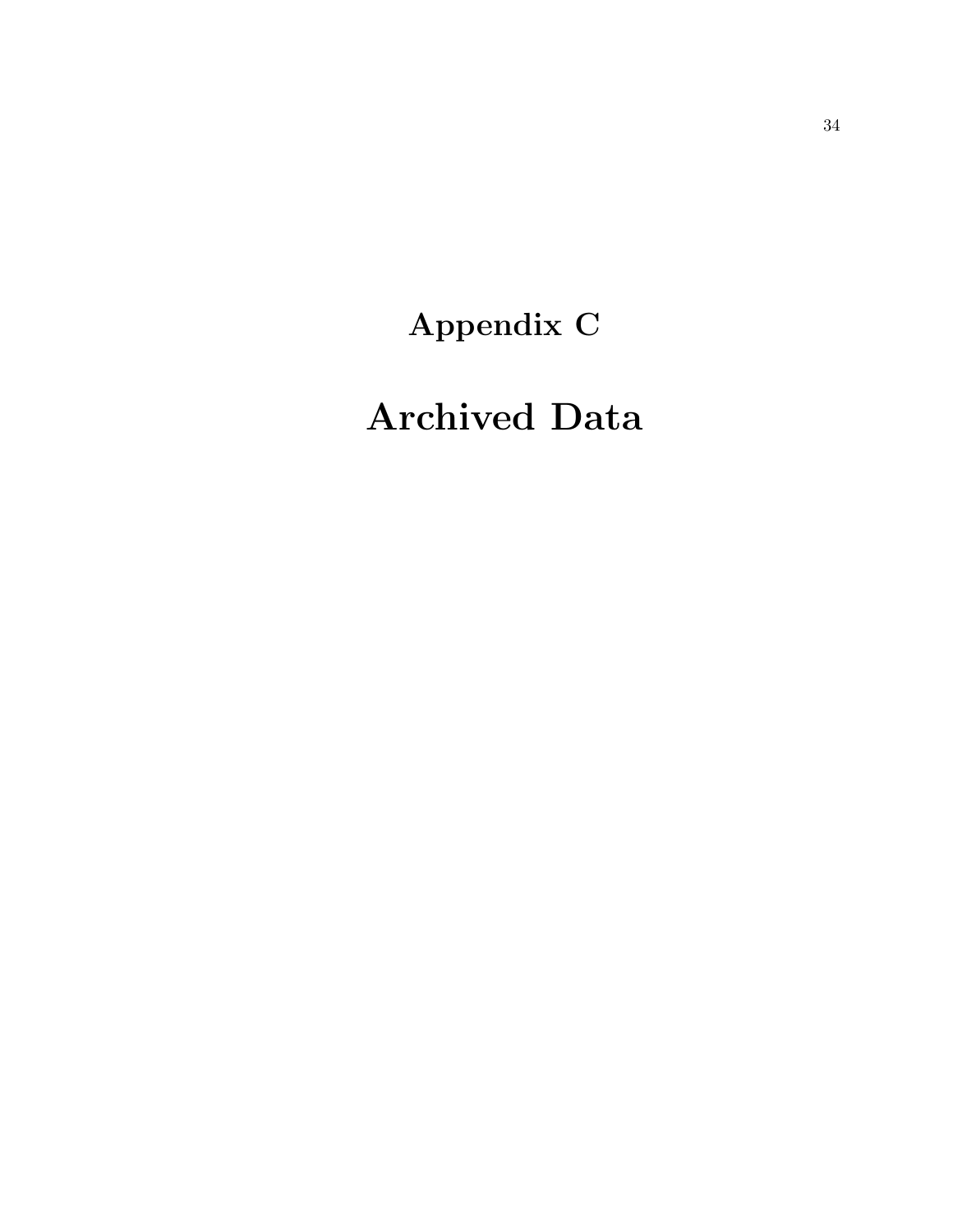# Appendix C

# Archived Data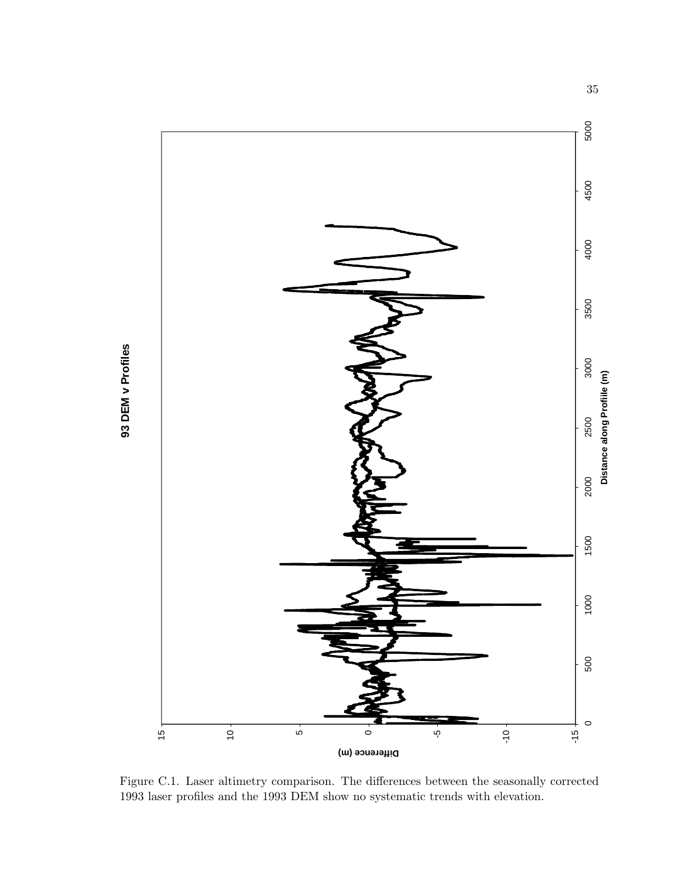Figure C.1. Laser altimetry comparison. The differences between the seasonally corrected 1993 laser profiles and the 1993 DEM show no systematic trends with elevation.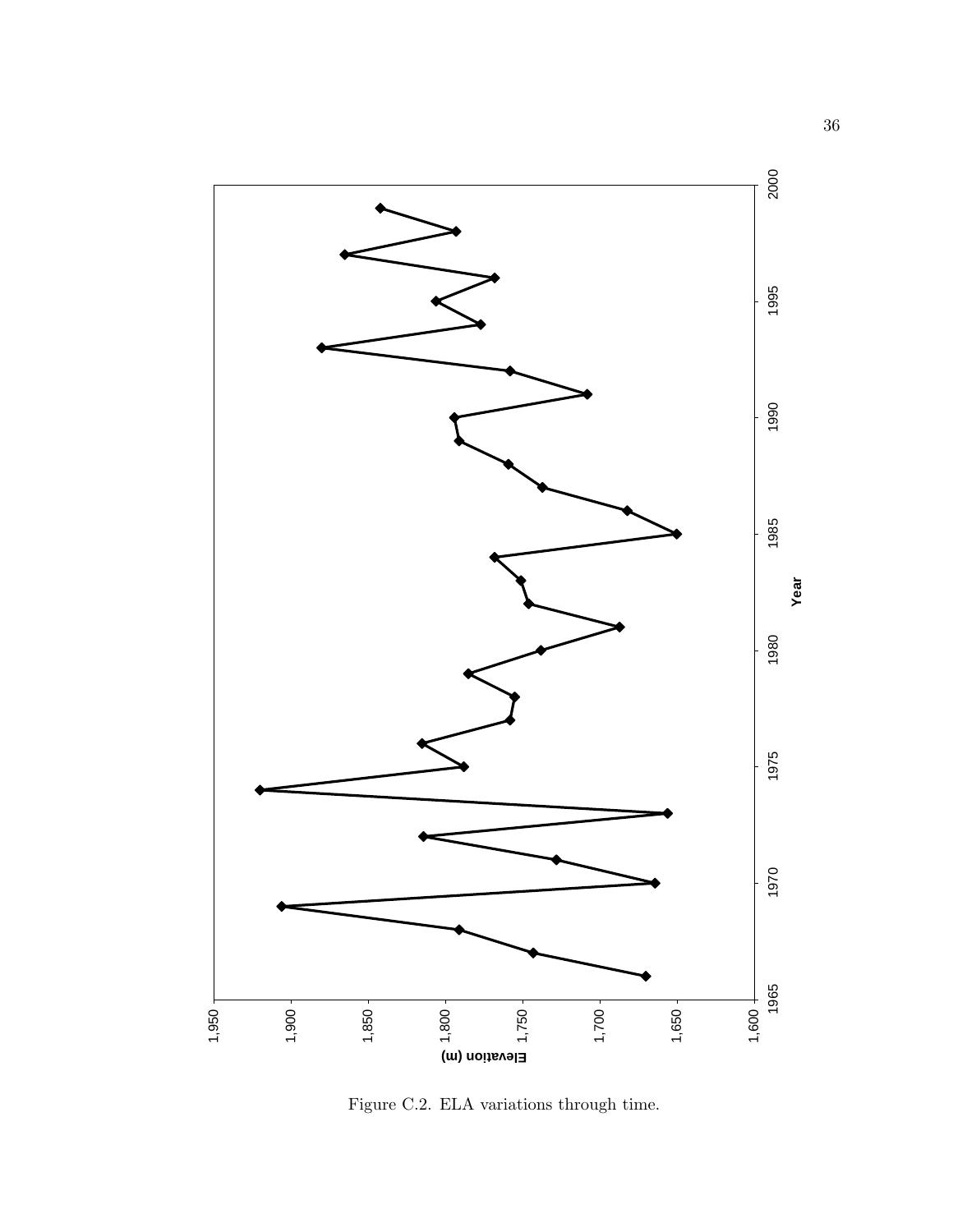Figure C.2. ELA variations through time.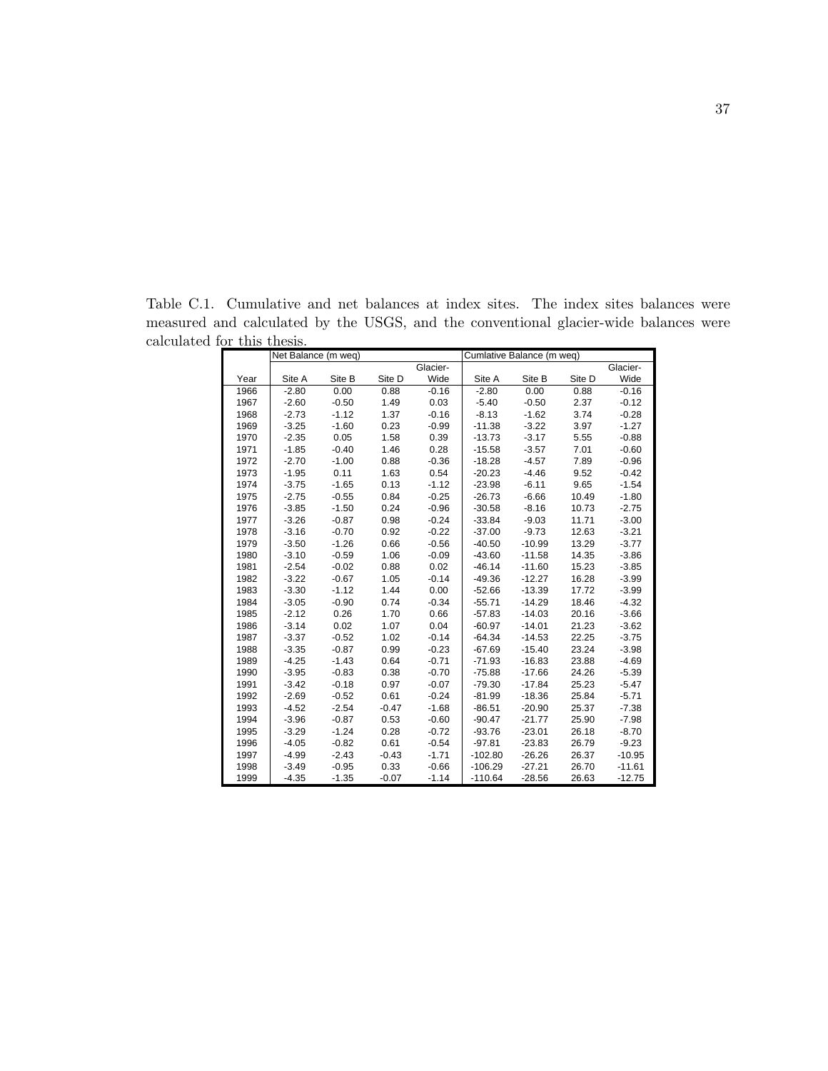Table C.1. Cumulative and net balances at index sites. The index sites balances were measured and calculated by the USGS, and the conventional glacier-wide balances were calculated for this thesis.

| | Net Balance (m weq) | | | | Cumlative Balance (m weq) | | | |
|---|---|---|---|---|---|---|---|---|
| Year | Site A | Site B | Site D | Glacier-Wide | Site A | Site B | Site D | Glacier-Wide |
| 1966 | -2.80 | 0.00 | 0.88 | -0.16 | -2.80 | 0.00 | 0.88 | -0.16 |
| 1967 | -2.60 | -0.50 | 1.49 | 0.03 | -5.40 | -0.50 | 2.37 | -0.12 |
| 1968 | -2.73 | -1.12 | 1.37 | -0.16 | -8.13 | -1.62 | 3.74 | -0.28 |
| 1969 | -3.25 | -1.60 | 0.23 | -0.99 | -11.38 | -3.22 | 3.97 | -1.27 |
| 1970 | -2.35 | 0.05 | 1.58 | 0.39 | -13.73 | -3.17 | 5.55 | -0.88 |
| 1971 | -1.85 | -0.40 | 1.46 | 0.28 | -15.58 | -3.57 | 7.01 | -0.60 |
| 1972 | -2.70 | -1.00 | 0.88 | -0.36 | -18.28 | -4.57 | 7.89 | -0.96 |
| 1973 | -1.95 | 0.11 | 1.63 | 0.54 | -20.23 | -4.46 | 9.52 | -0.42 |
| 1974 | -3.75 | -1.65 | 0.13 | -1.12 | -23.98 | -6.11 | 9.65 | -1.54 |
| 1975 | -2.75 | -0.55 | 0.84 | -0.25 | -26.73 | -6.66 | 10.49 | -1.80 |
| 1976 | -3.85 | -1.50 | 0.24 | -0.96 | -30.58 | -8.16 | 10.73 | -2.75 |
| 1977 | -3.26 | -0.87 | 0.98 | -0.24 | -33.84 | -9.03 | 11.71 | -3.00 |
| 1978 | -3.16 | -0.70 | 0.92 | -0.22 | -37.00 | -9.73 | 12.63 | -3.21 |
| 1979 | -3.50 | -1.26 | 0.66 | -0.56 | -40.50 | -10.99 | 13.29 | -3.77 |
| 1980 | -3.10 | -0.59 | 1.06 | -0.09 | -43.60 | -11.58 | 14.35 | -3.86 |
| 1981 | -2.54 | -0.02 | 0.88 | 0.02 | -46.14 | -11.60 | 15.23 | -3.85 |
| 1982 | -3.22 | -0.67 | 1.05 | -0.14 | -49.36 | -12.27 | 16.28 | -3.99 |
| 1983 | -3.30 | -1.12 | 1.44 | 0.00 | -52.66 | -13.39 | 17.72 | -3.99 |
| 1984 | -3.05 | -0.90 | 0.74 | -0.34 | -55.71 | -14.29 | 18.46 | -4.32 |
| 1985 | -2.12 | 0.26 | 1.70 | 0.66 | -57.83 | -14.03 | 20.16 | -3.66 |
| 1986 | -3.14 | 0.02 | 1.07 | 0.04 | -60.97 | -14.01 | 21.23 | -3.62 |
| 1987 | -3.37 | -0.52 | 1.02 | -0.14 | -64.34 | -14.53 | 22.25 | -3.75 |
| 1988 | -3.35 | -0.87 | 0.99 | -0.23 | -67.69 | -15.40 | 23.24 | -3.98 |
| 1989 | -4.25 | -1.43 | 0.64 | -0.71 | -71.93 | -16.83 | 23.88 | -4.69 |
| 1990 | -3.95 | -0.83 | 0.38 | -0.70 | -75.88 | -17.66 | 24.26 | -5.39 |
| 1991 | -3.42 | -0.18 | 0.97 | -0.07 | -79.30 | -17.84 | 25.23 | -5.47 |
| 1992 | -2.69 | -0.52 | 0.61 | -0.24 | -81.99 | -18.36 | 25.84 | -5.71 |
| 1993 | -4.52 | -2.54 | -0.47 | -1.68 | -86.51 | -20.90 | 25.37 | -7.38 |
| 1994 | -3.96 | -0.87 | 0.53 | -0.60 | -90.47 | -21.77 | 25.90 | -7.98 |
| 1995 | -3.29 | -1.24 | 0.28 | -0.72 | -93.76 | -23.01 | 26.18 | -8.70 |
| 1996 | -4.05 | -0.82 | 0.61 | -0.54 | -97.81 | -23.83 | 26.79 | -9.23 |
| 1997 | -4.99 | -2.43 | -0.43 | -1.71 | -102.80 | -26.26 | 26.37 | -10.95 |
| 1998 | -3.49 | -0.95 | 0.33 | -0.66 | -106.29 | -27.21 | 26.70 | -11.61 |
| 1999 | -4.35 | -1.35 | -0.07 | -1.14 | -110.64 | -28.56 | 26.63 | -12.75 |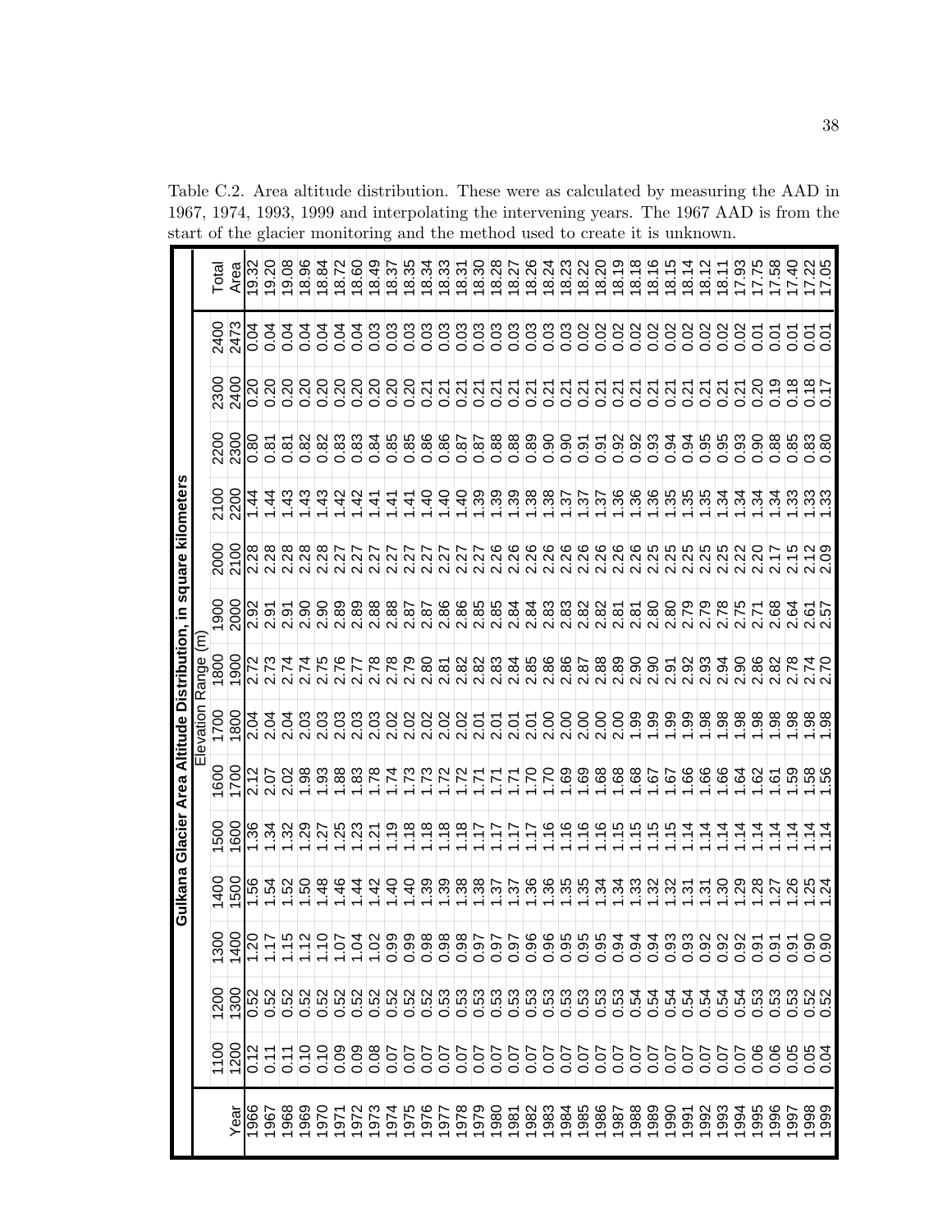Table C.2. Area altitude distribution. These were as calculated by measuring the AAD in 1967, 1974, 1993, 1999 and interpolating the intervening years. The 1967 AAD is from the start of the glacier monitoring and the method used to create it is unknown.

| Gulkana Glacier Area Altitude Distribution, in square kilometers | | | | | | | | | | | | | | |
|---|---|---|---|---|---|---|---|---|---|---|---|---|---|---|
| | Elevation Range (m) | | | | | | | | | | | | | |
| | 1100 | 1200 | 1300 | 1400 | 1500 | 1600 | 1700 | 1800 | 1900 | 2000 | 2100 | 2200 | 2300 | 2400 | Total |
| Year | 1200 | 1300 | 1400 | 1500 | 1600 | 1700 | 1800 | 1900 | 2000 | 2100 | 2200 | 2300 | 2400 | 2473 | Area |
| 1966 | 0.12 | 0.52 | 1.20 | 1.56 | 1.36 | 2.12 | 2.04 | 2.72 | 2.92 | 2.28 | 1.44 | 0.80 | 0.20 | 0.04 | 19.32 |
| 1967 | 0.11 | 0.52 | 1.17 | 1.54 | 1.34 | 2.07 | 2.04 | 2.73 | 2.91 | 2.28 | 1.44 | 0.81 | 0.20 | 0.04 | 19.20 |
| 1968 | 0.11 | 0.52 | 1.15 | 1.52 | 1.32 | 2.02 | 2.04 | 2.74 | 2.91 | 2.28 | 1.43 | 0.81 | 0.20 | 0.04 | 19.08 |
| 1969 | 0.10 | 0.52 | 1.12 | 1.50 | 1.29 | 1.98 | 2.03 | 2.74 | 2.90 | 2.28 | 1.43 | 0.82 | 0.20 | 0.04 | 18.96 |
| 1970 | 0.10 | 0.52 | 1.10 | 1.48 | 1.27 | 1.93 | 2.03 | 2.75 | 2.90 | 2.28 | 1.43 | 0.82 | 0.20 | 0.04 | 18.84 |
| 1971 | 0.09 | 0.52 | 1.07 | 1.46 | 1.25 | 1.88 | 2.03 | 2.76 | 2.89 | 2.27 | 1.42 | 0.83 | 0.20 | 0.04 | 18.72 |
| 1972 | 0.09 | 0.52 | 1.04 | 1.44 | 1.23 | 1.83 | 2.03 | 2.77 | 2.89 | 2.27 | 1.42 | 0.83 | 0.20 | 0.04 | 18.60 |
| 1973 | 0.08 | 0.52 | 1.02 | 1.42 | 1.21 | 1.78 | 2.03 | 2.78 | 2.88 | 2.27 | 1.41 | 0.84 | 0.20 | 0.03 | 18.49 |
| 1974 | 0.07 | 0.52 | 0.99 | 1.40 | 1.19 | 1.74 | 2.02 | 2.78 | 2.88 | 2.27 | 1.41 | 0.85 | 0.20 | 0.03 | 18.37 |
| 1975 | 0.07 | 0.52 | 0.99 | 1.39 | 1.18 | 1.73 | 2.02 | 2.79 | 2.87 | 2.27 | 1.41 | 0.85 | 0.20 | 0.03 | 18.35 |
| 1976 | 0.07 | 0.52 | 0.98 | 1.39 | 1.18 | 1.73 | 2.02 | 2.80 | 2.87 | 2.27 | 1.40 | 0.86 | 0.21 | 0.03 | 18.34 |
| 1977 | 0.07 | 0.53 | 0.98 | 1.39 | 1.18 | 1.72 | 2.02 | 2.81 | 2.86 | 2.27 | 1.40 | 0.86 | 0.21 | 0.03 | 18.33 |
| 1978 | 0.07 | 0.53 | 0.98 | 1.38 | 1.18 | 1.72 | 2.02 | 2.82 | 2.86 | 2.27 | 1.40 | 0.87 | 0.21 | 0.03 | 18.31 |
| 1979 | 0.07 | 0.53 | 0.97 | 1.38 | 1.17 | 1.71 | 2.01 | 2.82 | 2.85 | 2.27 | 1.39 | 0.87 | 0.21 | 0.03 | 18.30 |
| 1980 | 0.07 | 0.53 | 0.97 | 1.37 | 1.17 | 1.71 | 2.01 | 2.83 | 2.85 | 2.26 | 1.39 | 0.88 | 0.21 | 0.03 | 18.28 |
| 1981 | 0.07 | 0.53 | 0.97 | 1.37 | 1.17 | 1.71 | 2.01 | 2.84 | 2.84 | 2.26 | 1.39 | 0.88 | 0.21 | 0.03 | 18.27 |
| 1982 | 0.07 | 0.53 | 0.96 | 1.36 | 1.17 | 1.70 | 2.01 | 2.85 | 2.84 | 2.26 | 1.38 | 0.89 | 0.21 | 0.03 | 18.26 |
| 1983 | 0.07 | 0.53 | 0.96 | 1.36 | 1.16 | 1.70 | 2.00 | 2.86 | 2.83 | 2.26 | 1.38 | 0.90 | 0.21 | 0.03 | 18.24 |
| 1984 | 0.07 | 0.53 | 0.95 | 1.35 | 1.16 | 1.69 | 2.00 | 2.86 | 2.83 | 2.26 | 1.37 | 0.90 | 0.21 | 0.03 | 18.23 |
| 1985 | 0.07 | 0.53 | 0.95 | 1.35 | 1.16 | 1.69 | 2.00 | 2.87 | 2.82 | 2.26 | 1.37 | 0.91 | 0.21 | 0.02 | 18.22 |
| 1986 | 0.07 | 0.53 | 0.95 | 1.34 | 1.16 | 1.68 | 2.00 | 2.88 | 2.82 | 2.26 | 1.37 | 0.91 | 0.21 | 0.02 | 18.20 |
| 1987 | 0.07 | 0.53 | 0.94 | 1.34 | 1.15 | 1.68 | 2.00 | 2.89 | 2.81 | 2.26 | 1.36 | 0.92 | 0.21 | 0.02 | 18.19 |
| 1988 | 0.07 | 0.54 | 0.94 | 1.33 | 1.15 | 1.68 | 1.99 | 2.90 | 2.81 | 2.26 | 1.36 | 0.92 | 0.21 | 0.02 | 18.18 |
| 1989 | 0.07 | 0.54 | 0.94 | 1.32 | 1.15 | 1.67 | 1.99 | 2.90 | 2.80 | 2.25 | 1.36 | 0.93 | 0.21 | 0.02 | 18.16 |
| 1990 | 0.07 | 0.54 | 0.93 | 1.32 | 1.15 | 1.67 | 1.99 | 2.91 | 2.80 | 2.25 | 1.35 | 0.94 | 0.21 | 0.02 | 18.15 |
| 1991 | 0.07 | 0.54 | 0.93 | 1.31 | 1.14 | 1.66 | 1.99 | 2.92 | 2.79 | 2.25 | 1.35 | 0.94 | 0.21 | 0.02 | 18.14 |
| 1992 | 0.07 | 0.54 | 0.92 | 1.31 | 1.14 | 1.66 | 1.98 | 2.93 | 2.79 | 2.25 | 1.35 | 0.95 | 0.21 | 0.02 | 18.12 |
| 1993 | 0.07 | 0.54 | 0.92 | 1.30 | 1.14 | 1.66 | 1.98 | 2.94 | 2.78 | 2.25 | 1.34 | 0.95 | 0.21 | 0.02 | 18.11 |
| 1994 | 0.07 | 0.54 | 0.92 | 1.29 | 1.14 | 1.64 | 1.98 | 2.90 | 2.75 | 2.22 | 1.34 | 0.93 | 0.21 | 0.02 | 17.93 |
| 1995 | 0.06 | 0.53 | 0.91 | 1.28 | 1.14 | 1.62 | 1.98 | 2.86 | 2.71 | 2.20 | 1.34 | 0.90 | 0.20 | 0.01 | 17.75 |
| 1996 | 0.06 | 0.53 | 0.91 | 1.27 | 1.14 | 1.61 | 1.98 | 2.82 | 2.68 | 2.17 | 1.34 | 0.88 | 0.19 | 0.01 | 17.58 |
| 1997 | 0.05 | 0.53 | 0.91 | 1.26 | 1.14 | 1.59 | 1.98 | 2.78 | 2.64 | 2.15 | 1.33 | 0.85 | 0.18 | 0.01 | 17.40 |
| 1998 | 0.05 | 0.52 | 0.90 | 1.25 | 1.14 | 1.58 | 1.98 | 2.74 | 2.61 | 2.12 | 1.33 | 0.83 | 0.18 | 0.01 | 17.22 |
| 1999 | 0.04 | 0.52 | 0.90 | 1.24 | 1.14 | 1.56 | 1.98 | 2.70 | 2.57 | 2.09 | 1.33 | 0.80 | 0.17 | 0.01 | 17.05 |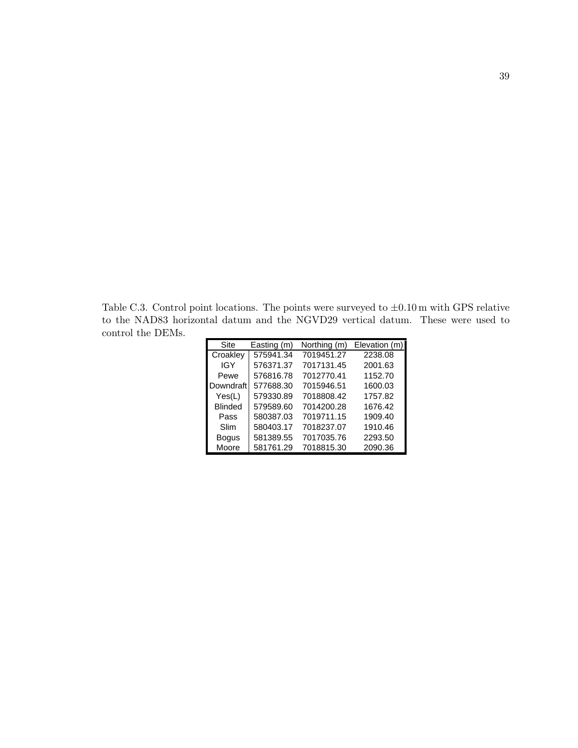Table C.3. Control point locations. The points were surveyed to $\pm 0.10$ m with GPS relative to the NAD83 horizontal datum and the NGVD29 vertical datum. These were used to control the DEMs.

| Site | Easting (m) | Northing (m) | Elevation (m) |
|---|---|---|---|
| Croakley | 575941.34 | 7019451.27 | 2238.08 |
| IGY | 576371.37 | 7017131.45 | 2001.63 |
| Pewe | 576816.78 | 7012770.41 | 1152.70 |
| Downdraft | 577688.30 | 7015946.51 | 1600.03 |
| Yes(L) | 579330.89 | 7018808.42 | 1757.82 |
| Blinded | 579589.60 | 7014200.28 | 1676.42 |
| Pass | 580387.03 | 7019711.15 | 1909.40 |
| Slim | 580403.17 | 7018237.07 | 1910.46 |
| Bogus | 581389.55 | 7017035.76 | 2293.50 |
| Moore | 581761.29 | 7018815.30 | 2090.36 |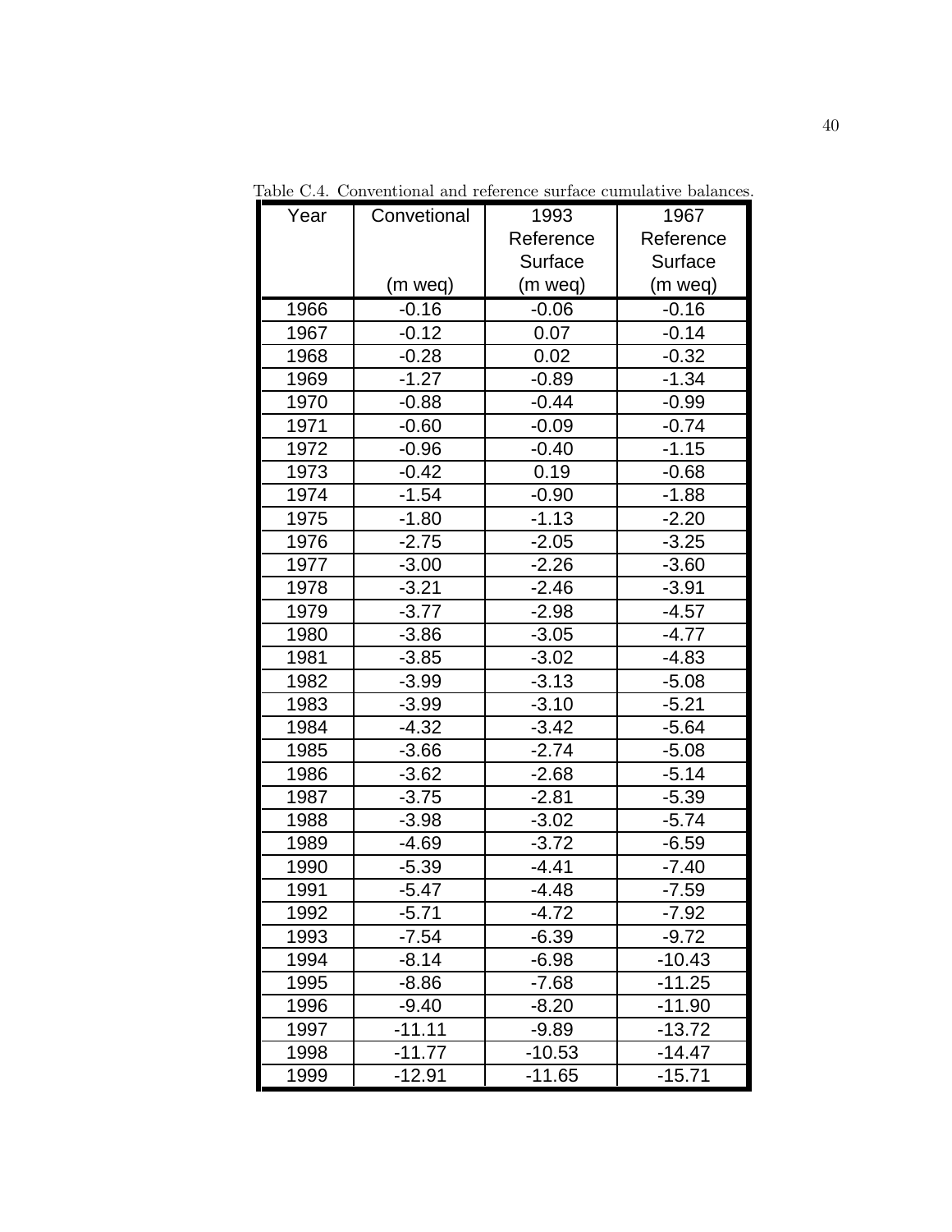Table C.4. Conventional and reference surface cumulative balances.

| Year | Convetional (m weq) | 1993 Reference Surface (m weq) | 1967 Reference Surface (m weq) |
|---|---|---|---|
| 1966 | -0.16 | -0.06 | -0.16 |
| 1967 | -0.12 | 0.07 | -0.14 |
| 1968 | -0.28 | 0.02 | -0.32 |
| 1969 | -1.27 | -0.89 | -1.34 |
| 1970 | -0.88 | -0.44 | -0.99 |
| 1971 | -0.60 | -0.09 | -0.74 |
| 1972 | -0.96 | -0.40 | -1.15 |
| 1973 | -0.42 | 0.19 | -0.68 |
| 1974 | -1.54 | -0.90 | -1.88 |
| 1975 | -1.80 | -1.13 | -2.20 |
| 1976 | -2.75 | -2.05 | -3.25 |
| 1977 | -3.00 | -2.26 | -3.60 |
| 1978 | -3.21 | -2.46 | -3.91 |
| 1979 | -3.77 | -2.98 | -4.57 |
| 1980 | -3.86 | -3.05 | -4.77 |
| 1981 | -3.85 | -3.02 | -4.83 |
| 1982 | -3.99 | -3.13 | -5.08 |
| 1983 | -3.99 | -3.10 | -5.21 |
| 1984 | -4.32 | -3.42 | -5.64 |
| 1985 | -3.66 | -2.74 | -5.08 |
| 1986 | -3.62 | -2.68 | -5.14 |
| 1987 | -3.75 | -2.81 | -5.39 |
| 1988 | -3.98 | -3.02 | -5.74 |
| 1989 | -4.69 | -3.72 | -6.59 |
| 1990 | -5.39 | -4.41 | -7.40 |
| 1991 | -5.47 | -4.48 | -7.59 |
| 1992 | -5.71 | -4.72 | -7.92 |
| 1993 | -7.54 | -6.39 | -9.72 |
| 1994 | -8.14 | -6.98 | -10.43 |
| 1995 | -8.86 | -7.68 | -11.25 |
| 1996 | -9.40 | -8.20 | -11.90 |
| 1997 | -11.11 | -9.89 | -13.72 |
| 1998 | -11.77 | -10.53 | -14.47 |
| 1999 | -12.91 | -11.65 | -15.71 |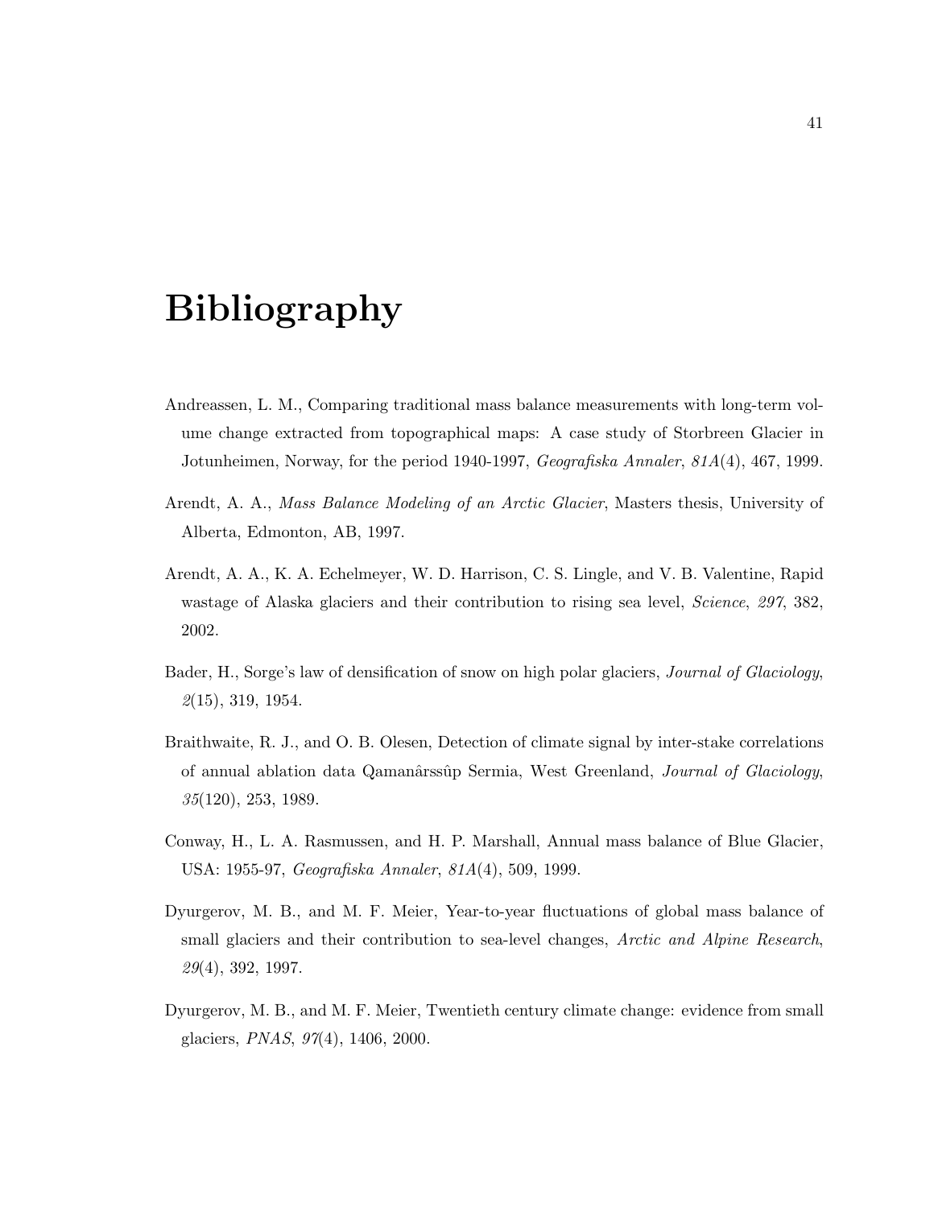# Bibliography

Andreassen, L. M., Comparing traditional mass balance measurements with long-term volume change extracted from topographical maps: A case study of Storbreen Glacier in Jotunheimen, Norway, for the period 1940-1997, *Geografiska Annaler*, *81A*(4), 467, 1999.

Arendt, A. A., *Mass Balance Modeling of an Arctic Glacier*, Masters thesis, University of Alberta, Edmonton, AB, 1997.

Arendt, A. A., K. A. Echelmeyer, W. D. Harrison, C. S. Lingle, and V. B. Valentine, Rapid wastage of Alaska glaciers and their contribution to rising sea level, *Science*, *297*, 382, 2002.

Bader, H., Sorge's law of densification of snow on high polar glaciers, *Journal of Glaciology*, *2*(15), 319, 1954.

Braithwaite, R. J., and O. B. Olesen, Detection of climate signal by inter-stake correlations of annual ablation data Qamanârssûp Sermia, West Greenland, *Journal of Glaciology*, *35*(120), 253, 1989.

Conway, H., L. A. Rasmussen, and H. P. Marshall, Annual mass balance of Blue Glacier, USA: 1955-97, *Geografiska Annaler*, *81A*(4), 509, 1999.

Dyurgerov, M. B., and M. F. Meier, Year-to-year fluctuations of global mass balance of small glaciers and their contribution to sea-level changes, *Arctic and Alpine Research*, *29*(4), 392, 1997.

Dyurgerov, M. B., and M. F. Meier, Twentieth century climate change: evidence from small glaciers, *PNAS*, *97*(4), 1406, 2000.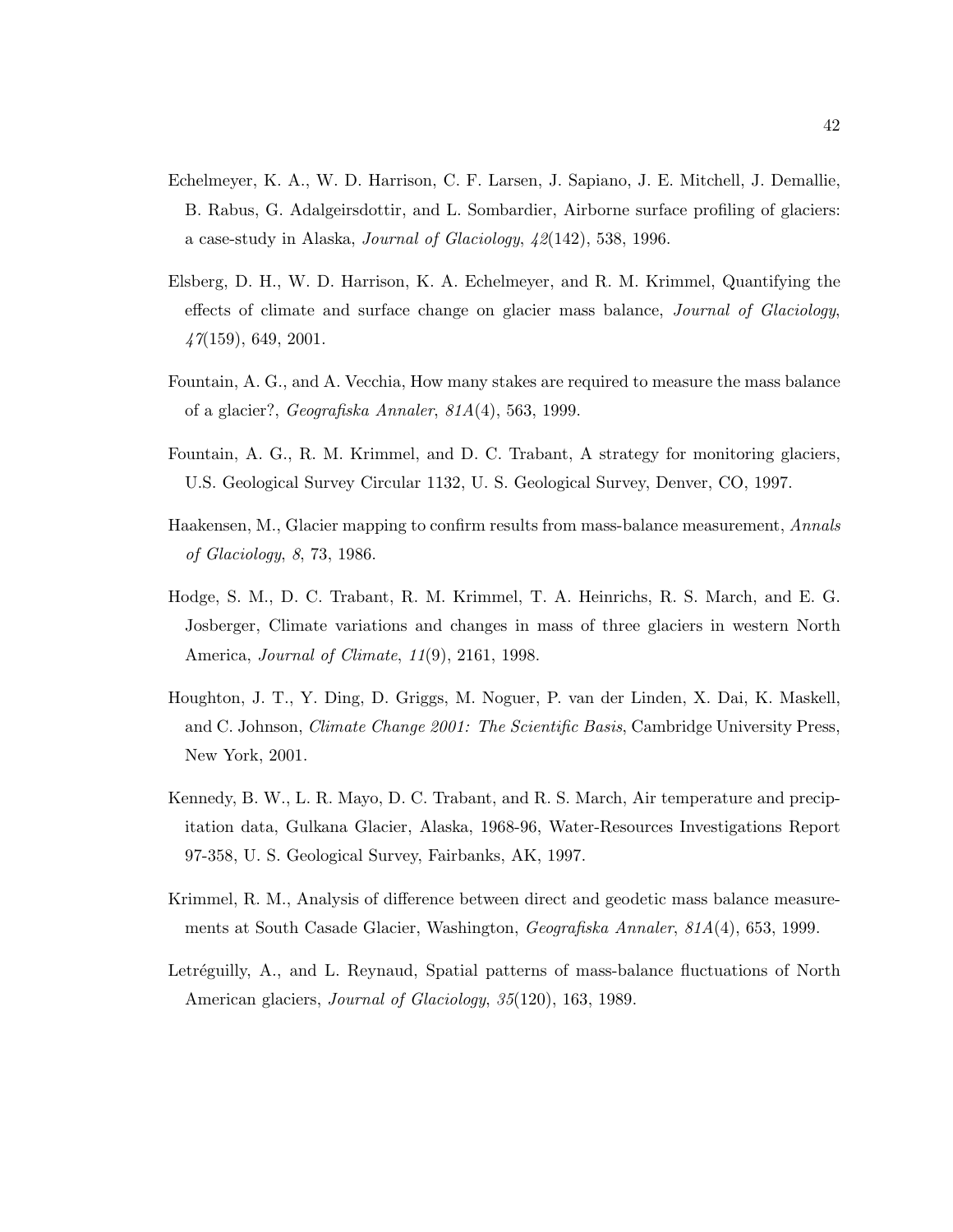Echelmeyer, K. A., W. D. Harrison, C. F. Larsen, J. Sapiano, J. E. Mitchell, J. Demallie, B. Rabus, G. Adalgeirsdottir, and L. Sombardier, Airborne surface profiling of glaciers: a case-study in Alaska, *Journal of Glaciology*, *42*(142), 538, 1996.

Elsberg, D. H., W. D. Harrison, K. A. Echelmeyer, and R. M. Krimmel, Quantifying the effects of climate and surface change on glacier mass balance, *Journal of Glaciology*, *47*(159), 649, 2001.

Fountain, A. G., and A. Vecchia, How many stakes are required to measure the mass balance of a glacier?, *Geografiska Annaler*, *81A*(4), 563, 1999.

Fountain, A. G., R. M. Krimmel, and D. C. Trabant, A strategy for monitoring glaciers, U.S. Geological Survey Circular 1132, U. S. Geological Survey, Denver, CO, 1997.

Haakensen, M., Glacier mapping to confirm results from mass-balance measurement, *Annals of Glaciology*, *8*, 73, 1986.

Hodge, S. M., D. C. Trabant, R. M. Krimmel, T. A. Heinrichs, R. S. March, and E. G. Josberger, Climate variations and changes in mass of three glaciers in western North America, *Journal of Climate*, *11*(9), 2161, 1998.

Houghton, J. T., Y. Ding, D. Griggs, M. Noguer, P. van der Linden, X. Dai, K. Maskell, and C. Johnson, *Climate Change 2001: The Scientific Basis*, Cambridge University Press, New York, 2001.

Kennedy, B. W., L. R. Mayo, D. C. Trabant, and R. S. March, Air temperature and precipitation data, Gulkana Glacier, Alaska, 1968-96, Water-Resources Investigations Report 97-358, U. S. Geological Survey, Fairbanks, AK, 1997.

Krimmel, R. M., Analysis of difference between direct and geodetic mass balance measurements at South Casade Glacier, Washington, *Geografiska Annaler*, *81A*(4), 653, 1999.

Letréguilly, A., and L. Reynaud, Spatial patterns of mass-balance fluctuations of North American glaciers, *Journal of Glaciology*, *35*(120), 163, 1989.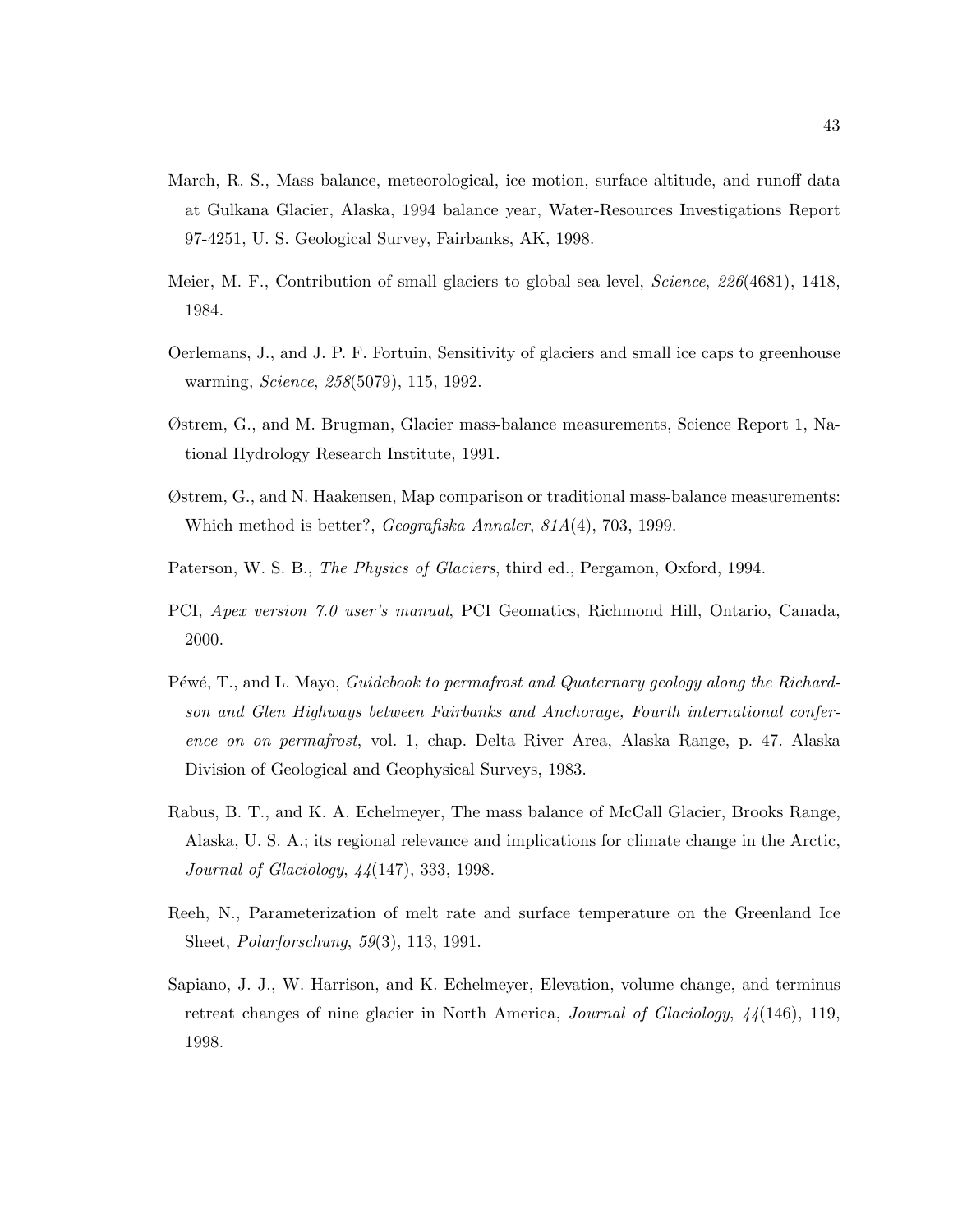March, R. S., Mass balance, meteorological, ice motion, surface altitude, and runoff data at Gulkana Glacier, Alaska, 1994 balance year, Water-Resources Investigations Report 97-4251, U. S. Geological Survey, Fairbanks, AK, 1998.

Meier, M. F., Contribution of small glaciers to global sea level, *Science*, *226*(4681), 1418, 1984.

Oerlemans, J., and J. P. F. Fortuin, Sensitivity of glaciers and small ice caps to greenhouse warming, *Science*, *258*(5079), 115, 1992.

Østrem, G., and M. Brugman, Glacier mass-balance measurements, Science Report 1, National Hydrology Research Institute, 1991.

Østrem, G., and N. Haakensen, Map comparison or traditional mass-balance measurements: Which method is better?, *Geografiska Annaler*, *81A*(4), 703, 1999.

Paterson, W. S. B., *The Physics of Glaciers*, third ed., Pergamon, Oxford, 1994.

PCI, *Apex version 7.0 user's manual*, PCI Geomatics, Richmond Hill, Ontario, Canada, 2000.

Péwé, T., and L. Mayo, *Guidebook to permafrost and Quaternary geology along the Richardson and Glen Highways between Fairbanks and Anchorage, Fourth international conference on on permafrost*, vol. 1, chap. Delta River Area, Alaska Range, p. 47. Alaska Division of Geological and Geophysical Surveys, 1983.

Rabus, B. T., and K. A. Echelmeyer, The mass balance of McCall Glacier, Brooks Range, Alaska, U. S. A.; its regional relevance and implications for climate change in the Arctic, *Journal of Glaciology*, *44*(147), 333, 1998.

Reeh, N., Parameterization of melt rate and surface temperature on the Greenland Ice Sheet, *Polarforschung*, *59*(3), 113, 1991.

Sapiano, J. J., W. Harrison, and K. Echelmeyer, Elevation, volume change, and terminus retreat changes of nine glacier in North America, *Journal of Glaciology*, *44*(146), 119, 1998.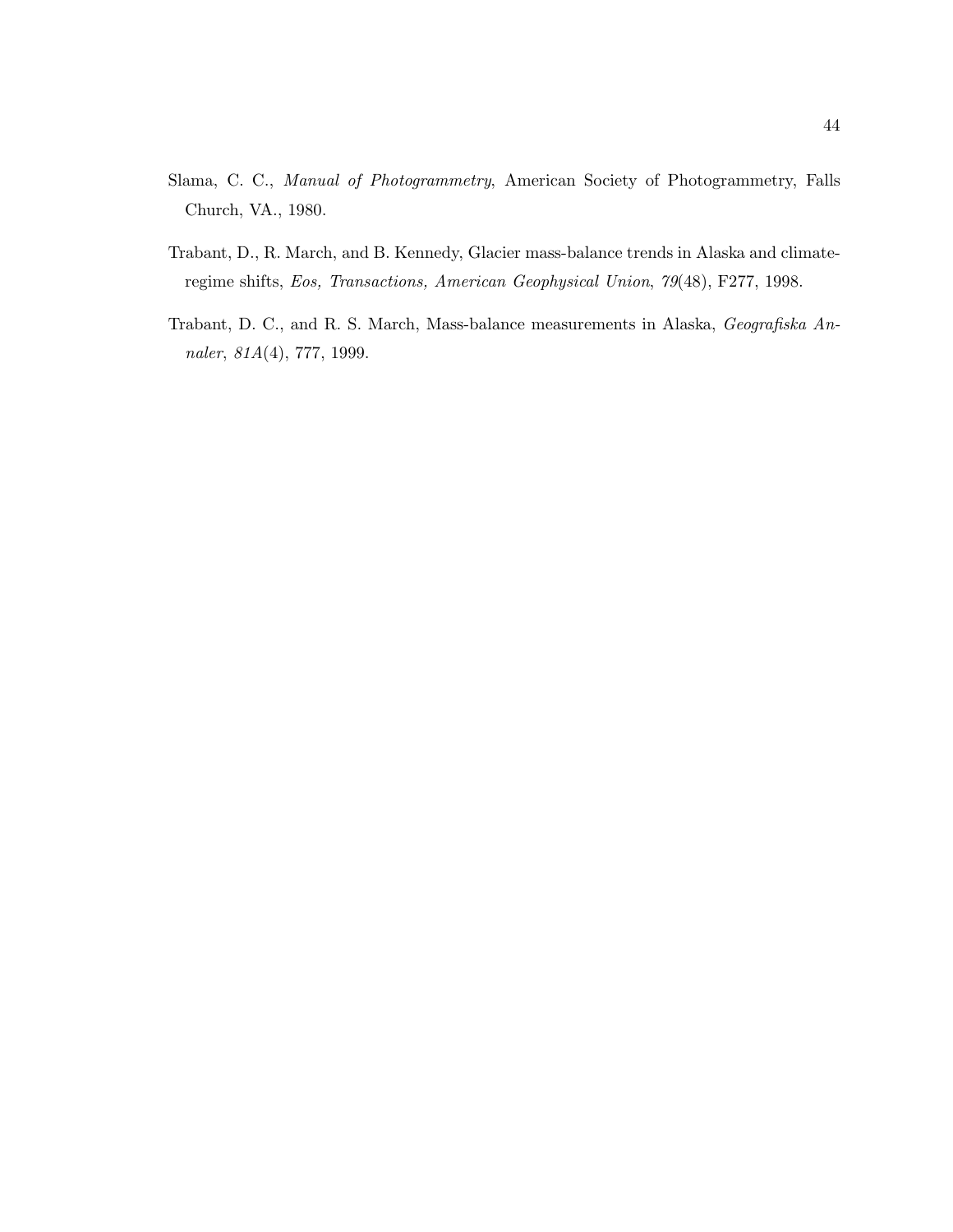Slama, C. C., *Manual of Photogrammetry*, American Society of Photogrammetry, Falls Church, VA., 1980.

Trabant, D., R. March, and B. Kennedy, Glacier mass-balance trends in Alaska and climate-regime shifts, *Eos, Transactions, American Geophysical Union*, *79*(48), F277, 1998.

Trabant, D. C., and R. S. March, Mass-balance measurements in Alaska, *Geografiska Annaler*, *81A*(4), 777, 1999.